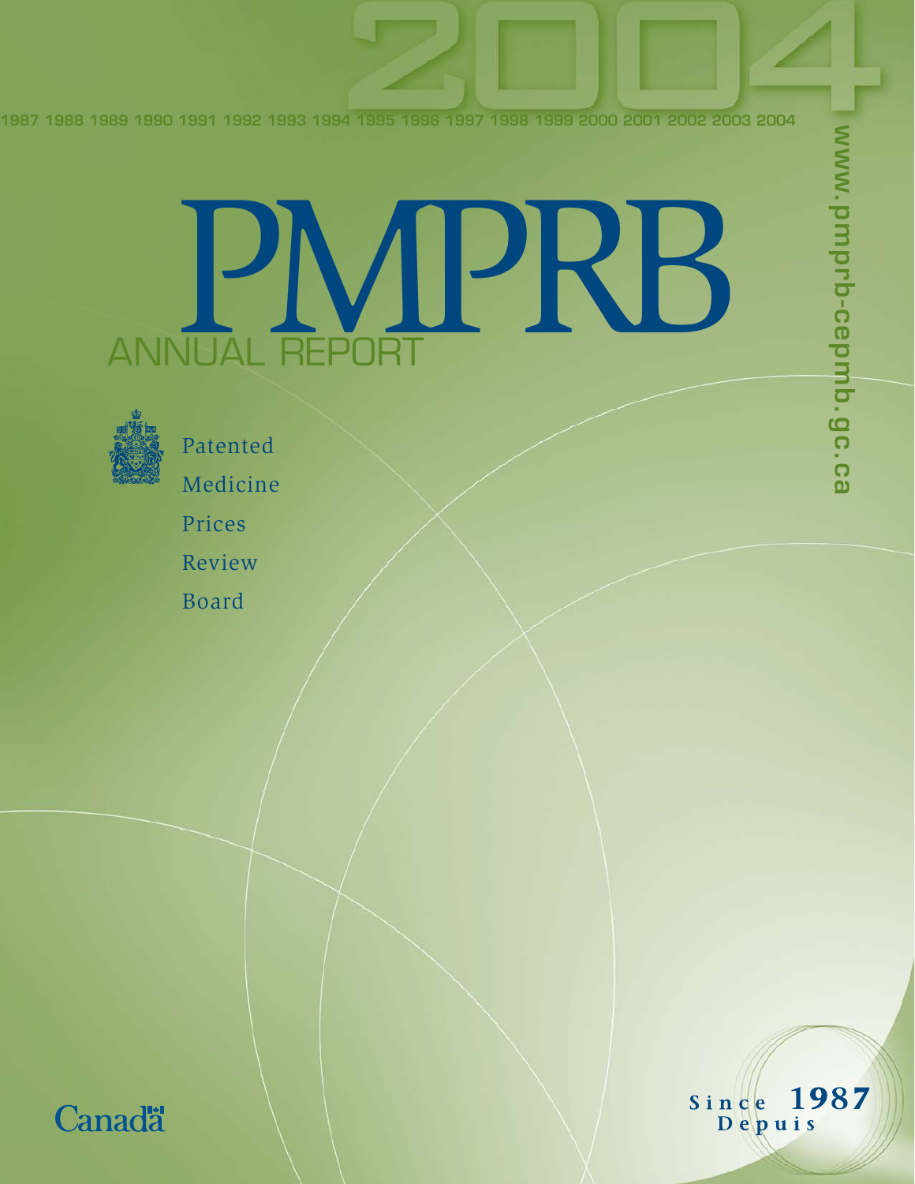2004

1987 1988 1989 1990 1991 1992 1993 1994 1995 1996 1997 1998 1999 2000 2001 2002 2003 2004

# PMPRB

## ANNUAL REPORT

Patented Medicine Prices Review Board

www.pmprb-cepmb.gc.ca

Since 1987
Depuis

Canada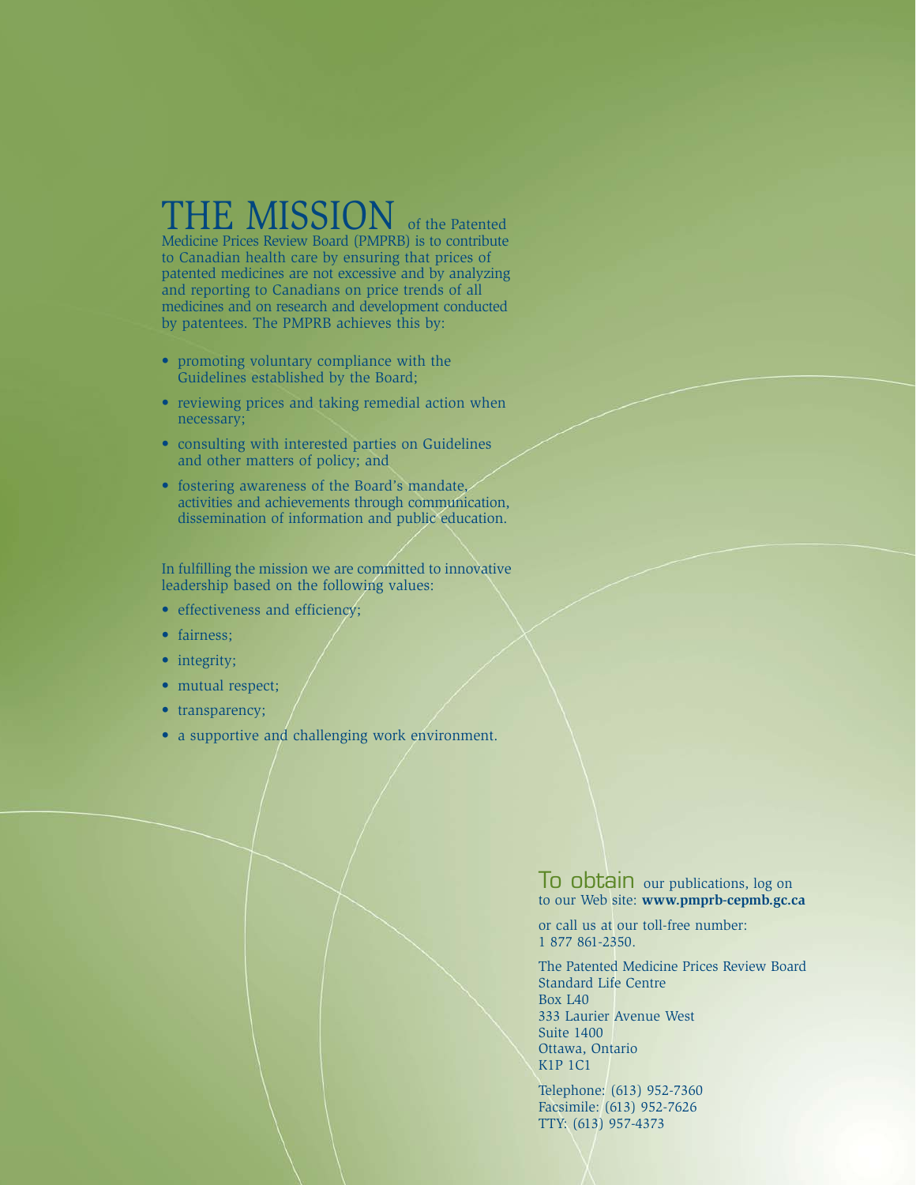# THE MISSION of the Patented Medicine Prices Review Board (PMPRB) is to contribute to Canadian health care by ensuring that prices of patented medicines are not excessive and by analyzing and reporting to Canadians on price trends of all medicines and on research and development conducted by patentees. The PMPRB achieves this by:

- promoting voluntary compliance with the Guidelines established by the Board;
- reviewing prices and taking remedial action when necessary;
- consulting with interested parties on Guidelines and other matters of policy; and
- fostering awareness of the Board's mandate, activities and achievements through communication, dissemination of information and public education.

In fulfilling the mission we are committed to innovative leadership based on the following values:

- effectiveness and efficiency;
- fairness;
- integrity;
- mutual respect;
- transparency;
- a supportive and challenging work environment.

## To obtain our publications, log on to our Web site: **www.pmprb-cepmb.gc.ca**

or call us at our toll-free number:
1 877 861-2350.

The Patented Medicine Prices Review Board
Standard Life Centre
Box L40
333 Laurier Avenue West
Suite 1400
Ottawa, Ontario
K1P 1C1

Telephone: (613) 952-7360
Facsimile: (613) 952-7626
TTY: (613) 957-4373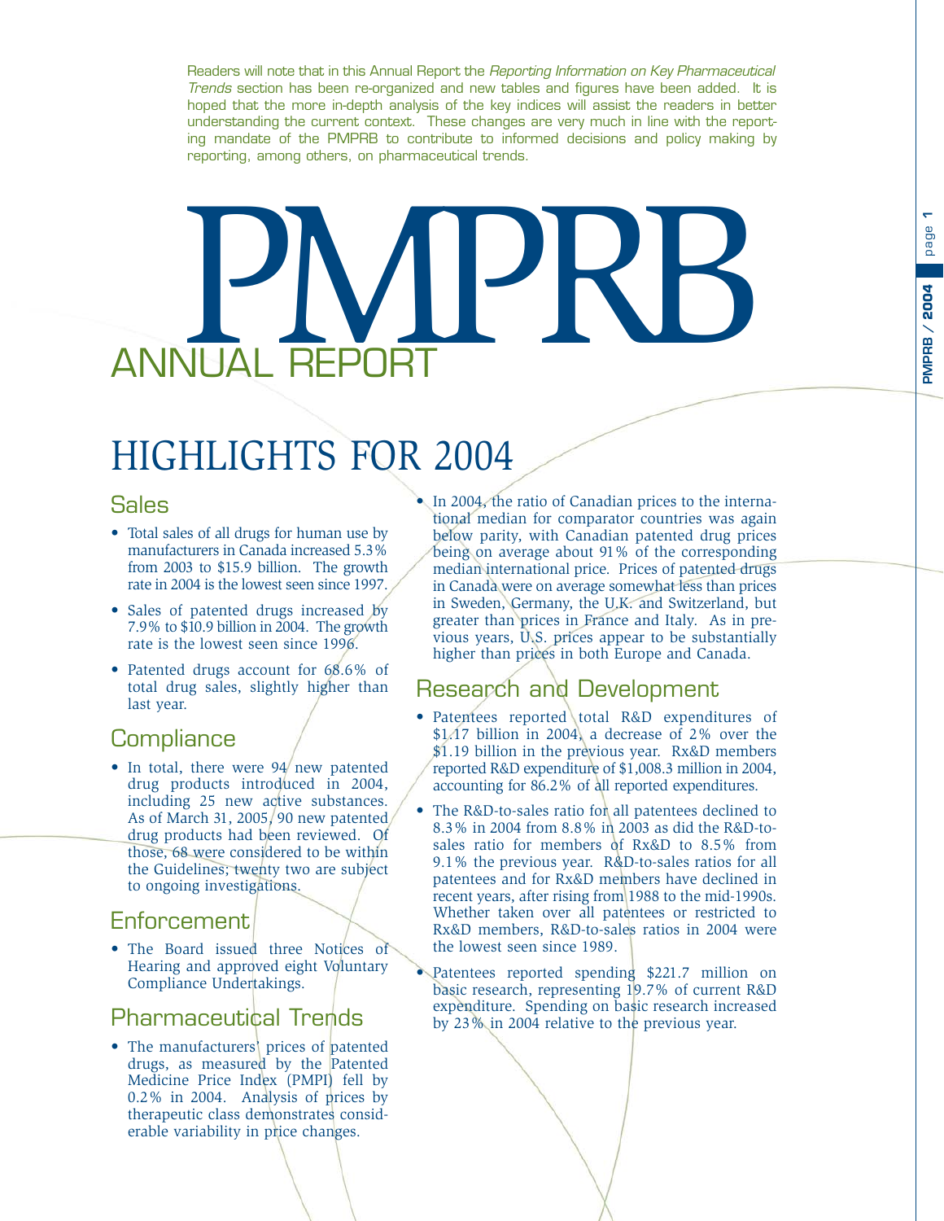Readers will note that in this Annual Report the *Reporting Information on Key Pharmaceutical Trends* section has been re-organized and new tables and figures have been added. It is hoped that the more in-depth analysis of the key indices will assist the readers in better understanding the current context. These changes are very much in line with the reporting mandate of the PMPRB to contribute to informed decisions and policy making by reporting, among others, on pharmaceutical trends.

# PMPRB ANNUAL REPORT

# HIGHLIGHTS FOR 2004

## Sales

- Total sales of all drugs for human use by manufacturers in Canada increased 5.3% from 2003 to $15.9 billion. The growth rate in 2004 is the lowest seen since 1997.
- Sales of patented drugs increased by 7.9% to $10.9 billion in 2004. The growth rate is the lowest seen since 1996.
- Patented drugs account for 68.6% of total drug sales, slightly higher than last year.

## Compliance

- In total, there were 94 new patented drug products introduced in 2004, including 25 new active substances. As of March 31, 2005, 90 new patented drug products had been reviewed. Of those, 68 were considered to be within the Guidelines; twenty two are subject to ongoing investigations.

## Enforcement

- The Board issued three Notices of Hearing and approved eight Voluntary Compliance Undertakings.

## Pharmaceutical Trends

- The manufacturers' prices of patented drugs, as measured by the Patented Medicine Price Index (PMPI) fell by 0.2% in 2004. Analysis of prices by therapeutic class demonstrates considerable variability in price changes.
- In 2004, the ratio of Canadian prices to the international median for comparator countries was again below parity, with Canadian patented drug prices being on average about 91% of the corresponding median international price. Prices of patented drugs in Canada were on average somewhat less than prices in Sweden, Germany, the U.K. and Switzerland, but greater than prices in France and Italy. As in previous years, U.S. prices appear to be substantially higher than prices in both Europe and Canada.

## Research and Development

- Patentees reported total R&D expenditures of $1.17 billion in 2004, a decrease of 2% over the $1.19 billion in the previous year. Rx&D members reported R&D expenditure of $1,008.3 million in 2004, accounting for 86.2% of all reported expenditures.
- The R&D-to-sales ratio for all patentees declined to 8.3% in 2004 from 8.8% in 2003 as did the R&D-to-sales ratio for members of Rx&D to 8.5% from 9.1% the previous year. R&D-to-sales ratios for all patentees and for Rx&D members have declined in recent years, after rising from 1988 to the mid-1990s. Whether taken over all patentees or restricted to Rx&D members, R&D-to-sales ratios in 2004 were the lowest seen since 1989.
- Patentees reported spending $221.7 million on basic research, representing 19.7% of current R&D expenditure. Spending on basic research increased by 23% in 2004 relative to the previous year.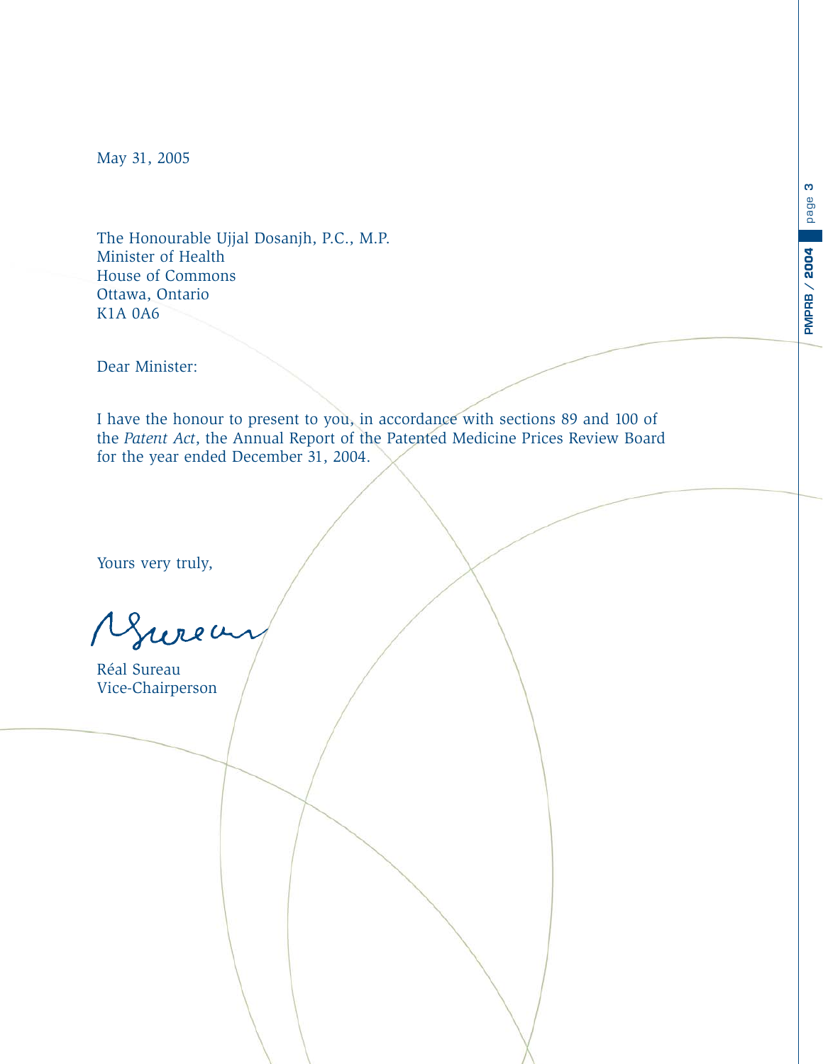May 31, 2005

The Honourable Ujjal Dosanjh, P.C., M.P.  
Minister of Health  
House of Commons  
Ottawa, Ontario  
K1A 0A6

Dear Minister:

I have the honour to present to you, in accordance with sections 89 and 100 of the *Patent Act*, the Annual Report of the Patented Medicine Prices Review Board for the year ended December 31, 2004.

Yours very truly,

Réal Sureau  
Vice-Chairperson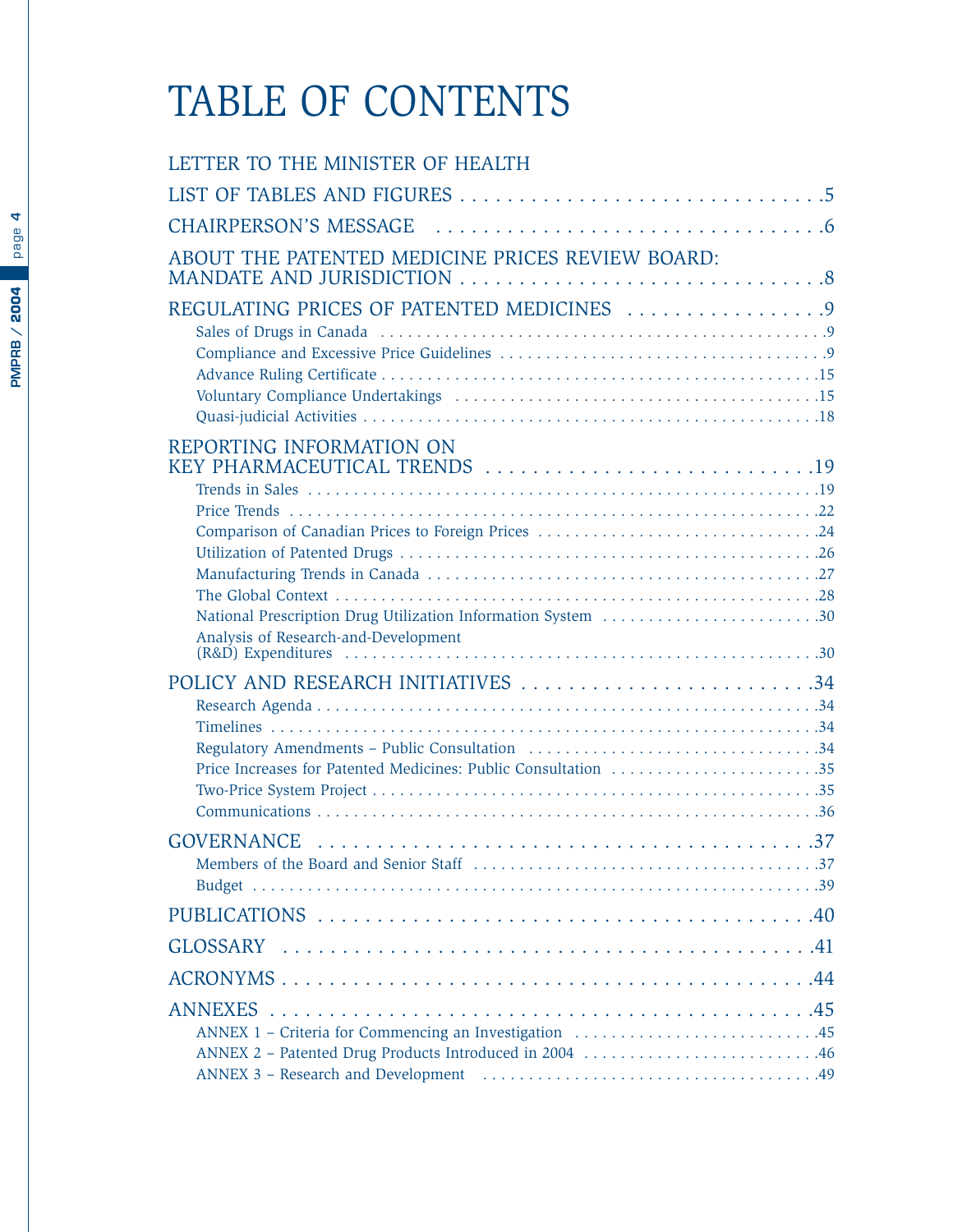# TABLE OF CONTENTS

LETTER TO THE MINISTER OF HEALTH

LIST OF TABLES AND FIGURES . . . . . . . . . . . . . . . . . . . . . . . . . . . . . .5

CHAIRPERSON'S MESSAGE . . . . . . . . . . . . . . . . . . . . . . . . . . . . . . . .6

ABOUT THE PATENTED MEDICINE PRICES REVIEW BOARD: MANDATE AND JURISDICTION . . . . . . . . . . . . . . . . . . . . . . . . . . . . . . .8

REGULATING PRICES OF PATENTED MEDICINES . . . . . . . . . . . . . . . . .9

- Sales of Drugs in Canada . . . . . . . . . . . . . . . . . . . . . . . . . . . . . . . . . . . . . . . . . . . . . . . . .9
- Compliance and Excessive Price Guidelines . . . . . . . . . . . . . . . . . . . . . . . . . . . . . . . . . . .9
- Advance Ruling Certificate . . . . . . . . . . . . . . . . . . . . . . . . . . . . . . . . . . . . . . . . . . . . . . .15
- Voluntary Compliance Undertakings . . . . . . . . . . . . . . . . . . . . . . . . . . . . . . . . . . . . . . . .15
- Quasi-judicial Activities . . . . . . . . . . . . . . . . . . . . . . . . . . . . . . . . . . . . . . . . . . . . . . . . .18

REPORTING INFORMATION ON KEY PHARMACEUTICAL TRENDS . . . . . . . . . . . . . . . . . . . . . . . . . . . .19

- Trends in Sales . . . . . . . . . . . . . . . . . . . . . . . . . . . . . . . . . . . . . . . . . . . . . . . . . . . . . . .19
- Price Trends . . . . . . . . . . . . . . . . . . . . . . . . . . . . . . . . . . . . . . . . . . . . . . . . . . . . . . . . .22
- Comparison of Canadian Prices to Foreign Prices . . . . . . . . . . . . . . . . . . . . . . . . . . . . . . .24
- Utilization of Patented Drugs . . . . . . . . . . . . . . . . . . . . . . . . . . . . . . . . . . . . . . . . . . . . .26
- Manufacturing Trends in Canada . . . . . . . . . . . . . . . . . . . . . . . . . . . . . . . . . . . . . . . . . .27
- The Global Context . . . . . . . . . . . . . . . . . . . . . . . . . . . . . . . . . . . . . . . . . . . . . . . . . . .28
- National Prescription Drug Utilization Information System . . . . . . . . . . . . . . . . . . . . . . . .30
- Analysis of Research-and-Development (R&D) Expenditures . . . . . . . . . . . . . . . . . . . . . . . . . . . . . . . . . . . . . . . . . . . . . . . . . .30

POLICY AND RESEARCH INITIATIVES . . . . . . . . . . . . . . . . . . . . . . . . .34

- Research Agenda . . . . . . . . . . . . . . . . . . . . . . . . . . . . . . . . . . . . . . . . . . . . . . . . . . . . .34
- Timelines . . . . . . . . . . . . . . . . . . . . . . . . . . . . . . . . . . . . . . . . . . . . . . . . . . . . . . . . . .34
- Regulatory Amendments – Public Consultation . . . . . . . . . . . . . . . . . . . . . . . . . . . . . . . .34
- Price Increases for Patented Medicines: Public Consultation . . . . . . . . . . . . . . . . . . . . . . .35
- Two-Price System Project . . . . . . . . . . . . . . . . . . . . . . . . . . . . . . . . . . . . . . . . . . . . . . .35
- Communications . . . . . . . . . . . . . . . . . . . . . . . . . . . . . . . . . . . . . . . . . . . . . . . . . . . . . .36

GOVERNANCE . . . . . . . . . . . . . . . . . . . . . . . . . . . . . . . . . . . . . . . . . . .37

- Members of the Board and Senior Staff . . . . . . . . . . . . . . . . . . . . . . . . . . . . . . . . . . . . .37
- Budget . . . . . . . . . . . . . . . . . . . . . . . . . . . . . . . . . . . . . . . . . . . . . . . . . . . . . . . . . . . . .39

PUBLICATIONS . . . . . . . . . . . . . . . . . . . . . . . . . . . . . . . . . . . . . . . . . .40

GLOSSARY . . . . . . . . . . . . . . . . . . . . . . . . . . . . . . . . . . . . . . . . . . . . .41

ACRONYMS . . . . . . . . . . . . . . . . . . . . . . . . . . . . . . . . . . . . . . . . . . . . .44

ANNEXES . . . . . . . . . . . . . . . . . . . . . . . . . . . . . . . . . . . . . . . . . . . . . .45

- ANNEX 1 – Criteria for Commencing an Investigation . . . . . . . . . . . . . . . . . . . . . . . . . . .45
- ANNEX 2 – Patented Drug Products Introduced in 2004 . . . . . . . . . . . . . . . . . . . . . . . . . .46
- ANNEX 3 – Research and Development . . . . . . . . . . . . . . . . . . . . . . . . . . . . . . . . . . . .49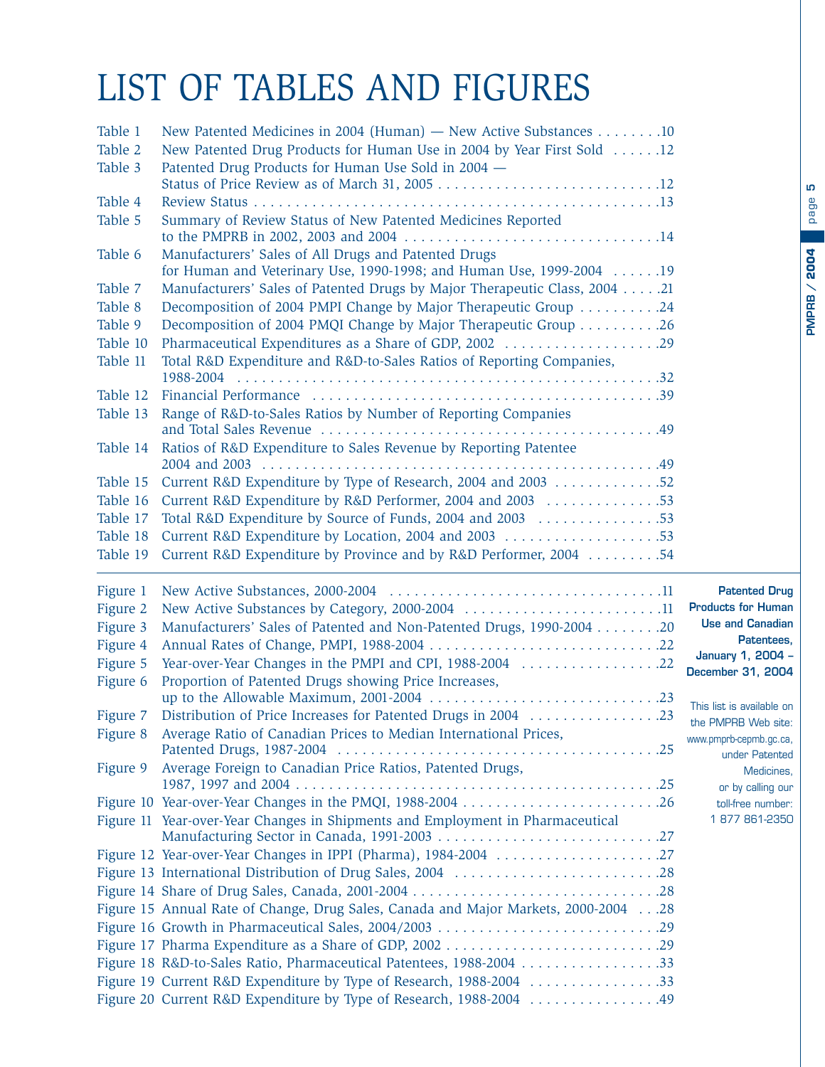# LIST OF TABLES AND FIGURES

| | | |
|---|---|---|
| Table 1 | New Patented Medicines in 2004 (Human) — New Active Substances | 10 |
| Table 2 | New Patented Drug Products for Human Use in 2004 by Year First Sold | 12 |
| Table 3 | Patented Drug Products for Human Use Sold in 2004 — Status of Price Review as of March 31, 2005 | 12 |
| Table 4 | Review Status | 13 |
| Table 5 | Summary of Review Status of New Patented Medicines Reported to the PMPRB in 2002, 2003 and 2004 | 14 |
| Table 6 | Manufacturers' Sales of All Drugs and Patented Drugs for Human and Veterinary Use, 1990-1998; and Human Use, 1999-2004 | 19 |
| Table 7 | Manufacturers' Sales of Patented Drugs by Major Therapeutic Class, 2004 | 21 |
| Table 8 | Decomposition of 2004 PMPI Change by Major Therapeutic Group | 24 |
| Table 9 | Decomposition of 2004 PMQI Change by Major Therapeutic Group | 26 |
| Table 10 | Pharmaceutical Expenditures as a Share of GDP, 2002 | 29 |
| Table 11 | Total R&D Expenditure and R&D-to-Sales Ratios of Reporting Companies, 1988-2004 | 32 |
| Table 12 | Financial Performance | 39 |
| Table 13 | Range of R&D-to-Sales Ratios by Number of Reporting Companies and Total Sales Revenue | 49 |
| Table 14 | Ratios of R&D Expenditure to Sales Revenue by Reporting Patentee 2004 and 2003 | 49 |
| Table 15 | Current R&D Expenditure by Type of Research, 2004 and 2003 | 52 |
| Table 16 | Current R&D Expenditure by R&D Performer, 2004 and 2003 | 53 |
| Table 17 | Total R&D Expenditure by Source of Funds, 2004 and 2003 | 53 |
| Table 18 | Current R&D Expenditure by Location, 2004 and 2003 | 53 |
| Table 19 | Current R&D Expenditure by Province and by R&D Performer, 2004 | 54 |

| | | |
|---|---|---|
| Figure 1 | New Active Substances, 2000-2004 | 11 |
| Figure 2 | New Active Substances by Category, 2000-2004 | 11 |
| Figure 3 | Manufacturers' Sales of Patented and Non-Patented Drugs, 1990-2004 | 20 |
| Figure 4 | Annual Rates of Change, PMPI, 1988-2004 | 22 |
| Figure 5 | Year-over-Year Changes in the PMPI and CPI, 1988-2004 | 22 |
| Figure 6 | Proportion of Patented Drugs showing Price Increases, up to the Allowable Maximum, 2001-2004 | 23 |
| Figure 7 | Distribution of Price Increases for Patented Drugs in 2004 | 23 |
| Figure 8 | Average Ratio of Canadian Prices to Median International Prices, Patented Drugs, 1987-2004 | 25 |
| Figure 9 | Average Foreign to Canadian Price Ratios, Patented Drugs, 1987, 1997 and 2004 | 25 |
| Figure 10 | Year-over-Year Changes in the PMQI, 1988-2004 | 26 |
| Figure 11 | Year-over-Year Changes in Shipments and Employment in Pharmaceutical Manufacturing Sector in Canada, 1991-2003 | 27 |
| Figure 12 | Year-over-Year Changes in IPPI (Pharma), 1984-2004 | 27 |
| Figure 13 | International Distribution of Drug Sales, 2004 | 28 |
| Figure 14 | Share of Drug Sales, Canada, 2001-2004 | 28 |
| Figure 15 | Annual Rate of Change, Drug Sales, Canada and Major Markets, 2000-2004 | 28 |
| Figure 16 | Growth in Pharmaceutical Sales, 2004/2003 | 29 |
| Figure 17 | Pharma Expenditure as a Share of GDP, 2002 | 29 |
| Figure 18 | R&D-to-Sales Ratio, Pharmaceutical Patentees, 1988-2004 | 33 |
| Figure 19 | Current R&D Expenditure by Type of Research, 1988-2004 | 33 |
| Figure 20 | Current R&D Expenditure by Type of Research, 1988-2004 | 49 |

**Patented Drug Products for Human Use and Canadian Patentees, January 1, 2004 – December 31, 2004**

This list is available on the PMPRB Web site: www.pmprb-cepmb.gc.ca, under Patented Medicines, or by calling our toll-free number: 1 877 861-2350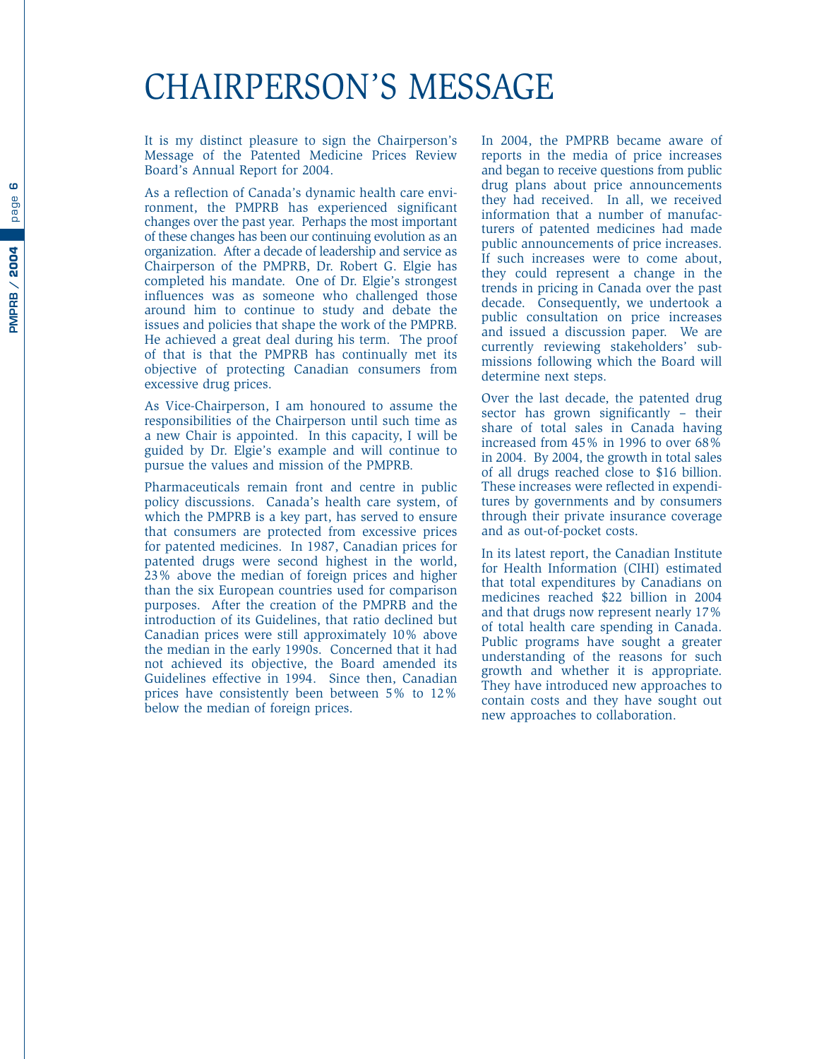# CHAIRPERSON'S MESSAGE

It is my distinct pleasure to sign the Chairperson's Message of the Patented Medicine Prices Review Board's Annual Report for 2004.

As a reflection of Canada's dynamic health care environment, the PMPRB has experienced significant changes over the past year. Perhaps the most important of these changes has been our continuing evolution as an organization. After a decade of leadership and service as Chairperson of the PMPRB, Dr. Robert G. Elgie has completed his mandate. One of Dr. Elgie's strongest influences was as someone who challenged those around him to continue to study and debate the issues and policies that shape the work of the PMPRB. He achieved a great deal during his term. The proof of that is that the PMPRB has continually met its objective of protecting Canadian consumers from excessive drug prices.

As Vice-Chairperson, I am honoured to assume the responsibilities of the Chairperson until such time as a new Chair is appointed. In this capacity, I will be guided by Dr. Elgie's example and will continue to pursue the values and mission of the PMPRB.

Pharmaceuticals remain front and centre in public policy discussions. Canada's health care system, of which the PMPRB is a key part, has served to ensure that consumers are protected from excessive prices for patented medicines. In 1987, Canadian prices for patented drugs were second highest in the world, 23% above the median of foreign prices and higher than the six European countries used for comparison purposes. After the creation of the PMPRB and the introduction of its Guidelines, that ratio declined but Canadian prices were still approximately 10% above the median in the early 1990s. Concerned that it had not achieved its objective, the Board amended its Guidelines effective in 1994. Since then, Canadian prices have consistently been between 5% to 12% below the median of foreign prices.

In 2004, the PMPRB became aware of reports in the media of price increases and began to receive questions from public drug plans about price announcements they had received. In all, we received information that a number of manufacturers of patented medicines had made public announcements of price increases. If such increases were to come about, they could represent a change in the trends in pricing in Canada over the past decade. Consequently, we undertook a public consultation on price increases and issued a discussion paper. We are currently reviewing stakeholders' submissions following which the Board will determine next steps.

Over the last decade, the patented drug sector has grown significantly – their share of total sales in Canada having increased from 45% in 1996 to over 68% in 2004. By 2004, the growth in total sales of all drugs reached close to $16 billion. These increases were reflected in expenditures by governments and by consumers through their private insurance coverage and as out-of-pocket costs.

In its latest report, the Canadian Institute for Health Information (CIHI) estimated that total expenditures by Canadians on medicines reached $22 billion in 2004 and that drugs now represent nearly 17% of total health care spending in Canada. Public programs have sought a greater understanding of the reasons for such growth and whether it is appropriate. They have introduced new approaches to contain costs and they have sought out new approaches to collaboration.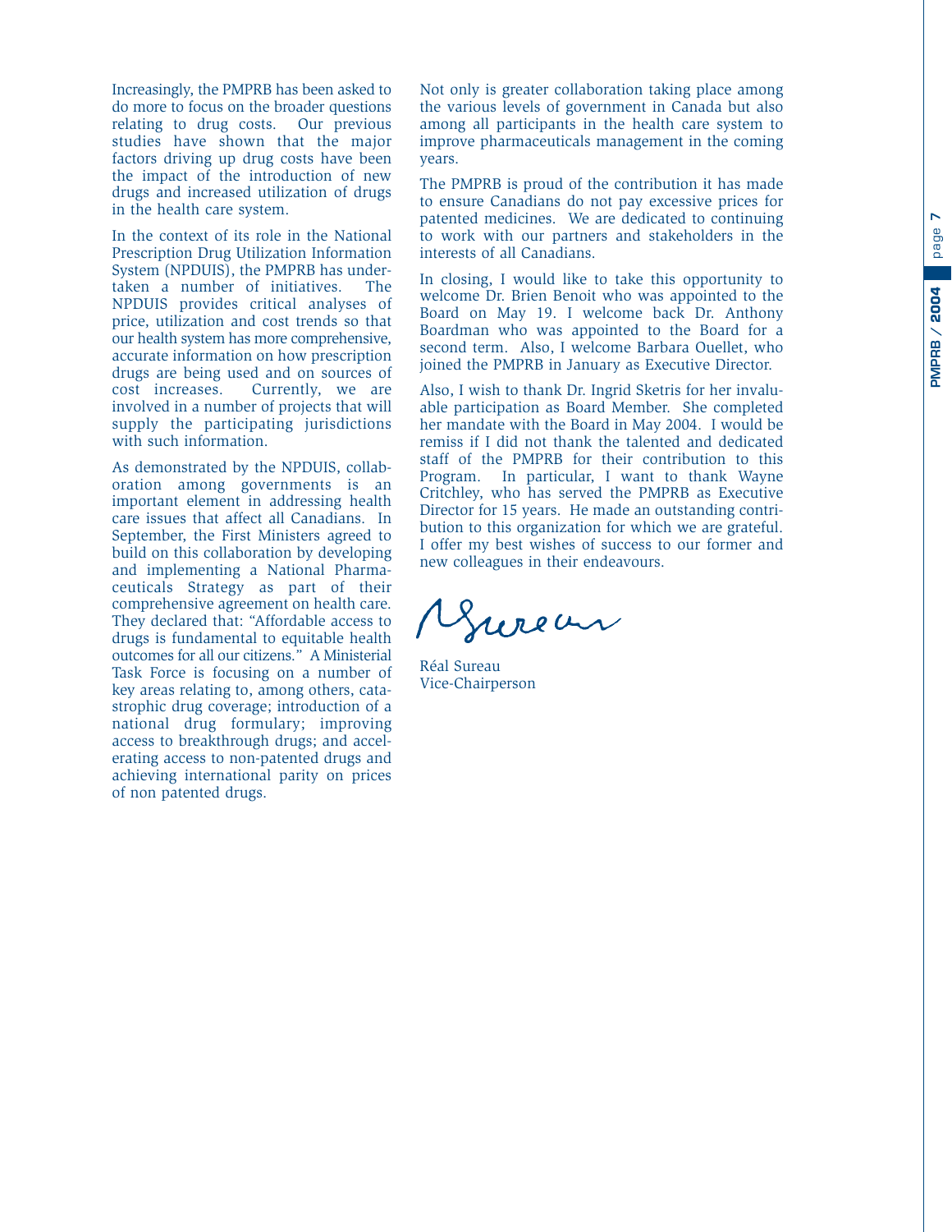Increasingly, the PMPRB has been asked to do more to focus on the broader questions relating to drug costs. Our previous studies have shown that the major factors driving up drug costs have been the impact of the introduction of new drugs and increased utilization of drugs in the health care system.

In the context of its role in the National Prescription Drug Utilization Information System (NPDUIS), the PMPRB has undertaken a number of initiatives. The NPDUIS provides critical analyses of price, utilization and cost trends so that our health system has more comprehensive, accurate information on how prescription drugs are being used and on sources of cost increases. Currently, we are involved in a number of projects that will supply the participating jurisdictions with such information.

As demonstrated by the NPDUIS, collaboration among governments is an important element in addressing health care issues that affect all Canadians. In September, the First Ministers agreed to build on this collaboration by developing and implementing a National Pharmaceuticals Strategy as part of their comprehensive agreement on health care. They declared that: "Affordable access to drugs is fundamental to equitable health outcomes for all our citizens." A Ministerial Task Force is focusing on a number of key areas relating to, among others, catastrophic drug coverage; introduction of a national drug formulary; improving access to breakthrough drugs; and accelerating access to non-patented drugs and achieving international parity on prices of non patented drugs.

Not only is greater collaboration taking place among the various levels of government in Canada but also among all participants in the health care system to improve pharmaceuticals management in the coming years.

The PMPRB is proud of the contribution it has made to ensure Canadians do not pay excessive prices for patented medicines. We are dedicated to continuing to work with our partners and stakeholders in the interests of all Canadians.

In closing, I would like to take this opportunity to welcome Dr. Brien Benoit who was appointed to the Board on May 19. I welcome back Dr. Anthony Boardman who was appointed to the Board for a second term. Also, I welcome Barbara Ouellet, who joined the PMPRB in January as Executive Director.

Also, I wish to thank Dr. Ingrid Sketris for her invaluable participation as Board Member. She completed her mandate with the Board in May 2004. I would be remiss if I did not thank the talented and dedicated staff of the PMPRB for their contribution to this Program. In particular, I want to thank Wayne Critchley, who has served the PMPRB as Executive Director for 15 years. He made an outstanding contribution to this organization for which we are grateful. I offer my best wishes of success to our former and new colleagues in their endeavours.

Réal Sureau
Vice-Chairperson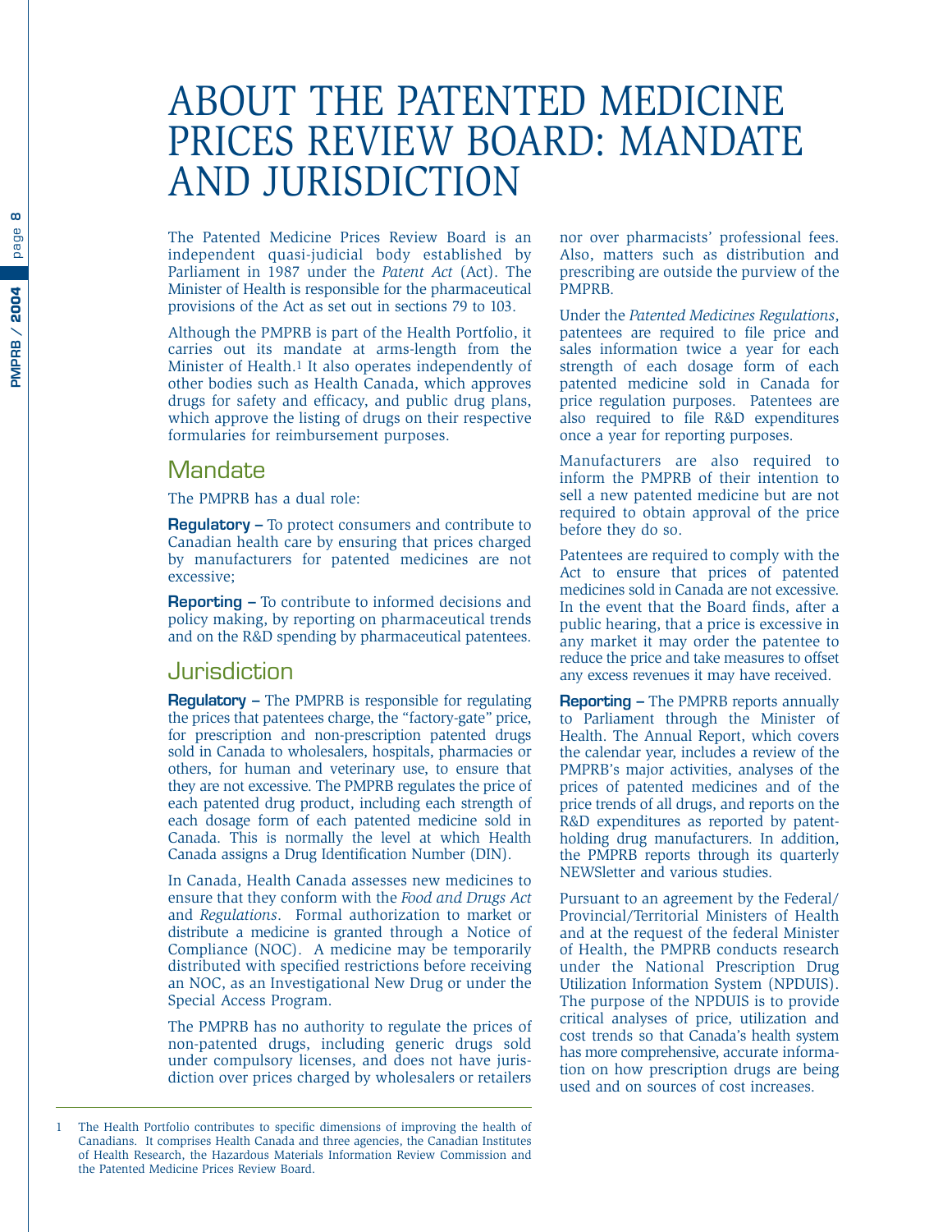# ABOUT THE PATENTED MEDICINE PRICES REVIEW BOARD: MANDATE AND JURISDICTION

The Patented Medicine Prices Review Board is an independent quasi-judicial body established by Parliament in 1987 under the *Patent Act* (Act). The Minister of Health is responsible for the pharmaceutical provisions of the Act as set out in sections 79 to 103.

Although the PMPRB is part of the Health Portfolio, it carries out its mandate at arms-length from the Minister of Health.[1] It also operates independently of other bodies such as Health Canada, which approves drugs for safety and efficacy, and public drug plans, which approve the listing of drugs on their respective formularies for reimbursement purposes.

## Mandate

The PMPRB has a dual role:

**Regulatory –** To protect consumers and contribute to Canadian health care by ensuring that prices charged by manufacturers for patented medicines are not excessive;

**Reporting –** To contribute to informed decisions and policy making, by reporting on pharmaceutical trends and on the R&D spending by pharmaceutical patentees.

## Jurisdiction

**Regulatory –** The PMPRB is responsible for regulating the prices that patentees charge, the "factory-gate" price, for prescription and non-prescription patented drugs sold in Canada to wholesalers, hospitals, pharmacies or others, for human and veterinary use, to ensure that they are not excessive. The PMPRB regulates the price of each patented drug product, including each strength of each dosage form of each patented medicine sold in Canada. This is normally the level at which Health Canada assigns a Drug Identification Number (DIN).

In Canada, Health Canada assesses new medicines to ensure that they conform with the *Food and Drugs Act* and *Regulations*. Formal authorization to market or distribute a medicine is granted through a Notice of Compliance (NOC). A medicine may be temporarily distributed with specified restrictions before receiving an NOC, as an Investigational New Drug or under the Special Access Program.

The PMPRB has no authority to regulate the prices of non-patented drugs, including generic drugs sold under compulsory licenses, and does not have jurisdiction over prices charged by wholesalers or retailers nor over pharmacists' professional fees. Also, matters such as distribution and prescribing are outside the purview of the PMPRB.

Under the *Patented Medicines Regulations*, patentees are required to file price and sales information twice a year for each strength of each dosage form of each patented medicine sold in Canada for price regulation purposes. Patentees are also required to file R&D expenditures once a year for reporting purposes.

Manufacturers are also required to inform the PMPRB of their intention to sell a new patented medicine but are not required to obtain approval of the price before they do so.

Patentees are required to comply with the Act to ensure that prices of patented medicines sold in Canada are not excessive. In the event that the Board finds, after a public hearing, that a price is excessive in any market it may order the patentee to reduce the price and take measures to offset any excess revenues it may have received.

**Reporting –** The PMPRB reports annually to Parliament through the Minister of Health. The Annual Report, which covers the calendar year, includes a review of the PMPRB's major activities, analyses of the prices of patented medicines and of the price trends of all drugs, and reports on the R&D expenditures as reported by patent-holding drug manufacturers. In addition, the PMPRB reports through its quarterly NEWSletter and various studies.

Pursuant to an agreement by the Federal/Provincial/Territorial Ministers of Health and at the request of the federal Minister of Health, the PMPRB conducts research under the National Prescription Drug Utilization Information System (NPDUIS). The purpose of the NPDUIS is to provide critical analyses of price, utilization and cost trends so that Canada's health system has more comprehensive, accurate information on how prescription drugs are being used and on sources of cost increases.

---

1 The Health Portfolio contributes to specific dimensions of improving the health of Canadians. It comprises Health Canada and three agencies, the Canadian Institutes of Health Research, the Hazardous Materials Information Review Commission and the Patented Medicine Prices Review Board.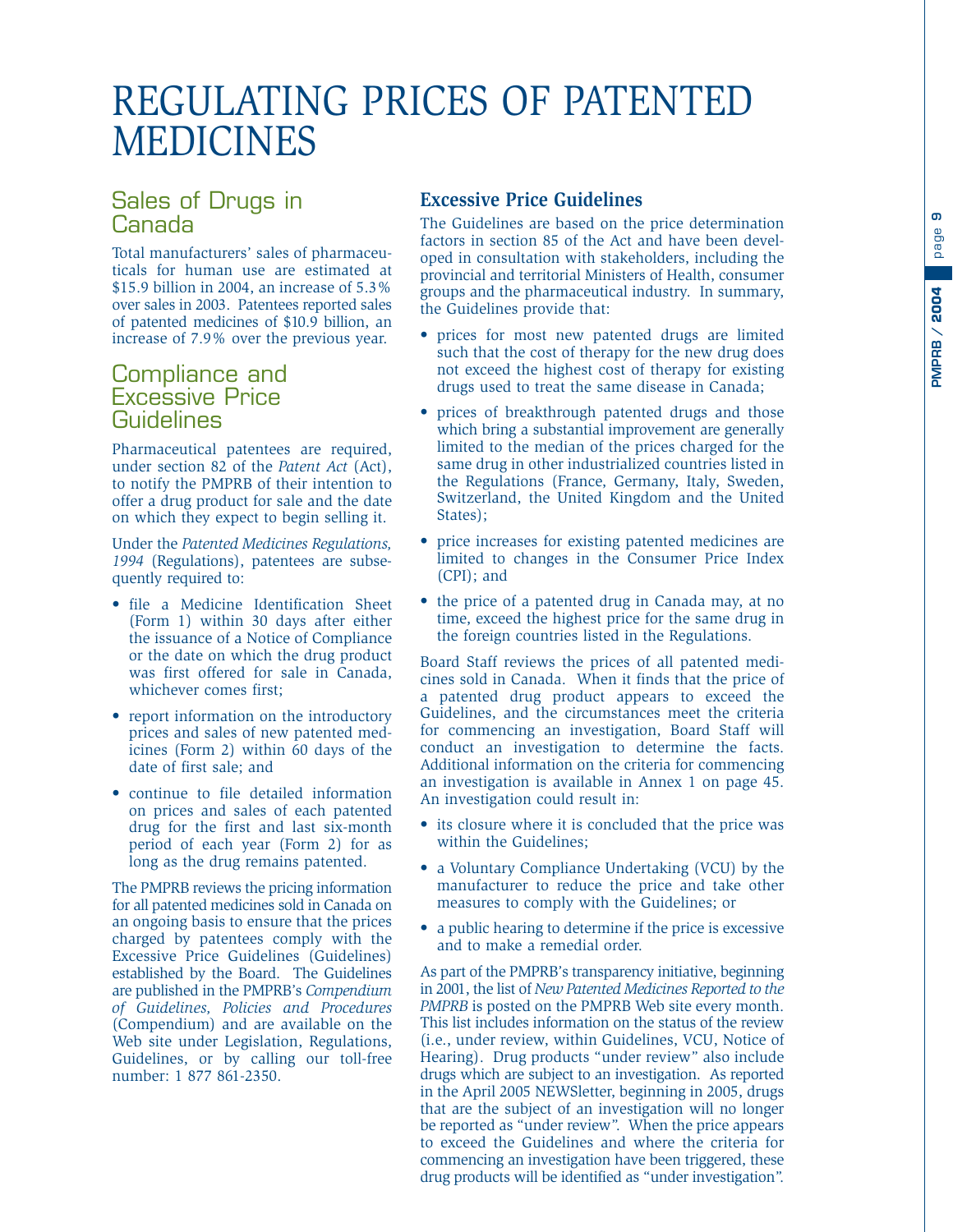# REGULATING PRICES OF PATENTED MEDICINES

## Sales of Drugs in Canada

Total manufacturers' sales of pharmaceuticals for human use are estimated at $15.9 billion in 2004, an increase of 5.3% over sales in 2003. Patentees reported sales of patented medicines of $10.9 billion, an increase of 7.9% over the previous year.

## Compliance and Excessive Price Guidelines

Pharmaceutical patentees are required, under section 82 of the *Patent Act* (Act), to notify the PMPRB of their intention to offer a drug product for sale and the date on which they expect to begin selling it.

Under the *Patented Medicines Regulations, 1994* (Regulations), patentees are subsequently required to:

- file a Medicine Identification Sheet (Form 1) within 30 days after either the issuance of a Notice of Compliance or the date on which the drug product was first offered for sale in Canada, whichever comes first;
- report information on the introductory prices and sales of new patented medicines (Form 2) within 60 days of the date of first sale; and
- continue to file detailed information on prices and sales of each patented drug for the first and last six-month period of each year (Form 2) for as long as the drug remains patented.

The PMPRB reviews the pricing information for all patented medicines sold in Canada on an ongoing basis to ensure that the prices charged by patentees comply with the Excessive Price Guidelines (Guidelines) established by the Board. The Guidelines are published in the PMPRB's *Compendium of Guidelines, Policies and Procedures* (Compendium) and are available on the Web site under Legislation, Regulations, Guidelines, or by calling our toll-free number: 1 877 861-2350.

### Excessive Price Guidelines

The Guidelines are based on the price determination factors in section 85 of the Act and have been developed in consultation with stakeholders, including the provincial and territorial Ministers of Health, consumer groups and the pharmaceutical industry. In summary, the Guidelines provide that:

- prices for most new patented drugs are limited such that the cost of therapy for the new drug does not exceed the highest cost of therapy for existing drugs used to treat the same disease in Canada;
- prices of breakthrough patented drugs and those which bring a substantial improvement are generally limited to the median of the prices charged for the same drug in other industrialized countries listed in the Regulations (France, Germany, Italy, Sweden, Switzerland, the United Kingdom and the United States);
- price increases for existing patented medicines are limited to changes in the Consumer Price Index (CPI); and
- the price of a patented drug in Canada may, at no time, exceed the highest price for the same drug in the foreign countries listed in the Regulations.

Board Staff reviews the prices of all patented medicines sold in Canada. When it finds that the price of a patented drug product appears to exceed the Guidelines, and the circumstances meet the criteria for commencing an investigation, Board Staff will conduct an investigation to determine the facts. Additional information on the criteria for commencing an investigation is available in Annex 1 on page 45. An investigation could result in:

- its closure where it is concluded that the price was within the Guidelines;
- a Voluntary Compliance Undertaking (VCU) by the manufacturer to reduce the price and take other measures to comply with the Guidelines; or
- a public hearing to determine if the price is excessive and to make a remedial order.

As part of the PMPRB's transparency initiative, beginning in 2001, the list of *New Patented Medicines Reported to the PMPRB* is posted on the PMPRB Web site every month. This list includes information on the status of the review (i.e., under review, within Guidelines, VCU, Notice of Hearing). Drug products "under review" also include drugs which are subject to an investigation. As reported in the April 2005 NEWSletter, beginning in 2005, drugs that are the subject of an investigation will no longer be reported as "under review". When the price appears to exceed the Guidelines and where the criteria for commencing an investigation have been triggered, these drug products will be identified as "under investigation".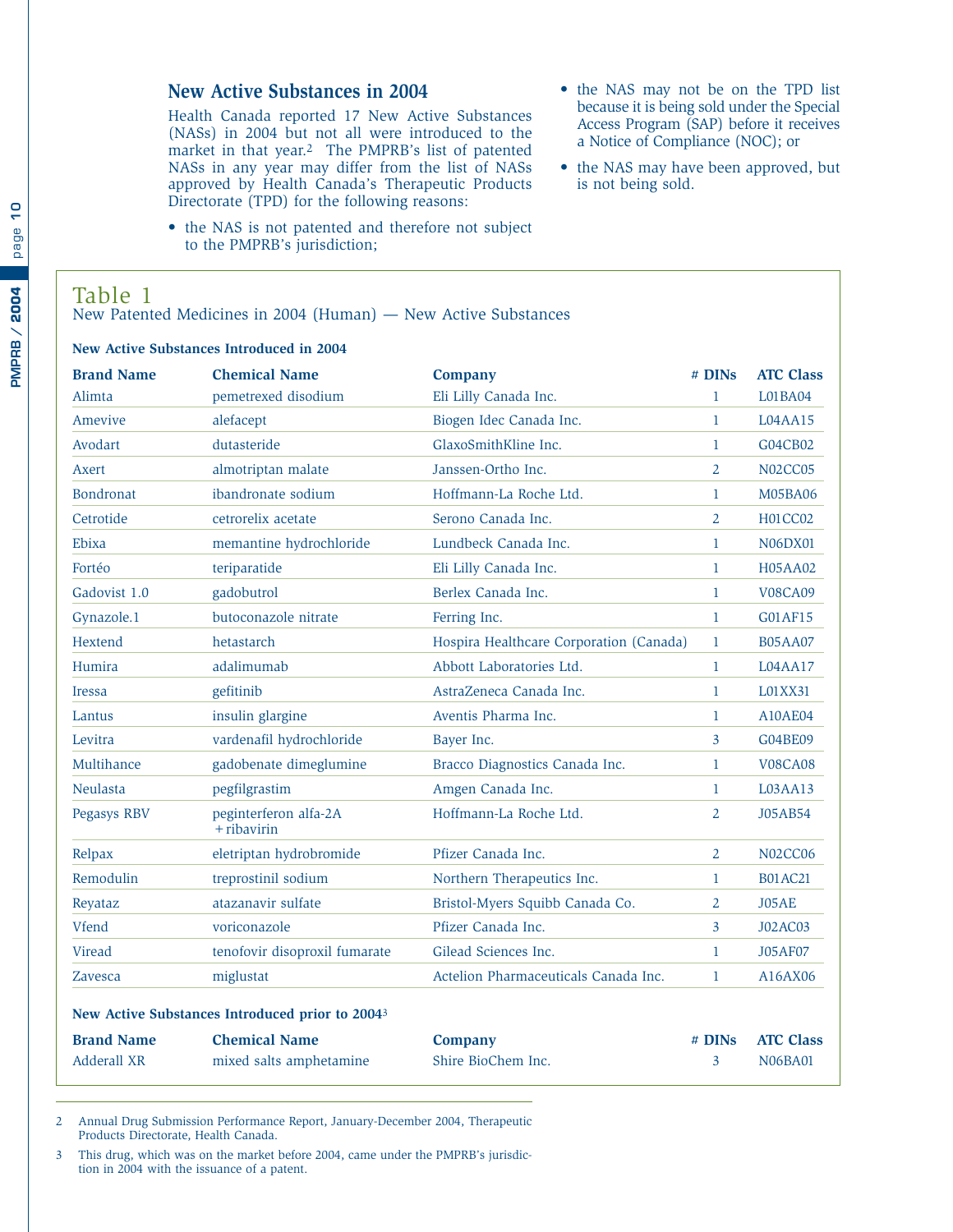## New Active Substances in 2004

Health Canada reported 17 New Active Substances (NASs) in 2004 but not all were introduced to the market in that year.[2] The PMPRB's list of patented NASs in any year may differ from the list of NASs approved by Health Canada's Therapeutic Products Directorate (TPD) for the following reasons:

- the NAS is not patented and therefore not subject to the PMPRB's jurisdiction;
- the NAS may not be on the TPD list because it is being sold under the Special Access Program (SAP) before it receives a Notice of Compliance (NOC); or
- the NAS may have been approved, but is not being sold.

### Table 1

New Patented Medicines in 2004 (Human) — New Active Substances

**New Active Substances Introduced in 2004**

| Brand Name | Chemical Name | Company | # DINs | ATC Class |
|---|---|---|---|---|
| Alimta | pemetrexed disodium | Eli Lilly Canada Inc. | 1 | L01BA04 |
| Amevive | alefacept | Biogen Idec Canada Inc. | 1 | L04AA15 |
| Avodart | dutasteride | GlaxoSmithKline Inc. | 1 | G04CB02 |
| Axert | almotriptan malate | Janssen-Ortho Inc. | 2 | N02CC05 |
| Bondronat | ibandronate sodium | Hoffmann-La Roche Ltd. | 1 | M05BA06 |
| Cetrotide | cetrorelix acetate | Serono Canada Inc. | 2 | H01CC02 |
| Ebixa | memantine hydrochloride | Lundbeck Canada Inc. | 1 | N06DX01 |
| Fortéo | teriparatide | Eli Lilly Canada Inc. | 1 | H05AA02 |
| Gadovist 1.0 | gadobutrol | Berlex Canada Inc. | 1 | V08CA09 |
| Gynazole.1 | butoconazole nitrate | Ferring Inc. | 1 | G01AF15 |
| Hextend | hetastarch | Hospira Healthcare Corporation (Canada) | 1 | B05AA07 |
| Humira | adalimumab | Abbott Laboratories Ltd. | 1 | L04AA17 |
| Iressa | gefitinib | AstraZeneca Canada Inc. | 1 | L01XX31 |
| Lantus | insulin glargine | Aventis Pharma Inc. | 1 | A10AE04 |
| Levitra | vardenafil hydrochloride | Bayer Inc. | 3 | G04BE09 |
| Multihance | gadobenate dimeglumine | Bracco Diagnostics Canada Inc. | 1 | V08CA08 |
| Neulasta | pegfilgrastim | Amgen Canada Inc. | 1 | L03AA13 |
| Pegasys RBV | peginterferon alfa-2A + ribavirin | Hoffmann-La Roche Ltd. | 2 | J05AB54 |
| Relpax | eletriptan hydrobromide | Pfizer Canada Inc. | 2 | N02CC06 |
| Remodulin | treprostinil sodium | Northern Therapeutics Inc. | 1 | B01AC21 |
| Reyataz | atazanavir sulfate | Bristol-Myers Squibb Canada Co. | 2 | J05AE |
| Vfend | voriconazole | Pfizer Canada Inc. | 3 | J02AC03 |
| Viread | tenofovir disoproxil fumarate | Gilead Sciences Inc. | 1 | J05AF07 |
| Zavesca | miglustat | Actelion Pharmaceuticals Canada Inc. | 1 | A16AX06 |

**New Active Substances Introduced prior to 2004[3]**

| Brand Name | Chemical Name | Company | # DINs | ATC Class |
|---|---|---|---|---|
| Adderall XR | mixed salts amphetamine | Shire BioChem Inc. | 3 | N06BA01 |

2 Annual Drug Submission Performance Report, January-December 2004, Therapeutic Products Directorate, Health Canada.

3 This drug, which was on the market before 2004, came under the PMPRB's jurisdiction in 2004 with the issuance of a patent.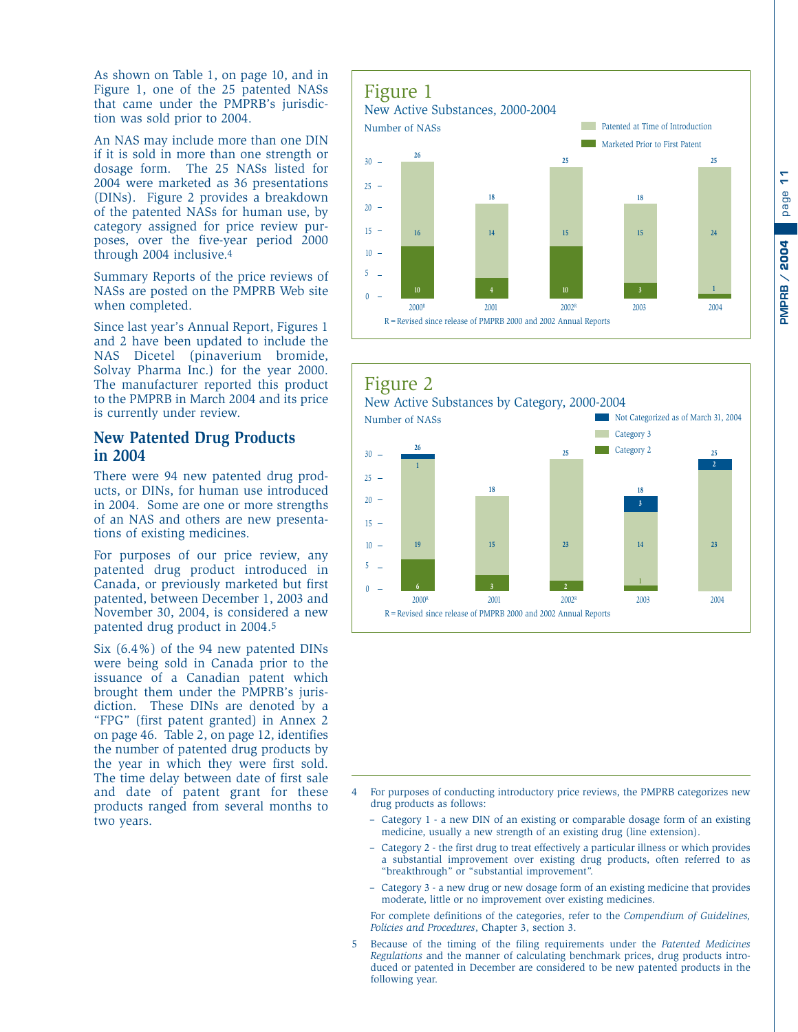As shown on Table 1, on page 10, and in Figure 1, one of the 25 patented NASs that came under the PMPRB's jurisdiction was sold prior to 2004.

An NAS may include more than one DIN if it is sold in more than one strength or dosage form. The 25 NASs listed for 2004 were marketed as 36 presentations (DINs). Figure 2 provides a breakdown of the patented NASs for human use, by category assigned for price review purposes, over the five-year period 2000 through 2004 inclusive.[4]

Summary Reports of the price reviews of NASs are posted on the PMPRB Web site when completed.

Since last year's Annual Report, Figures 1 and 2 have been updated to include the NAS Dicetel (pinaverium bromide, Solvay Pharma Inc.) for the year 2000. The manufacturer reported this product to the PMPRB in March 2004 and its price is currently under review.

## New Patented Drug Products in 2004

There were 94 new patented drug products, or DINs, for human use introduced in 2004. Some are one or more strengths of an NAS and others are new presentations of existing medicines.

For purposes of our price review, any patented drug product introduced in Canada, or previously marketed but first patented, between December 1, 2003 and November 30, 2004, is considered a new patented drug product in 2004.[5]

Six (6.4%) of the 94 new patented DINs were being sold in Canada prior to the issuance of a Canadian patent which brought them under the PMPRB's jurisdiction. These DINs are denoted by a "FPG" (first patent granted) in Annex 2 on page 46. Table 2, on page 12, identifies the number of patented drug products by the year in which they were first sold. The time delay between date of first sale and date of patent grant for these products ranged from several months to two years.

### Figure 1

New Active Substances, 2000-2004

Number of NASs

| Year | Marketed Prior to First Patent | Patented at Time of Introduction | Total |
|---|---|---|---|
| 2000[R] | 10 | 16 | 26 |
| 2001 | 4 | 14 | 18 |
| 2002[R] | 10 | 15 | 25 |
| 2003 | 3 | 15 | 18 |
| 2004 | 1 | 24 | 25 |

R = Revised since release of PMPRB 2000 and 2002 Annual Reports

### Figure 2

New Active Substances by Category, 2000-2004

Number of NASs

| Year | Category 2 | Category 3 | Not Categorized as of March 31, 2004 | Total |
|---|---|---|---|---|
| 2000[R] | 6 | 19 | 1 | 26 |
| 2001 | 3 | 15 | | 18 |
| 2002[R] | 2 | 23 | | 25 |
| 2003 | 1 | 14 | 3 | 18 |
| 2004 | | 23 | 2 | 25 |

R = Revised since release of PMPRB 2000 and 2002 Annual Reports

---

4 For purposes of conducting introductory price reviews, the PMPRB categorizes new drug products as follows:

- Category 1 - a new DIN of an existing or comparable dosage form of an existing medicine, usually a new strength of an existing drug (line extension).
- Category 2 - the first drug to treat effectively a particular illness or which provides a substantial improvement over existing drug products, often referred to as "breakthrough" or "substantial improvement".
- Category 3 - a new drug or new dosage form of an existing medicine that provides moderate, little or no improvement over existing medicines.

For complete definitions of the categories, refer to the *Compendium of Guidelines, Policies and Procedures*, Chapter 3, section 3.

5 Because of the timing of the filing requirements under the *Patented Medicines Regulations* and the manner of calculating benchmark prices, drug products introduced or patented in December are considered to be new patented products in the following year.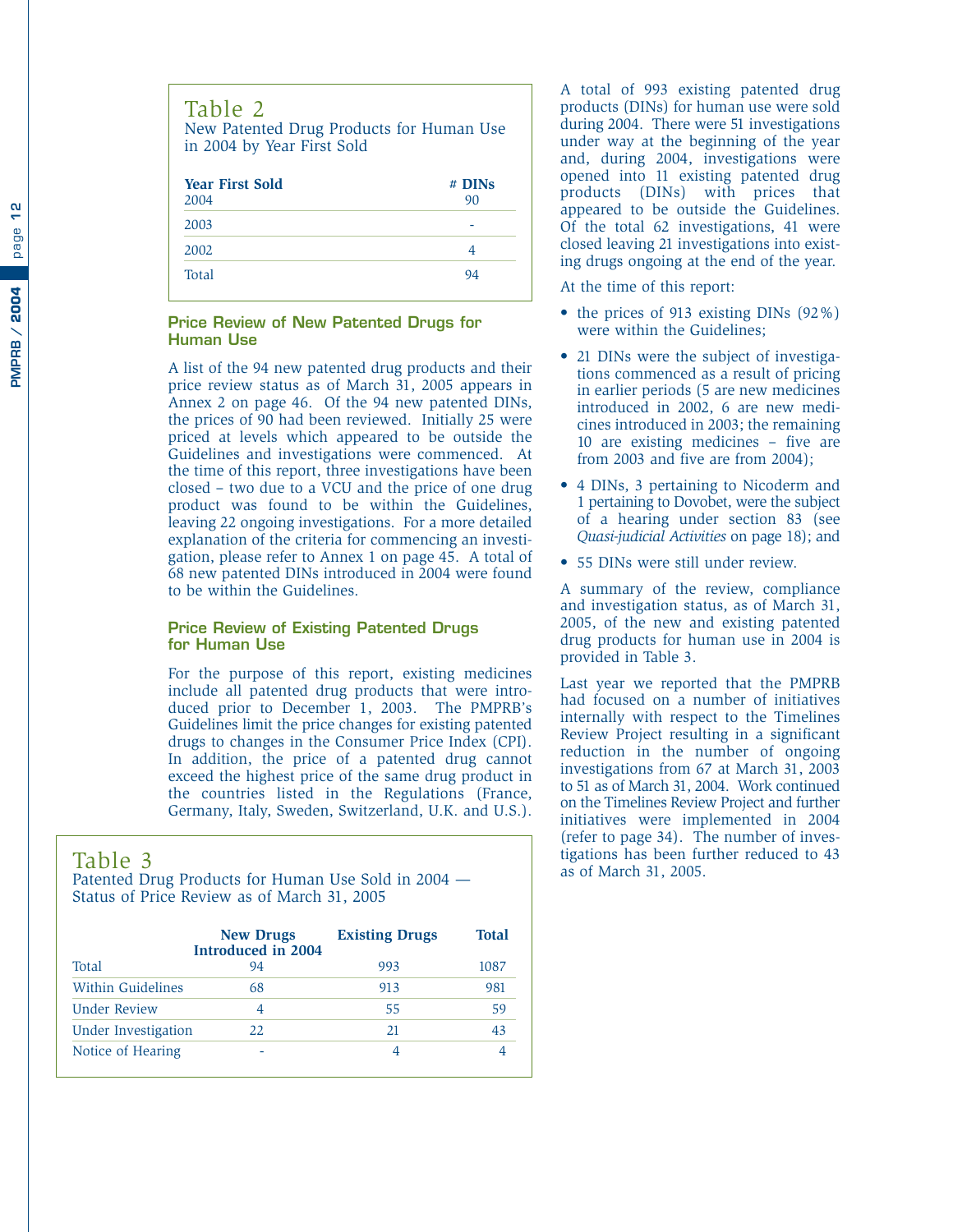## Table 2

New Patented Drug Products for Human Use in 2004 by Year First Sold

| Year First Sold | # DINs |
|---|---|
| 2004 | 90 |
| 2003 | - |
| 2002 | 4 |
| Total | 94 |

### Price Review of New Patented Drugs for Human Use

A list of the 94 new patented drug products and their price review status as of March 31, 2005 appears in Annex 2 on page 46. Of the 94 new patented DINs, the prices of 90 had been reviewed. Initially 25 were priced at levels which appeared to be outside the Guidelines and investigations were commenced. At the time of this report, three investigations have been closed – two due to a VCU and the price of one drug product was found to be within the Guidelines, leaving 22 ongoing investigations. For a more detailed explanation of the criteria for commencing an investigation, please refer to Annex 1 on page 45. A total of 68 new patented DINs introduced in 2004 were found to be within the Guidelines.

### Price Review of Existing Patented Drugs for Human Use

For the purpose of this report, existing medicines include all patented drug products that were introduced prior to December 1, 2003. The PMPRB's Guidelines limit the price changes for existing patented drugs to changes in the Consumer Price Index (CPI). In addition, the price of a patented drug cannot exceed the highest price of the same drug product in the countries listed in the Regulations (France, Germany, Italy, Sweden, Switzerland, U.K. and U.S.).

## Table 3

Patented Drug Products for Human Use Sold in 2004 — Status of Price Review as of March 31, 2005

| | New Drugs Introduced in 2004 | Existing Drugs | Total |
|---|---|---|---|
| Total | 94 | 993 | 1087 |
| Within Guidelines | 68 | 913 | 981 |
| Under Review | 4 | 55 | 59 |
| Under Investigation | 22 | 21 | 43 |
| Notice of Hearing | - | 4 | 4 |

A total of 993 existing patented drug products (DINs) for human use were sold during 2004. There were 51 investigations under way at the beginning of the year and, during 2004, investigations were opened into 11 existing patented drug products (DINs) with prices that appeared to be outside the Guidelines. Of the total 62 investigations, 41 were closed leaving 21 investigations into existing drugs ongoing at the end of the year.

At the time of this report:

- the prices of 913 existing DINs (92%) were within the Guidelines;
- 21 DINs were the subject of investigations commenced as a result of pricing in earlier periods (5 are new medicines introduced in 2002, 6 are new medicines introduced in 2003; the remaining 10 are existing medicines – five are from 2003 and five are from 2004);
- 4 DINs, 3 pertaining to Nicoderm and 1 pertaining to Dovobet, were the subject of a hearing under section 83 (see *Quasi-judicial Activities* on page 18); and
- 55 DINs were still under review.

A summary of the review, compliance and investigation status, as of March 31, 2005, of the new and existing patented drug products for human use in 2004 is provided in Table 3.

Last year we reported that the PMPRB had focused on a number of initiatives internally with respect to the Timelines Review Project resulting in a significant reduction in the number of ongoing investigations from 67 at March 31, 2003 to 51 as of March 31, 2004. Work continued on the Timelines Review Project and further initiatives were implemented in 2004 (refer to page 34). The number of investigations has been further reduced to 43 as of March 31, 2005.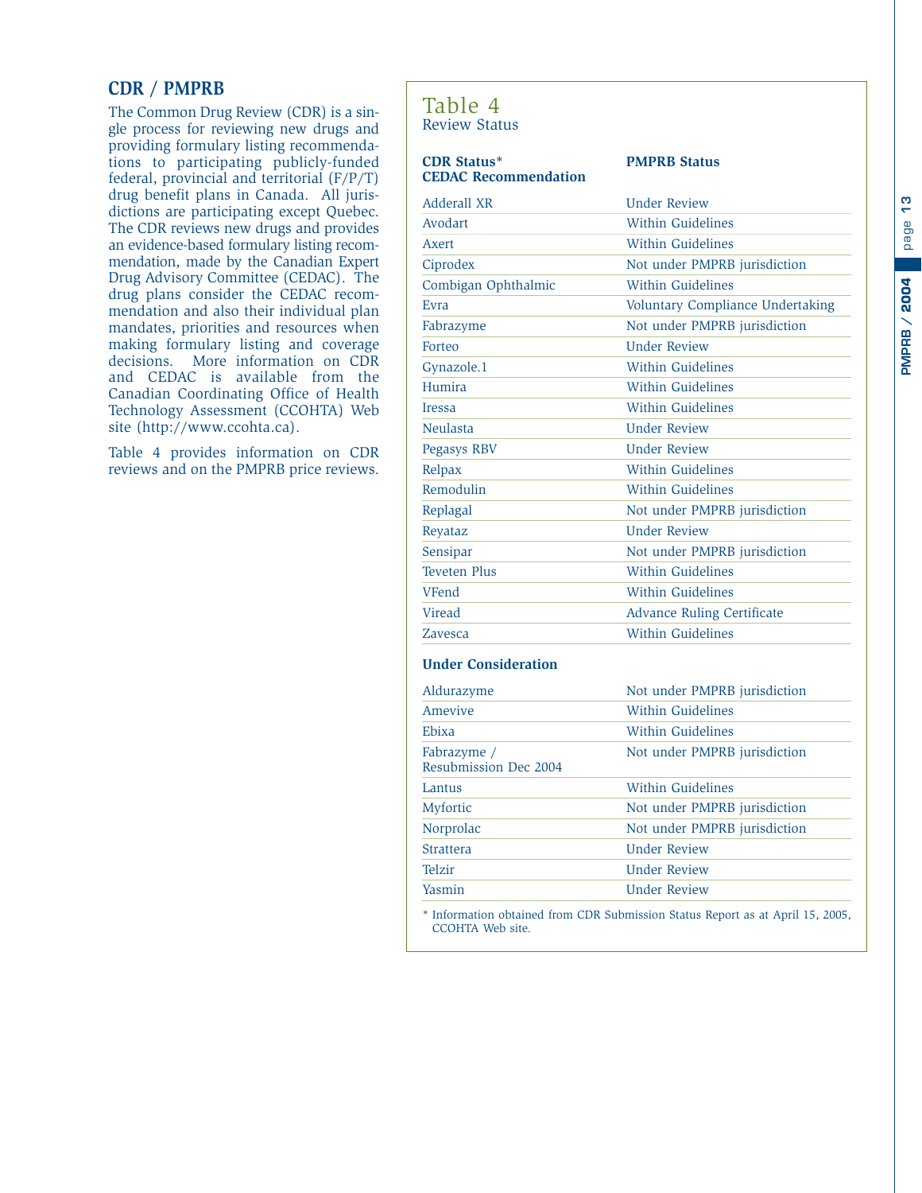## CDR / PMPRB

The Common Drug Review (CDR) is a single process for reviewing new drugs and providing formulary listing recommendations to participating publicly-funded federal, provincial and territorial (F/P/T) drug benefit plans in Canada. All jurisdictions are participating except Quebec. The CDR reviews new drugs and provides an evidence-based formulary listing recommendation, made by the Canadian Expert Drug Advisory Committee (CEDAC). The drug plans consider the CEDAC recommendation and also their individual plan mandates, priorities and resources when making formulary listing and coverage decisions. More information on CDR and CEDAC is available from the Canadian Coordinating Office of Health Technology Assessment (CCOHTA) Web site (http://www.ccohta.ca).

Table 4 provides information on CDR reviews and on the PMPRB price reviews.

## Table 4
Review Status

| CDR Status* CEDAC Recommendation | PMPRB Status |
|---|---|
| Adderall XR | Under Review |
| Avodart | Within Guidelines |
| Axert | Within Guidelines |
| Ciprodex | Not under PMPRB jurisdiction |
| Combigan Ophthalmic | Within Guidelines |
| Evra | Voluntary Compliance Undertaking |
| Fabrazyme | Not under PMPRB jurisdiction |
| Forteo | Under Review |
| Gynazole.1 | Within Guidelines |
| Humira | Within Guidelines |
| Iressa | Within Guidelines |
| Neulasta | Under Review |
| Pegasys RBV | Under Review |
| Relpax | Within Guidelines |
| Remodulin | Within Guidelines |
| Replagal | Not under PMPRB jurisdiction |
| Reyataz | Under Review |
| Sensipar | Not under PMPRB jurisdiction |
| Teveten Plus | Within Guidelines |
| VFend | Within Guidelines |
| Viread | Advance Ruling Certificate |
| Zavesca | Within Guidelines |
| **Under Consideration** | |
| Aldurazyme | Not under PMPRB jurisdiction |
| Amevive | Within Guidelines |
| Ebixa | Within Guidelines |
| Fabrazyme / Resubmission Dec 2004 | Not under PMPRB jurisdiction |
| Lantus | Within Guidelines |
| Myfortic | Not under PMPRB jurisdiction |
| Norprolac | Not under PMPRB jurisdiction |
| Strattera | Under Review |
| Telzir | Under Review |
| Yasmin | Under Review |

* Information obtained from CDR Submission Status Report as at April 15, 2005, CCOHTA Web site.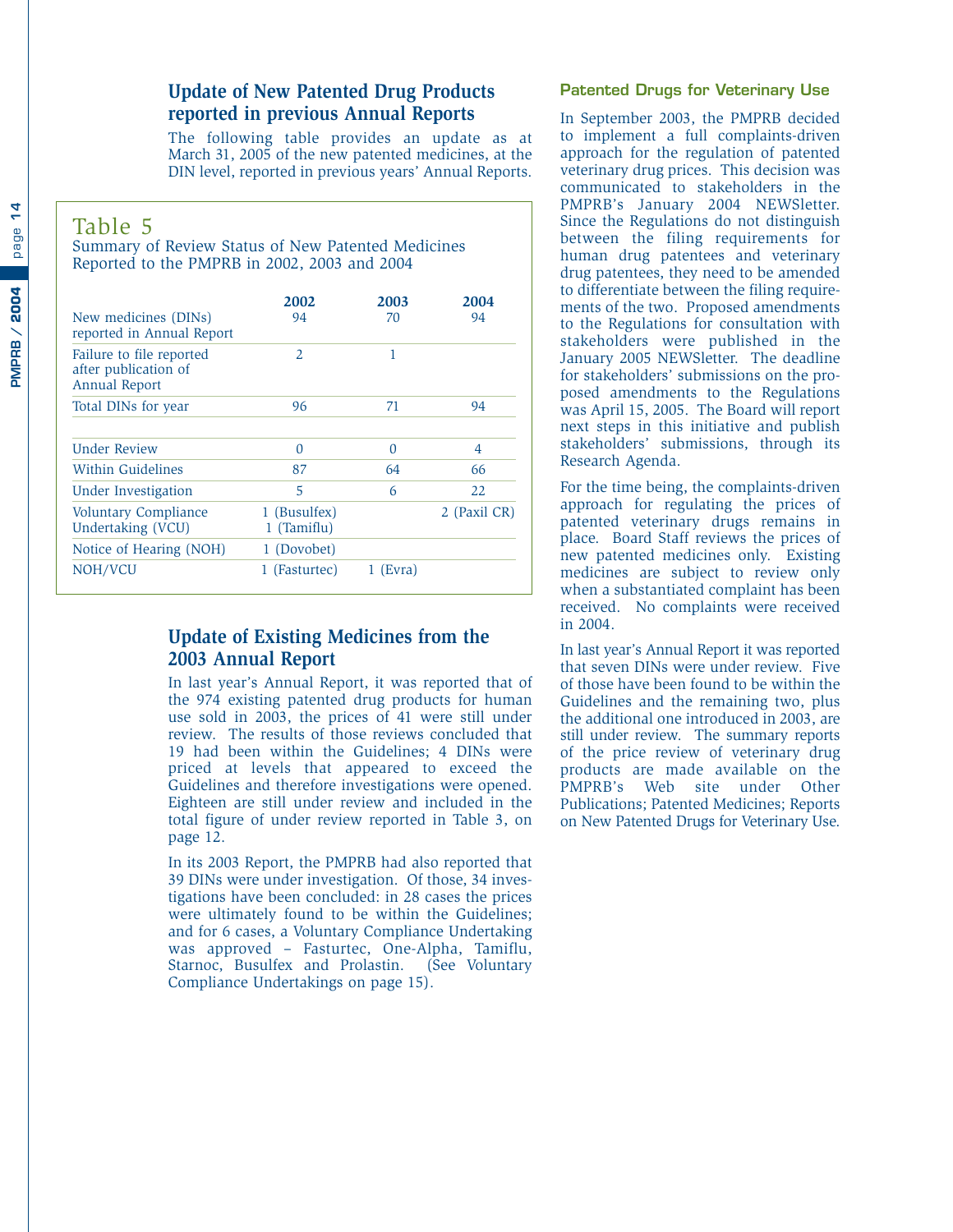## Update of New Patented Drug Products reported in previous Annual Reports

The following table provides an update as at March 31, 2005 of the new patented medicines, at the DIN level, reported in previous years' Annual Reports.

### Table 5

Summary of Review Status of New Patented Medicines Reported to the PMPRB in 2002, 2003 and 2004

| | 2002 | 2003 | 2004 |
|---|---|---|---|
| New medicines (DINs) reported in Annual Report | 94 | 70 | 94 |
| Failure to file reported after publication of Annual Report | 2 | 1 | |
| Total DINs for year | 96 | 71 | 94 |
| Under Review | 0 | 0 | 4 |
| Within Guidelines | 87 | 64 | 66 |
| Under Investigation | 5 | 6 | 22 |
| Voluntary Compliance Undertaking (VCU) | 1 (Busulfex) 1 (Tamiflu) | | 2 (Paxil CR) |
| Notice of Hearing (NOH) | 1 (Dovobet) | | |
| NOH/VCU | 1 (Fasturtec) | 1 (Evra) | |

## Update of Existing Medicines from the 2003 Annual Report

In last year's Annual Report, it was reported that of the 974 existing patented drug products for human use sold in 2003, the prices of 41 were still under review. The results of those reviews concluded that 19 had been within the Guidelines; 4 DINs were priced at levels that appeared to exceed the Guidelines and therefore investigations were opened. Eighteen are still under review and included in the total figure of under review reported in Table 3, on page 12.

In its 2003 Report, the PMPRB had also reported that 39 DINs were under investigation. Of those, 34 investigations have been concluded: in 28 cases the prices were ultimately found to be within the Guidelines; and for 6 cases, a Voluntary Compliance Undertaking was approved – Fasturtec, One-Alpha, Tamiflu, Starnoc, Busulfex and Prolastin. (See Voluntary Compliance Undertakings on page 15).

### Patented Drugs for Veterinary Use

In September 2003, the PMPRB decided to implement a full complaints-driven approach for the regulation of patented veterinary drug prices. This decision was communicated to stakeholders in the PMPRB's January 2004 NEWSletter. Since the Regulations do not distinguish between the filing requirements for human drug patentees and veterinary drug patentees, they need to be amended to differentiate between the filing requirements of the two. Proposed amendments to the Regulations for consultation with stakeholders were published in the January 2005 NEWSletter. The deadline for stakeholders' submissions on the proposed amendments to the Regulations was April 15, 2005. The Board will report next steps in this initiative and publish stakeholders' submissions, through its Research Agenda.

For the time being, the complaints-driven approach for regulating the prices of patented veterinary drugs remains in place. Board Staff reviews the prices of new patented medicines only. Existing medicines are subject to review only when a substantiated complaint has been received. No complaints were received in 2004.

In last year's Annual Report it was reported that seven DINs were under review. Five of those have been found to be within the Guidelines and the remaining two, plus the additional one introduced in 2003, are still under review. The summary reports of the price review of veterinary drug products are made available on the PMPRB's Web site under Other Publications; Patented Medicines; Reports on New Patented Drugs for Veterinary Use.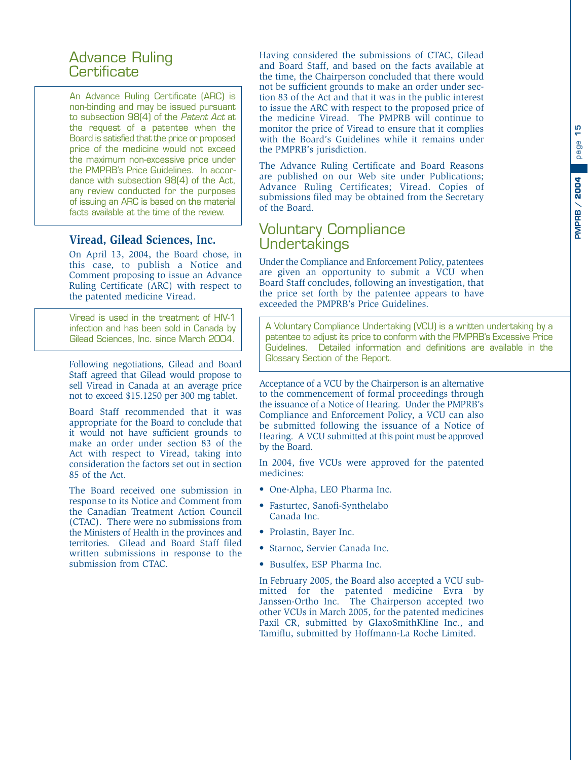## Advance Ruling Certificate

An Advance Ruling Certificate (ARC) is non-binding and may be issued pursuant to subsection 98(4) of the *Patent Act* at the request of a patentee when the Board is satisfied that the price or proposed price of the medicine would not exceed the maximum non-excessive price under the PMPRB's Price Guidelines. In accordance with subsection 98(4) of the Act, any review conducted for the purposes of issuing an ARC is based on the material facts available at the time of the review.

### Viread, Gilead Sciences, Inc.

On April 13, 2004, the Board chose, in this case, to publish a Notice and Comment proposing to issue an Advance Ruling Certificate (ARC) with respect to the patented medicine Viread.

Viread is used in the treatment of HIV-1 infection and has been sold in Canada by Gilead Sciences, Inc. since March 2004.

Following negotiations, Gilead and Board Staff agreed that Gilead would propose to sell Viread in Canada at an average price not to exceed $15.1250 per 300 mg tablet.

Board Staff recommended that it was appropriate for the Board to conclude that it would not have sufficient grounds to make an order under section 83 of the Act with respect to Viread, taking into consideration the factors set out in section 85 of the Act.

The Board received one submission in response to its Notice and Comment from the Canadian Treatment Action Council (CTAC). There were no submissions from the Ministers of Health in the provinces and territories. Gilead and Board Staff filed written submissions in response to the submission from CTAC.

Having considered the submissions of CTAC, Gilead and Board Staff, and based on the facts available at the time, the Chairperson concluded that there would not be sufficient grounds to make an order under section 83 of the Act and that it was in the public interest to issue the ARC with respect to the proposed price of the medicine Viread. The PMPRB will continue to monitor the price of Viread to ensure that it complies with the Board's Guidelines while it remains under the PMPRB's jurisdiction.

The Advance Ruling Certificate and Board Reasons are published on our Web site under Publications; Advance Ruling Certificates; Viread. Copies of submissions filed may be obtained from the Secretary of the Board.

## Voluntary Compliance Undertakings

Under the Compliance and Enforcement Policy, patentees are given an opportunity to submit a VCU when Board Staff concludes, following an investigation, that the price set forth by the patentee appears to have exceeded the PMPRB's Price Guidelines.

A Voluntary Compliance Undertaking (VCU) is a written undertaking by a patentee to adjust its price to conform with the PMPRB's Excessive Price Guidelines. Detailed information and definitions are available in the Glossary Section of the Report.

Acceptance of a VCU by the Chairperson is an alternative to the commencement of formal proceedings through the issuance of a Notice of Hearing. Under the PMPRB's Compliance and Enforcement Policy, a VCU can also be submitted following the issuance of a Notice of Hearing. A VCU submitted at this point must be approved by the Board.

In 2004, five VCUs were approved for the patented medicines:

- One-Alpha, LEO Pharma Inc.
- Fasturtec, Sanofi-Synthelabo Canada Inc.
- Prolastin, Bayer Inc.
- Starnoc, Servier Canada Inc.
- Busulfex, ESP Pharma Inc.

In February 2005, the Board also accepted a VCU submitted for the patented medicine Evra by Janssen-Ortho Inc. The Chairperson accepted two other VCUs in March 2005, for the patented medicines Paxil CR, submitted by GlaxoSmithKline Inc., and Tamiflu, submitted by Hoffmann-La Roche Limited.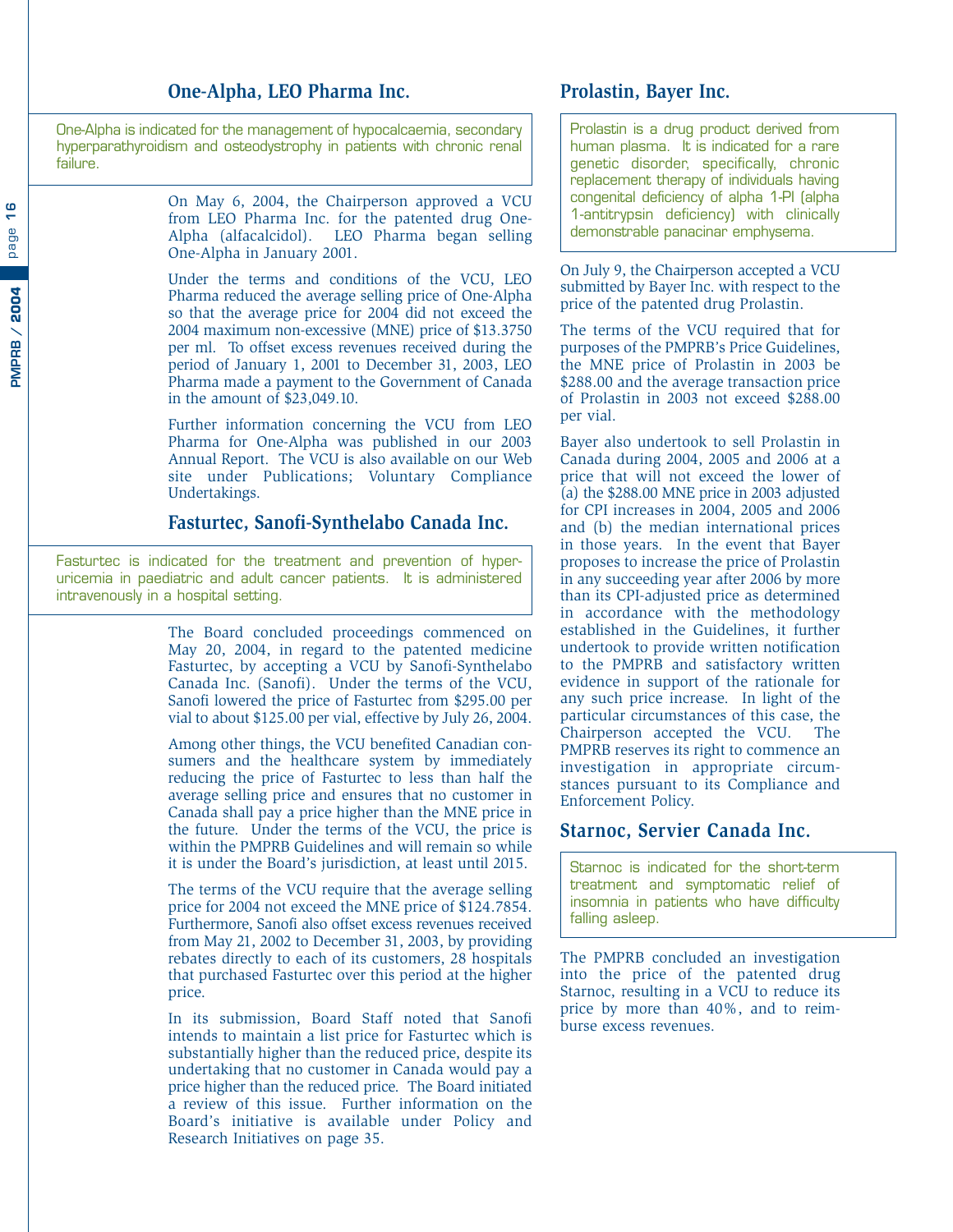## One-Alpha, LEO Pharma Inc.

One-Alpha is indicated for the management of hypocalcaemia, secondary hyperparathyroidism and osteodystrophy in patients with chronic renal failure.

On May 6, 2004, the Chairperson approved a VCU from LEO Pharma Inc. for the patented drug One-Alpha (alfacalcidol). LEO Pharma began selling One-Alpha in January 2001.

Under the terms and conditions of the VCU, LEO Pharma reduced the average selling price of One-Alpha so that the average price for 2004 did not exceed the 2004 maximum non-excessive (MNE) price of $13.3750 per ml. To offset excess revenues received during the period of January 1, 2001 to December 31, 2003, LEO Pharma made a payment to the Government of Canada in the amount of $23,049.10.

Further information concerning the VCU from LEO Pharma for One-Alpha was published in our 2003 Annual Report. The VCU is also available on our Web site under Publications; Voluntary Compliance Undertakings.

## Fasturtec, Sanofi-Synthelabo Canada Inc.

Fasturtec is indicated for the treatment and prevention of hyper-uricemia in paediatric and adult cancer patients. It is administered intravenously in a hospital setting.

The Board concluded proceedings commenced on May 20, 2004, in regard to the patented medicine Fasturtec, by accepting a VCU by Sanofi-Synthelabo Canada Inc. (Sanofi). Under the terms of the VCU, Sanofi lowered the price of Fasturtec from $295.00 per vial to about $125.00 per vial, effective by July 26, 2004.

Among other things, the VCU benefited Canadian consumers and the healthcare system by immediately reducing the price of Fasturtec to less than half the average selling price and ensures that no customer in Canada shall pay a price higher than the MNE price in the future. Under the terms of the VCU, the price is within the PMPRB Guidelines and will remain so while it is under the Board's jurisdiction, at least until 2015.

The terms of the VCU require that the average selling price for 2004 not exceed the MNE price of $124.7854. Furthermore, Sanofi also offset excess revenues received from May 21, 2002 to December 31, 2003, by providing rebates directly to each of its customers, 28 hospitals that purchased Fasturtec over this period at the higher price.

In its submission, Board Staff noted that Sanofi intends to maintain a list price for Fasturtec which is substantially higher than the reduced price, despite its undertaking that no customer in Canada would pay a price higher than the reduced price. The Board initiated a review of this issue. Further information on the Board's initiative is available under Policy and Research Initiatives on page 35.

## Prolastin, Bayer Inc.

Prolastin is a drug product derived from human plasma. It is indicated for a rare genetic disorder, specifically, chronic replacement therapy of individuals having congenital deficiency of alpha 1-PI (alpha 1-antitrypsin deficiency) with clinically demonstrable panacinar emphysema.

On July 9, the Chairperson accepted a VCU submitted by Bayer Inc. with respect to the price of the patented drug Prolastin.

The terms of the VCU required that for purposes of the PMPRB's Price Guidelines, the MNE price of Prolastin in 2003 be $288.00 and the average transaction price of Prolastin in 2003 not exceed $288.00 per vial.

Bayer also undertook to sell Prolastin in Canada during 2004, 2005 and 2006 at a price that will not exceed the lower of (a) the $288.00 MNE price in 2003 adjusted for CPI increases in 2004, 2005 and 2006 and (b) the median international prices in those years. In the event that Bayer proposes to increase the price of Prolastin in any succeeding year after 2006 by more than its CPI-adjusted price as determined in accordance with the methodology established in the Guidelines, it further undertook to provide written notification to the PMPRB and satisfactory written evidence in support of the rationale for any such price increase. In light of the particular circumstances of this case, the Chairperson accepted the VCU. The PMPRB reserves its right to commence an investigation in appropriate circumstances pursuant to its Compliance and Enforcement Policy.

## Starnoc, Servier Canada Inc.

Starnoc is indicated for the short-term treatment and symptomatic relief of insomnia in patients who have difficulty falling asleep.

The PMPRB concluded an investigation into the price of the patented drug Starnoc, resulting in a VCU to reduce its price by more than 40%, and to reimburse excess revenues.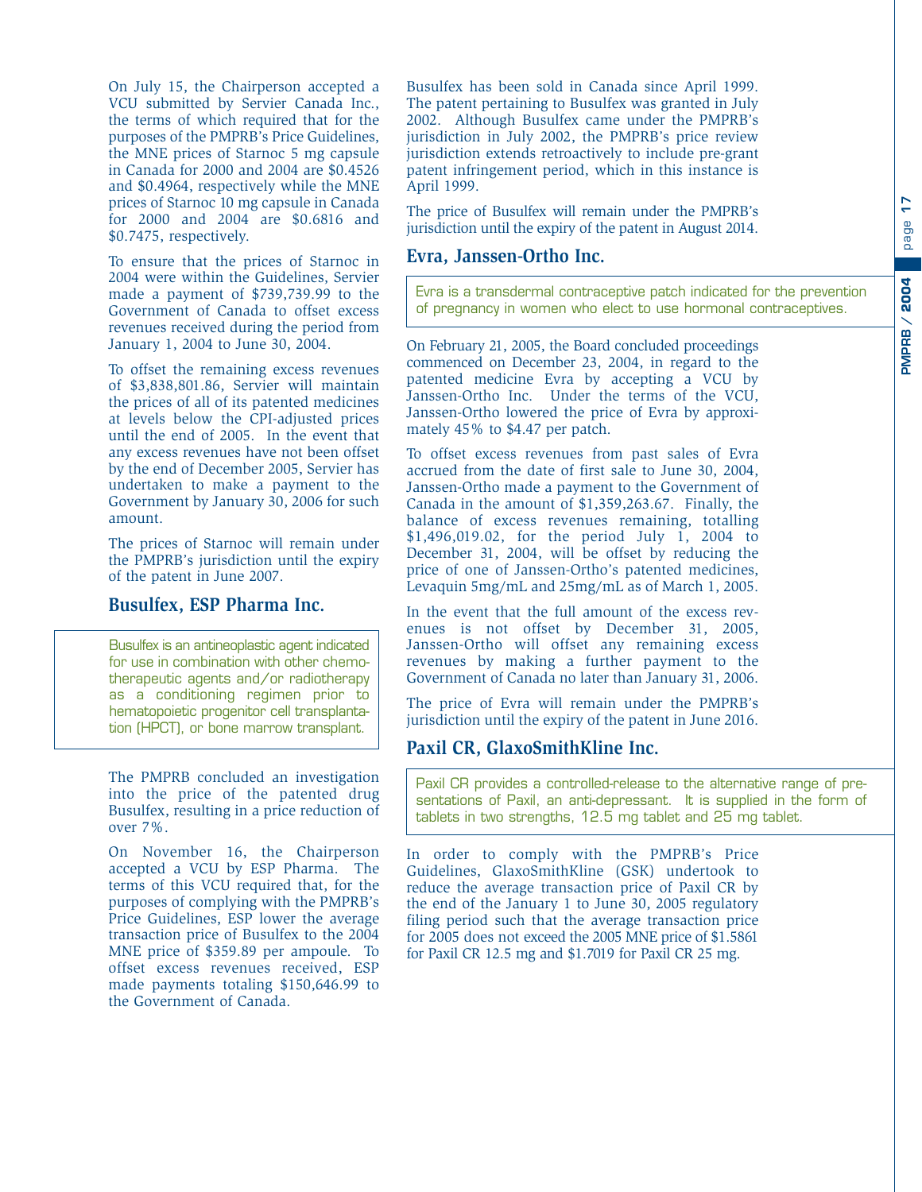On July 15, the Chairperson accepted a VCU submitted by Servier Canada Inc., the terms of which required that for the purposes of the PMPRB's Price Guidelines, the MNE prices of Starnoc 5 mg capsule in Canada for 2000 and 2004 are $0.4526 and $0.4964, respectively while the MNE prices of Starnoc 10 mg capsule in Canada for 2000 and 2004 are $0.6816 and $0.7475, respectively.

To ensure that the prices of Starnoc in 2004 were within the Guidelines, Servier made a payment of $739,739.99 to the Government of Canada to offset excess revenues received during the period from January 1, 2004 to June 30, 2004.

To offset the remaining excess revenues of $3,838,801.86, Servier will maintain the prices of all of its patented medicines at levels below the CPI-adjusted prices until the end of 2005. In the event that any excess revenues have not been offset by the end of December 2005, Servier has undertaken to make a payment to the Government by January 30, 2006 for such amount.

The prices of Starnoc will remain under the PMPRB's jurisdiction until the expiry of the patent in June 2007.

## Busulfex, ESP Pharma Inc.

> Busulfex is an antineoplastic agent indicated for use in combination with other chemotherapeutic agents and/or radiotherapy as a conditioning regimen prior to hematopoietic progenitor cell transplantation (HPCT), or bone marrow transplant.

The PMPRB concluded an investigation into the price of the patented drug Busulfex, resulting in a price reduction of over 7%.

On November 16, the Chairperson accepted a VCU by ESP Pharma. The terms of this VCU required that, for the purposes of complying with the PMPRB's Price Guidelines, ESP lower the average transaction price of Busulfex to the 2004 MNE price of $359.89 per ampoule. To offset excess revenues received, ESP made payments totaling $150,646.99 to the Government of Canada.

Busulfex has been sold in Canada since April 1999. The patent pertaining to Busulfex was granted in July 2002. Although Busulfex came under the PMPRB's jurisdiction in July 2002, the PMPRB's price review jurisdiction extends retroactively to include pre-grant patent infringement period, which in this instance is April 1999.

The price of Busulfex will remain under the PMPRB's jurisdiction until the expiry of the patent in August 2014.

## Evra, Janssen-Ortho Inc.

> Evra is a transdermal contraceptive patch indicated for the prevention of pregnancy in women who elect to use hormonal contraceptives.

On February 21, 2005, the Board concluded proceedings commenced on December 23, 2004, in regard to the patented medicine Evra by accepting a VCU by Janssen-Ortho Inc. Under the terms of the VCU, Janssen-Ortho lowered the price of Evra by approximately 45% to $4.47 per patch.

To offset excess revenues from past sales of Evra accrued from the date of first sale to June 30, 2004, Janssen-Ortho made a payment to the Government of Canada in the amount of $1,359,263.67. Finally, the balance of excess revenues remaining, totalling $1,496,019.02, for the period July 1, 2004 to December 31, 2004, will be offset by reducing the price of one of Janssen-Ortho's patented medicines, Levaquin 5mg/mL and 25mg/mL as of March 1, 2005.

In the event that the full amount of the excess revenues is not offset by December 31, 2005, Janssen-Ortho will offset any remaining excess revenues by making a further payment to the Government of Canada no later than January 31, 2006.

The price of Evra will remain under the PMPRB's jurisdiction until the expiry of the patent in June 2016.

## Paxil CR, GlaxoSmithKline Inc.

> Paxil CR provides a controlled-release to the alternative range of presentations of Paxil, an anti-depressant. It is supplied in the form of tablets in two strengths, 12.5 mg tablet and 25 mg tablet.

In order to comply with the PMPRB's Price Guidelines, GlaxoSmithKline (GSK) undertook to reduce the average transaction price of Paxil CR by the end of the January 1 to June 30, 2005 regulatory filing period such that the average transaction price for 2005 does not exceed the 2005 MNE price of $1.5861 for Paxil CR 12.5 mg and $1.7019 for Paxil CR 25 mg.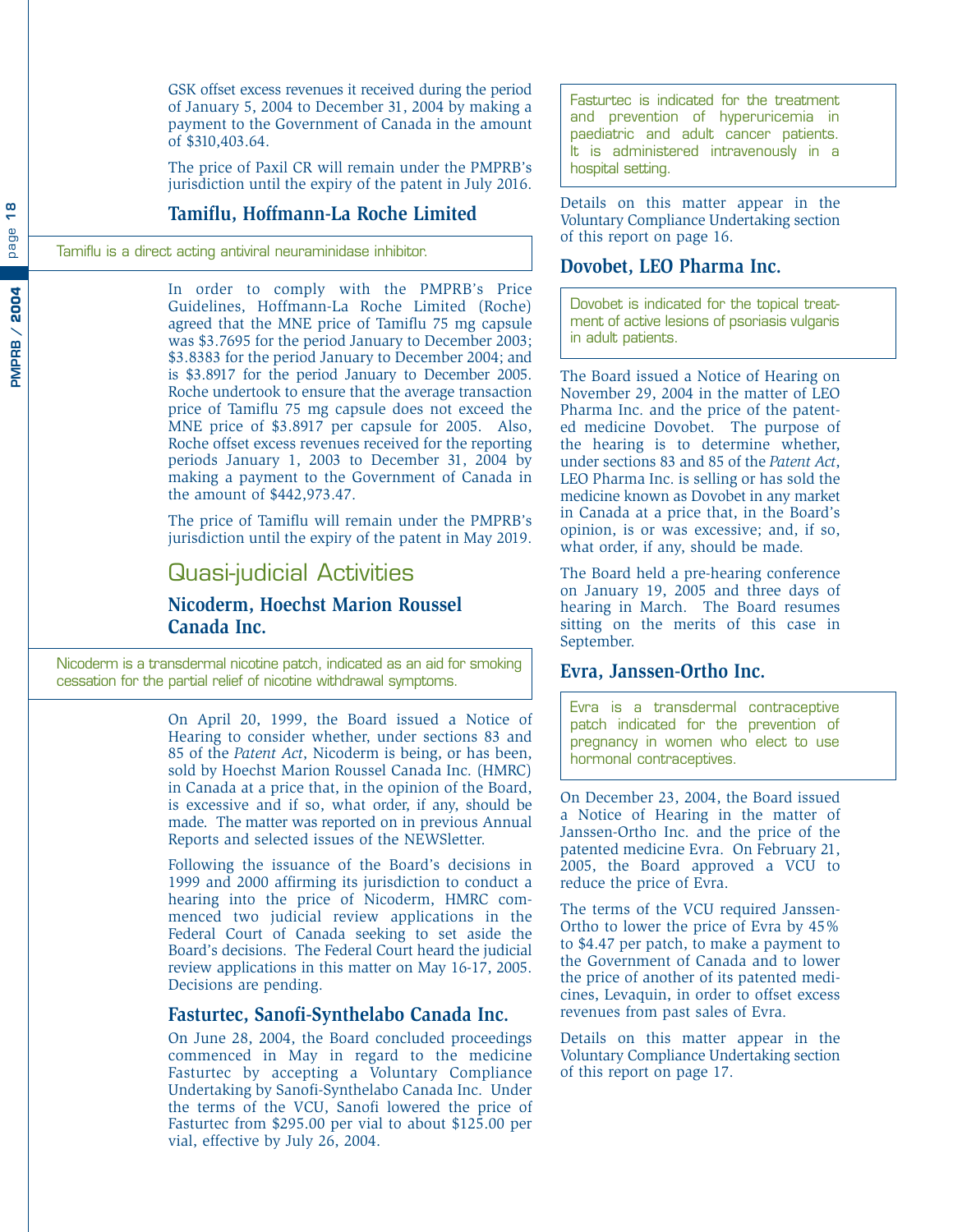GSK offset excess revenues it received during the period of January 5, 2004 to December 31, 2004 by making a payment to the Government of Canada in the amount of $310,403.64.

The price of Paxil CR will remain under the PMPRB's jurisdiction until the expiry of the patent in July 2016.

### Tamiflu, Hoffmann-La Roche Limited

Tamiflu is a direct acting antiviral neuraminidase inhibitor.

In order to comply with the PMPRB's Price Guidelines, Hoffmann-La Roche Limited (Roche) agreed that the MNE price of Tamiflu 75 mg capsule was $3.7695 for the period January to December 2003; $3.8383 for the period January to December 2004; and is $3.8917 for the period January to December 2005. Roche undertook to ensure that the average transaction price of Tamiflu 75 mg capsule does not exceed the MNE price of $3.8917 per capsule for 2005. Also, Roche offset excess revenues received for the reporting periods January 1, 2003 to December 31, 2004 by making a payment to the Government of Canada in the amount of $442,973.47.

The price of Tamiflu will remain under the PMPRB's jurisdiction until the expiry of the patent in May 2019.

## Quasi-judicial Activities

### Nicoderm, Hoechst Marion Roussel Canada Inc.

Nicoderm is a transdermal nicotine patch, indicated as an aid for smoking cessation for the partial relief of nicotine withdrawal symptoms.

On April 20, 1999, the Board issued a Notice of Hearing to consider whether, under sections 83 and 85 of the *Patent Act*, Nicoderm is being, or has been, sold by Hoechst Marion Roussel Canada Inc. (HMRC) in Canada at a price that, in the opinion of the Board, is excessive and if so, what order, if any, should be made. The matter was reported on in previous Annual Reports and selected issues of the NEWSletter.

Following the issuance of the Board's decisions in 1999 and 2000 affirming its jurisdiction to conduct a hearing into the price of Nicoderm, HMRC commenced two judicial review applications in the Federal Court of Canada seeking to set aside the Board's decisions. The Federal Court heard the judicial review applications in this matter on May 16-17, 2005. Decisions are pending.

### Fasturtec, Sanofi-Synthelabo Canada Inc.

On June 28, 2004, the Board concluded proceedings commenced in May in regard to the medicine Fasturtec by accepting a Voluntary Compliance Undertaking by Sanofi-Synthelabo Canada Inc. Under the terms of the VCU, Sanofi lowered the price of Fasturtec from $295.00 per vial to about $125.00 per vial, effective by July 26, 2004.

Fasturtec is indicated for the treatment and prevention of hyperuricemia in paediatric and adult cancer patients. It is administered intravenously in a hospital setting.

Details on this matter appear in the Voluntary Compliance Undertaking section of this report on page 16.

### Dovobet, LEO Pharma Inc.

Dovobet is indicated for the topical treatment of active lesions of psoriasis vulgaris in adult patients.

The Board issued a Notice of Hearing on November 29, 2004 in the matter of LEO Pharma Inc. and the price of the patented medicine Dovobet. The purpose of the hearing is to determine whether, under sections 83 and 85 of the *Patent Act*, LEO Pharma Inc. is selling or has sold the medicine known as Dovobet in any market in Canada at a price that, in the Board's opinion, is or was excessive; and, if so, what order, if any, should be made.

The Board held a pre-hearing conference on January 19, 2005 and three days of hearing in March. The Board resumes sitting on the merits of this case in September.

### Evra, Janssen-Ortho Inc.

Evra is a transdermal contraceptive patch indicated for the prevention of pregnancy in women who elect to use hormonal contraceptives.

On December 23, 2004, the Board issued a Notice of Hearing in the matter of Janssen-Ortho Inc. and the price of the patented medicine Evra. On February 21, 2005, the Board approved a VCU to reduce the price of Evra.

The terms of the VCU required Janssen-Ortho to lower the price of Evra by 45% to $4.47 per patch, to make a payment to the Government of Canada and to lower the price of another of its patented medicines, Levaquin, in order to offset excess revenues from past sales of Evra.

Details on this matter appear in the Voluntary Compliance Undertaking section of this report on page 17.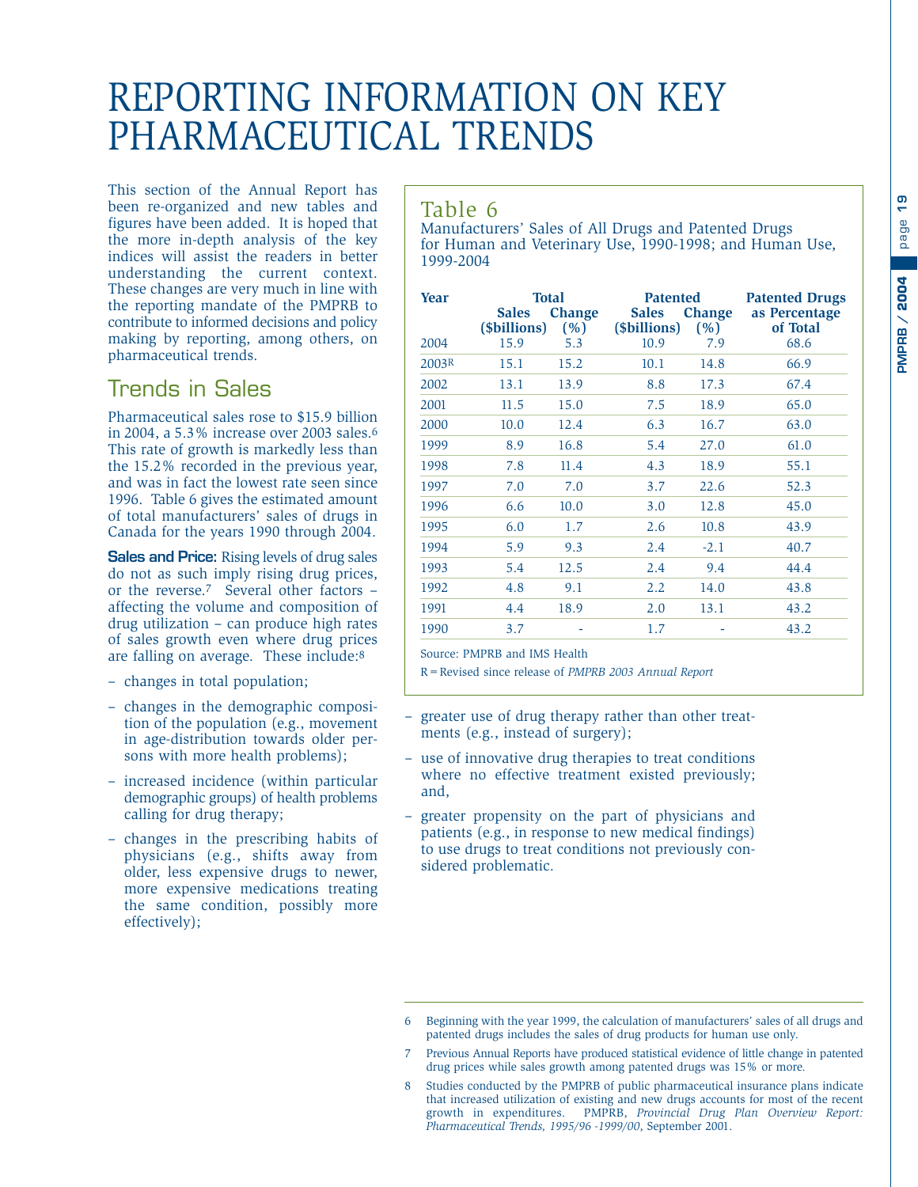# REPORTING INFORMATION ON KEY PHARMACEUTICAL TRENDS

This section of the Annual Report has been re-organized and new tables and figures have been added. It is hoped that the more in-depth analysis of the key indices will assist the readers in better understanding the current context. These changes are very much in line with the reporting mandate of the PMPRB to contribute to informed decisions and policy making by reporting, among others, on pharmaceutical trends.

## Trends in Sales

Pharmaceutical sales rose to $15.9 billion in 2004, a 5.3% increase over 2003 sales.[6] This rate of growth is markedly less than the 15.2% recorded in the previous year, and was in fact the lowest rate seen since 1996. Table 6 gives the estimated amount of total manufacturers' sales of drugs in Canada for the years 1990 through 2004.

**Sales and Price:** Rising levels of drug sales do not as such imply rising drug prices, or the reverse.[7] Several other factors – affecting the volume and composition of drug utilization – can produce high rates of sales growth even where drug prices are falling on average. These include:[8]

- changes in total population;
- changes in the demographic composition of the population (e.g., movement in age-distribution towards older persons with more health problems);
- increased incidence (within particular demographic groups) of health problems calling for drug therapy;
- changes in the prescribing habits of physicians (e.g., shifts away from older, less expensive drugs to newer, more expensive medications treating the same condition, possibly more effectively);
- greater use of drug therapy rather than other treatments (e.g., instead of surgery);
- use of innovative drug therapies to treat conditions where no effective treatment existed previously; and,
- greater propensity on the part of physicians and patients (e.g., in response to new medical findings) to use drugs to treat conditions not previously considered problematic.

### Table 6

Manufacturers' Sales of All Drugs and Patented Drugs for Human and Veterinary Use, 1990-1998; and Human Use, 1999-2004

| Year | Total | | Patented | | Patented Drugs as Percentage of Total |
|---|---|---|---|---|---|
| | Sales ($billions) | Change (%) | Sales ($billions) | Change (%) | |
| 2004 | 15.9 | 5.3 | 10.9 | 7.9 | 68.6 |
| 2003R | 15.1 | 15.2 | 10.1 | 14.8 | 66.9 |
| 2002 | 13.1 | 13.9 | 8.8 | 17.3 | 67.4 |
| 2001 | 11.5 | 15.0 | 7.5 | 18.9 | 65.0 |
| 2000 | 10.0 | 12.4 | 6.3 | 16.7 | 63.0 |
| 1999 | 8.9 | 16.8 | 5.4 | 27.0 | 61.0 |
| 1998 | 7.8 | 11.4 | 4.3 | 18.9 | 55.1 |
| 1997 | 7.0 | 7.0 | 3.7 | 22.6 | 52.3 |
| 1996 | 6.6 | 10.0 | 3.0 | 12.8 | 45.0 |
| 1995 | 6.0 | 1.7 | 2.6 | 10.8 | 43.9 |
| 1994 | 5.9 | 9.3 | 2.4 | -2.1 | 40.7 |
| 1993 | 5.4 | 12.5 | 2.4 | 9.4 | 44.4 |
| 1992 | 4.8 | 9.1 | 2.2 | 14.0 | 43.8 |
| 1991 | 4.4 | 18.9 | 2.0 | 13.1 | 43.2 |
| 1990 | 3.7 | - | 1.7 | - | 43.2 |

Source: PMPRB and IMS Health

R = Revised since release of *PMPRB 2003 Annual Report*

---

6 Beginning with the year 1999, the calculation of manufacturers' sales of all drugs and patented drugs includes the sales of drug products for human use only.

7 Previous Annual Reports have produced statistical evidence of little change in patented drug prices while sales growth among patented drugs was 15% or more.

8 Studies conducted by the PMPRB of public pharmaceutical insurance plans indicate that increased utilization of existing and new drugs accounts for most of the recent growth in expenditures. PMPRB, *Provincial Drug Plan Overview Report: Pharmaceutical Trends, 1995/96 -1999/00*, September 2001.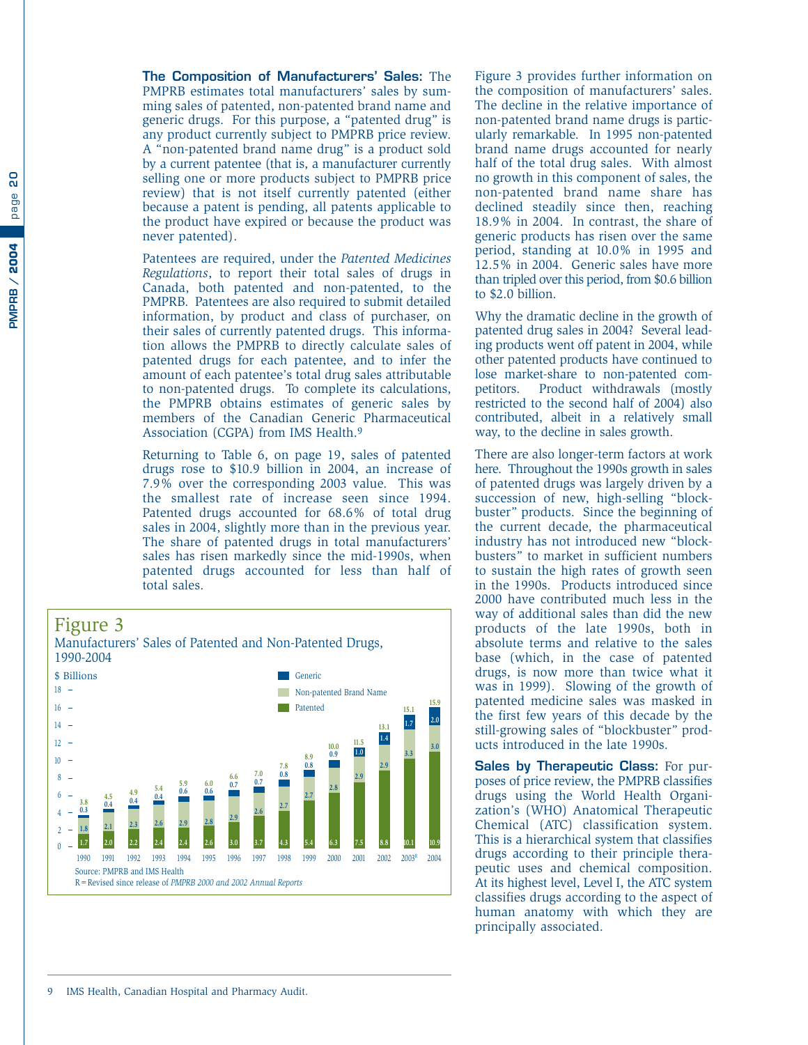**The Composition of Manufacturers' Sales:** The PMPRB estimates total manufacturers' sales by summing sales of patented, non-patented brand name and generic drugs. For this purpose, a "patented drug" is any product currently subject to PMPRB price review. A "non-patented brand name drug" is a product sold by a current patentee (that is, a manufacturer currently selling one or more products subject to PMPRB price review) that is not itself currently patented (either because a patent is pending, all patents applicable to the product have expired or because the product was never patented).

Patentees are required, under the *Patented Medicines Regulations*, to report their total sales of drugs in Canada, both patented and non-patented, to the PMPRB. Patentees are also required to submit detailed information, by product and class of purchaser, on their sales of currently patented drugs. This information allows the PMPRB to directly calculate sales of patented drugs for each patentee, and to infer the amount of each patentee's total drug sales attributable to non-patented drugs. To complete its calculations, the PMPRB obtains estimates of generic sales by members of the Canadian Generic Pharmaceutical Association (CGPA) from IMS Health.[9]

Returning to Table 6, on page 19, sales of patented drugs rose to \$10.9 billion in 2004, an increase of 7.9% over the corresponding 2003 value. This was the smallest rate of increase seen since 1994. Patented drugs accounted for 68.6% of total drug sales in 2004, slightly more than in the previous year. The share of patented drugs in total manufacturers' sales has risen markedly since the mid-1990s, when patented drugs accounted for less than half of total sales.

## Figure 3

Manufacturers' Sales of Patented and Non-Patented Drugs, 1990-2004

$ Billions

| Year | Patented | Non-patented Brand Name | Generic | Total |
|---|---|---|---|---|
| 1990 | 1.7 | 1.8 | 0.3 | 3.8 |
| 1991 | 2.0 | 2.1 | 0.4 | 4.5 |
| 1992 | 2.2 | 2.3 | 0.4 | 4.9 |
| 1993 | 2.4 | 2.6 | 0.4 | 5.4 |
| 1994 | 2.4 | 2.9 | 0.6 | 5.9 |
| 1995 | 2.6 | 2.8 | 0.6 | 6.0 |
| 1996 | 3.0 | 2.9 | 0.7 | 6.6 |
| 1997 | 3.7 | 2.6 | 0.7 | 7.0 |
| 1998 | 4.3 | 2.7 | 0.8 | 7.8 |
| 1999 | 5.4 | 2.7 | 0.8 | 8.9 |
| 2000 | 6.3 | 2.8 | 0.9 | 10.0 |
| 2001 | 7.5 | 2.9 | 1.0 | 11.5 |
| 2002 | 8.8 | 2.9 | 1.4 | 13.1 |
| 2003R | 10.1 | 3.3 | 1.7 | 15.1 |
| 2004 | 10.9 | 3.0 | 2.0 | 15.9 |

Source: PMPRB and IMS Health

R = Revised since release of *PMPRB 2000 and 2002 Annual Reports*

Figure 3 provides further information on the composition of manufacturers' sales. The decline in the relative importance of non-patented brand name drugs is particularly remarkable. In 1995 non-patented brand name drugs accounted for nearly half of the total drug sales. With almost no growth in this component of sales, the non-patented brand name share has declined steadily since then, reaching 18.9% in 2004. In contrast, the share of generic products has risen over the same period, standing at 10.0% in 1995 and 12.5% in 2004. Generic sales have more than tripled over this period, from \$0.6 billion to \$2.0 billion.

Why the dramatic decline in the growth of patented drug sales in 2004? Several leading products went off patent in 2004, while other patented products have continued to lose market-share to non-patented competitors. Product withdrawals (mostly restricted to the second half of 2004) also contributed, albeit in a relatively small way, to the decline in sales growth.

There are also longer-term factors at work here. Throughout the 1990s growth in sales of patented drugs was largely driven by a succession of new, high-selling "blockbuster" products. Since the beginning of the current decade, the pharmaceutical industry has not introduced new "blockbusters" to market in sufficient numbers to sustain the high rates of growth seen in the 1990s. Products introduced since 2000 have contributed much less in the way of additional sales than did the new products of the late 1990s, both in absolute terms and relative to the sales base (which, in the case of patented drugs, is now more than twice what it was in 1999). Slowing of the growth of patented medicine sales was masked in the first few years of this decade by the still-growing sales of "blockbuster" products introduced in the late 1990s.

**Sales by Therapeutic Class:** For purposes of price review, the PMPRB classifies drugs using the World Health Organization's (WHO) Anatomical Therapeutic Chemical (ATC) classification system. This is a hierarchical system that classifies drugs according to their principle therapeutic uses and chemical composition. At its highest level, Level I, the ATC system classifies drugs according to the aspect of human anatomy with which they are principally associated.

9 IMS Health, Canadian Hospital and Pharmacy Audit.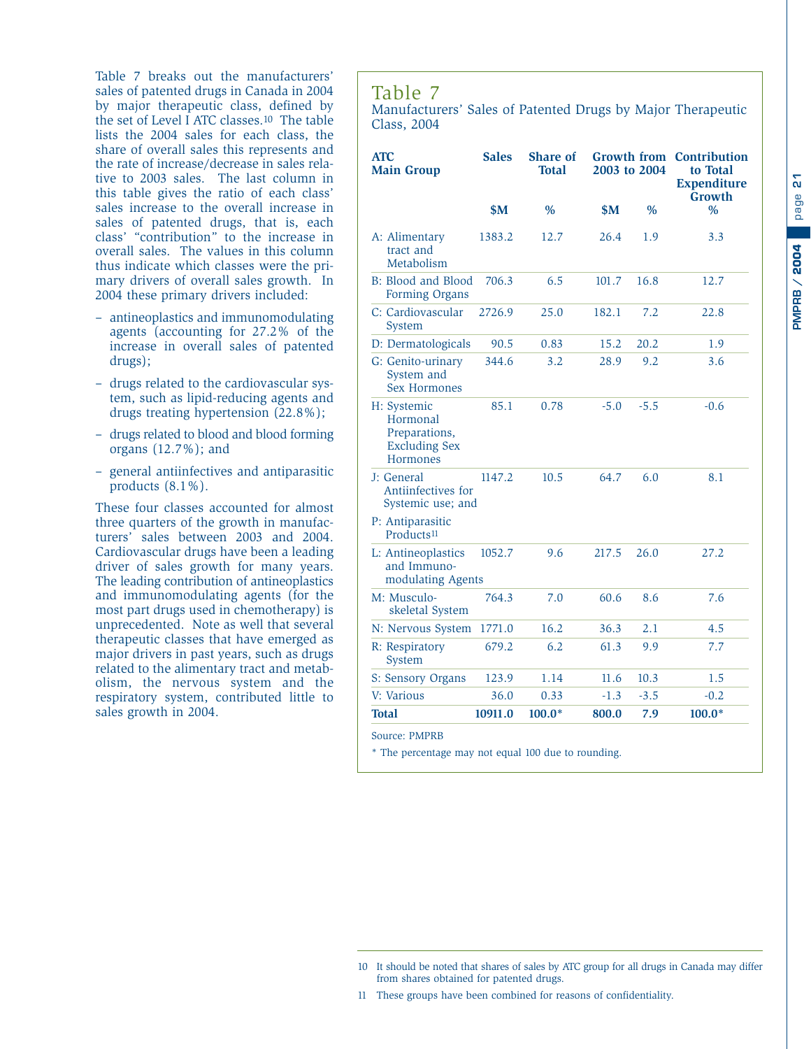Table 7 breaks out the manufacturers' sales of patented drugs in Canada in 2004 by major therapeutic class, defined by the set of Level I ATC classes.[10] The table lists the 2004 sales for each class, the share of overall sales this represents and the rate of increase/decrease in sales relative to 2003 sales. The last column in this table gives the ratio of each class' sales increase to the overall increase in sales of patented drugs, that is, each class' "contribution" to the increase in overall sales. The values in this column thus indicate which classes were the primary drivers of overall sales growth. In 2004 these primary drivers included:

- antineoplastics and immunomodulating agents (accounting for 27.2% of the increase in overall sales of patented drugs);
- drugs related to the cardiovascular system, such as lipid-reducing agents and drugs treating hypertension (22.8%);
- drugs related to blood and blood forming organs (12.7%); and
- general antiinfectives and antiparasitic products (8.1%).

These four classes accounted for almost three quarters of the growth in manufacturers' sales between 2003 and 2004. Cardiovascular drugs have been a leading driver of sales growth for many years. The leading contribution of antineoplastics and immunomodulating agents (for the most part drugs used in chemotherapy) is unprecedented. Note as well that several therapeutic classes that have emerged as major drivers in past years, such as drugs related to the alimentary tract and metabolism, the nervous system and the respiratory system, contributed little to sales growth in 2004.

## Table 7

Manufacturers' Sales of Patented Drugs by Major Therapeutic Class, 2004

| ATC Main Group | Sales | Share of Total | Growth from 2003 to 2004 | | Contribution to Total Expenditure Growth |
|---|---|---|---|---|---|
| | $M | % | $M | % | % |
| A: Alimentary tract and Metabolism | 1383.2 | 12.7 | 26.4 | 1.9 | 3.3 |
| B: Blood and Blood Forming Organs | 706.3 | 6.5 | 101.7 | 16.8 | 12.7 |
| C: Cardiovascular System | 2726.9 | 25.0 | 182.1 | 7.2 | 22.8 |
| D: Dermatologicals | 90.5 | 0.83 | 15.2 | 20.2 | 1.9 |
| G: Genito-urinary System and Sex Hormones | 344.6 | 3.2 | 28.9 | 9.2 | 3.6 |
| H: Systemic Hormonal Preparations, Excluding Sex Hormones | 85.1 | 0.78 | -5.0 | -5.5 | -0.6 |
| J: General Antiinfectives for Systemic use; and P: Antiparasitic Products[11] | 1147.2 | 10.5 | 64.7 | 6.0 | 8.1 |
| L: Antineoplastics and Immuno-modulating Agents | 1052.7 | 9.6 | 217.5 | 26.0 | 27.2 |
| M: Musculo-skeletal System | 764.3 | 7.0 | 60.6 | 8.6 | 7.6 |
| N: Nervous System | 1771.0 | 16.2 | 36.3 | 2.1 | 4.5 |
| R: Respiratory System | 679.2 | 6.2 | 61.3 | 9.9 | 7.7 |
| S: Sensory Organs | 123.9 | 1.14 | 11.6 | 10.3 | 1.5 |
| V: Various | 36.0 | 0.33 | -1.3 | -3.5 | -0.2 |
| **Total** | **10911.0** | **100.0*** | **800.0** | **7.9** | **100.0*** |

Source: PMPRB

* The percentage may not equal 100 due to rounding.

10 It should be noted that shares of sales by ATC group for all drugs in Canada may differ from shares obtained for patented drugs.

11 These groups have been combined for reasons of confidentiality.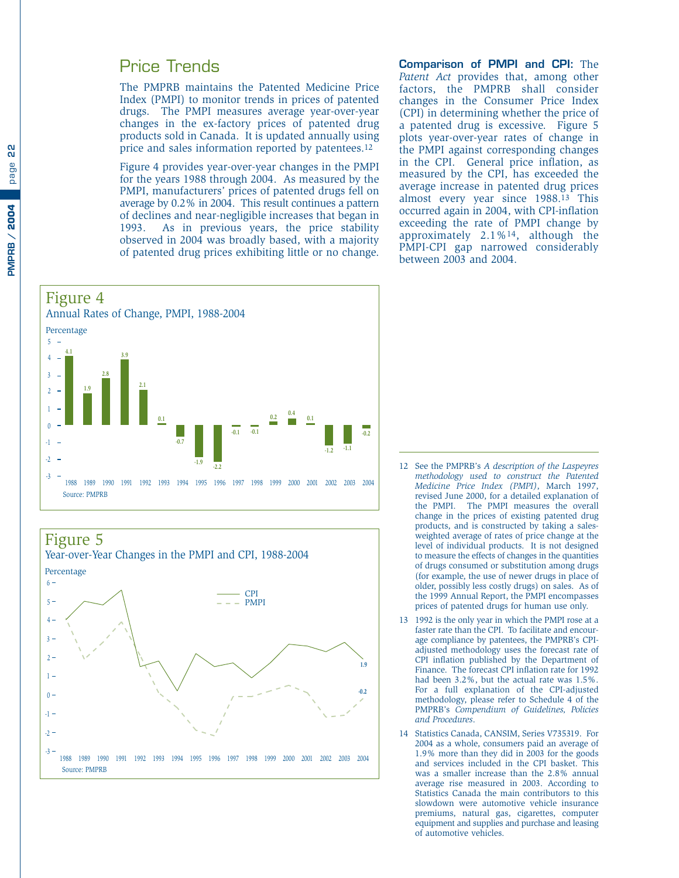## Price Trends

The PMPRB maintains the Patented Medicine Price Index (PMPI) to monitor trends in prices of patented drugs. The PMPI measures average year-over-year changes in the ex-factory prices of patented drug products sold in Canada. It is updated annually using price and sales information reported by patentees.[12]

Figure 4 provides year-over-year changes in the PMPI for the years 1988 through 2004. As measured by the PMPI, manufacturers' prices of patented drugs fell on average by 0.2% in 2004. This result continues a pattern of declines and near-negligible increases that began in 1993. As in previous years, the price stability observed in 2004 was broadly based, with a majority of patented drug prices exhibiting little or no change.

**Comparison of PMPI and CPI:** The *Patent Act* provides that, among other factors, the PMPRB shall consider changes in the Consumer Price Index (CPI) in determining whether the price of a patented drug is excessive. Figure 5 plots year-over-year rates of change in the PMPI against corresponding changes in the CPI. General price inflation, as measured by the CPI, has exceeded the average increase in patented drug prices almost every year since 1988.[13] This occurred again in 2004, with CPI-inflation exceeding the rate of PMPI change by approximately 2.1%[14], although the PMPI-CPI gap narrowed considerably between 2003 and 2004.

### Figure 4
Annual Rates of Change, PMPI, 1988-2004

| Year | 1988 | 1989 | 1990 | 1991 | 1992 | 1993 | 1994 | 1995 | 1996 | 1997 | 1998 | 1999 | 2000 | 2001 | 2002 | 2003 | 2004 |
|---|---|---|---|---|---|---|---|---|---|---|---|---|---|---|---|---|---|
| Percentage | 4.1 | 1.9 | 2.8 | 3.9 | 2.1 | 0.1 | -0.7 | -1.9 | -2.2 | -0.1 | -0.1 | 0.2 | 0.4 | 0.1 | -1.2 | -1.1 | -0.2 |

Source: PMPRB

### Figure 5
Year-over-Year Changes in the PMPI and CPI, 1988-2004

Percentage — CPI (2004: 1.9); PMPI (2004: -0.2)

Source: PMPRB

---

12 See the PMPRB's *A description of the Laspeyres methodology used to construct the Patented Medicine Price Index (PMPI)*, March 1997, revised June 2000, for a detailed explanation of the PMPI. The PMPI measures the overall change in the prices of existing patented drug products, and is constructed by taking a sales-weighted average of rates of price change at the level of individual products. It is not designed to measure the effects of changes in the quantities of drugs consumed or substitution among drugs (for example, the use of newer drugs in place of older, possibly less costly drugs) on sales. As of the 1999 Annual Report, the PMPI encompasses prices of patented drugs for human use only.

13 1992 is the only year in which the PMPI rose at a faster rate than the CPI. To facilitate and encourage compliance by patentees, the PMPRB's CPI-adjusted methodology uses the forecast rate of CPI inflation published by the Department of Finance. The forecast CPI inflation rate for 1992 had been 3.2%, but the actual rate was 1.5%. For a full explanation of the CPI-adjusted methodology, please refer to Schedule 4 of the PMPRB's *Compendium of Guidelines, Policies and Procedures*.

14 Statistics Canada, CANSIM, Series V735319. For 2004 as a whole, consumers paid an average of 1.9% more than they did in 2003 for the goods and services included in the CPI basket. This was a smaller increase than the 2.8% annual average rise measured in 2003. According to Statistics Canada the main contributors to this slowdown were automotive vehicle insurance premiums, natural gas, cigarettes, computer equipment and supplies and purchase and leasing of automotive vehicles.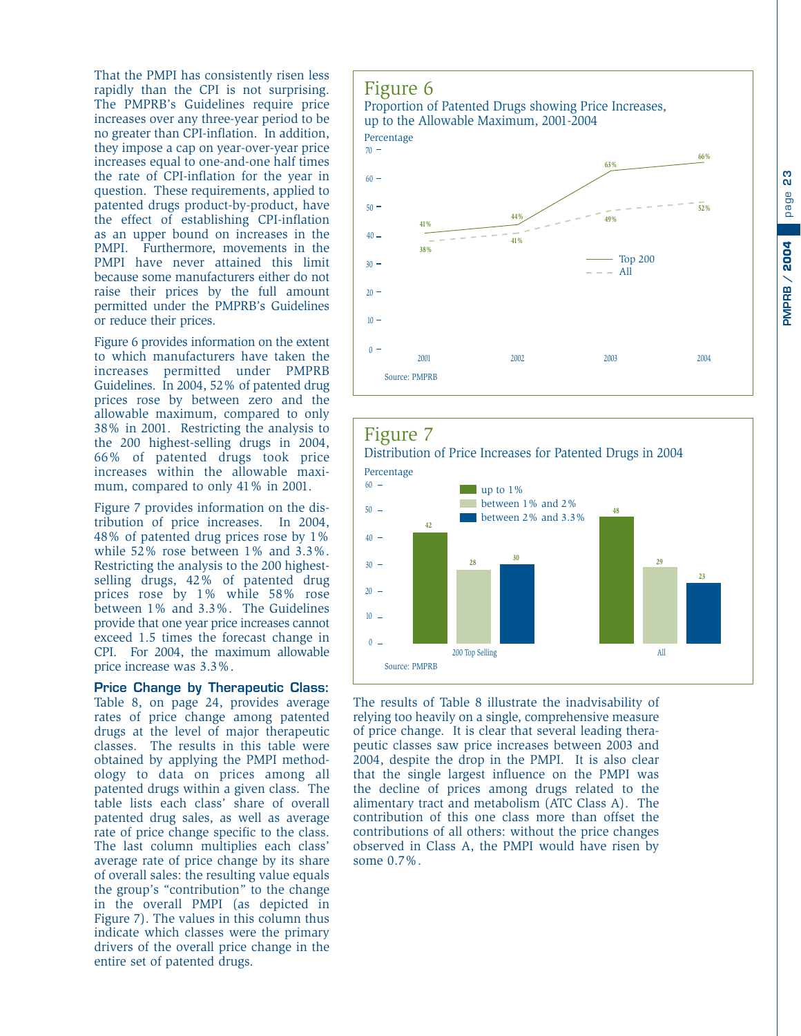That the PMPI has consistently risen less rapidly than the CPI is not surprising. The PMPRB's Guidelines require price increases over any three-year period to be no greater than CPI-inflation. In addition, they impose a cap on year-over-year price increases equal to one-and-one half times the rate of CPI-inflation for the year in question. These requirements, applied to patented drugs product-by-product, have the effect of establishing CPI-inflation as an upper bound on increases in the PMPI. Furthermore, movements in the PMPI have never attained this limit because some manufacturers either do not raise their prices by the full amount permitted under the PMPRB's Guidelines or reduce their prices.

Figure 6 provides information on the extent to which manufacturers have taken the increases permitted under PMPRB Guidelines. In 2004, 52% of patented drug prices rose by between zero and the allowable maximum, compared to only 38% in 2001. Restricting the analysis to the 200 highest-selling drugs in 2004, 66% of patented drugs took price increases within the allowable maximum, compared to only 41% in 2001.

Figure 7 provides information on the distribution of price increases. In 2004, 48% of patented drug prices rose by 1% while 52% rose between 1% and 3.3%. Restricting the analysis to the 200 highest-selling drugs, 42% of patented drug prices rose by 1% while 58% rose between 1% and 3.3%. The Guidelines provide that one year price increases cannot exceed 1.5 times the forecast change in CPI. For 2004, the maximum allowable price increase was 3.3%.

**Price Change by Therapeutic Class:** Table 8, on page 24, provides average rates of price change among patented drugs at the level of major therapeutic classes. The results in this table were obtained by applying the PMPI methodology to data on prices among all patented drugs within a given class. The table lists each class' share of overall patented drug sales, as well as average rate of price change specific to the class. The last column multiplies each class' average rate of price change by its share of overall sales: the resulting value equals the group's "contribution" to the change in the overall PMPI (as depicted in Figure 7). The values in this column thus indicate which classes were the primary drivers of the overall price change in the entire set of patented drugs.

## Figure 6

Proportion of Patented Drugs showing Price Increases, up to the Allowable Maximum, 2001-2004

| Year | Top 200 (%) | All (%) |
|---|---|---|
| 2001 | 41 | 38 |
| 2002 | 44 | 41 |
| 2003 | 63 | 49 |
| 2004 | 66 | 52 |

Source: PMPRB

## Figure 7

Distribution of Price Increases for Patented Drugs in 2004

| Percentage | up to 1% | between 1% and 2% | between 2% and 3.3% |
|---|---|---|---|
| 200 Top Selling | 42 | 28 | 30 |
| All | 48 | 29 | 23 |

Source: PMPRB

The results of Table 8 illustrate the inadvisability of relying too heavily on a single, comprehensive measure of price change. It is clear that several leading therapeutic classes saw price increases between 2003 and 2004, despite the drop in the PMPI. It is also clear that the single largest influence on the PMPI was the decline of prices among drugs related to the alimentary tract and metabolism (ATC Class A). The contribution of this one class more than offset the contributions of all others: without the price changes observed in Class A, the PMPI would have risen by some 0.7%.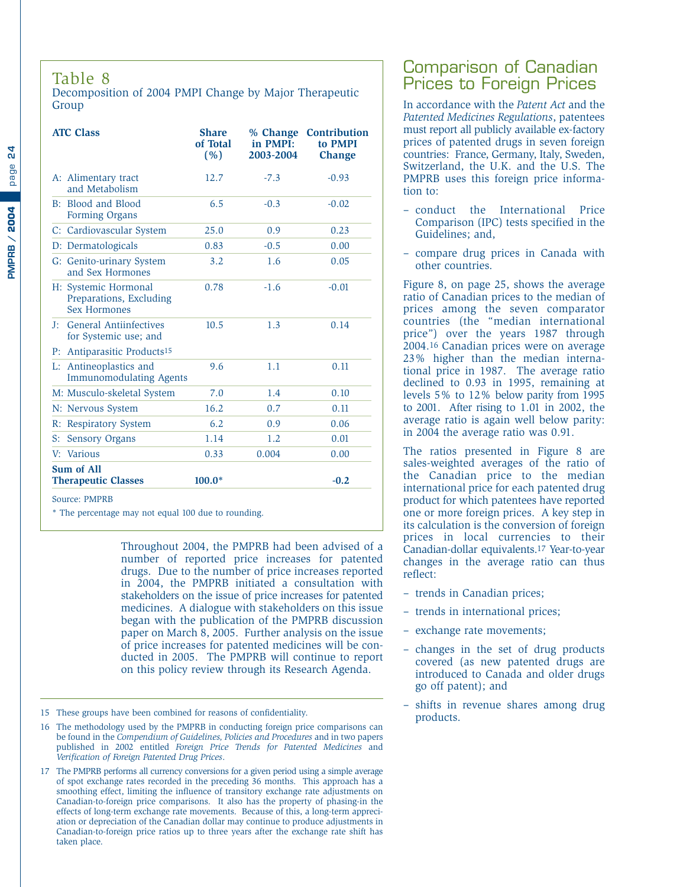## Table 8

Decomposition of 2004 PMPI Change by Major Therapeutic Group

| ATC Class | Share of Total (%) | % Change in PMPI: 2003-2004 | Contribution to PMPI Change |
|---|---|---|---|
| A: Alimentary tract and Metabolism | 12.7 | -7.3 | -0.93 |
| B: Blood and Blood Forming Organs | 6.5 | -0.3 | -0.02 |
| C: Cardiovascular System | 25.0 | 0.9 | 0.23 |
| D: Dermatologicals | 0.83 | -0.5 | 0.00 |
| G: Genito-urinary System and Sex Hormones | 3.2 | 1.6 | 0.05 |
| H: Systemic Hormonal Preparations, Excluding Sex Hormones | 0.78 | -1.6 | -0.01 |
| J: General Antiinfectives for Systemic use; and P: Antiparasitic Products[15] | 10.5 | 1.3 | 0.14 |
| L: Antineoplastics and Immunomodulating Agents | 9.6 | 1.1 | 0.11 |
| M: Musculo-skeletal System | 7.0 | 1.4 | 0.10 |
| N: Nervous System | 16.2 | 0.7 | 0.11 |
| R: Respiratory System | 6.2 | 0.9 | 0.06 |
| S: Sensory Organs | 1.14 | 1.2 | 0.01 |
| V: Various | 0.33 | 0.004 | 0.00 |
| **Sum of All Therapeutic Classes** | **100.0*** | | **-0.2** |

Source: PMPRB

* The percentage may not equal 100 due to rounding.

Throughout 2004, the PMPRB had been advised of a number of reported price increases for patented drugs. Due to the number of price increases reported in 2004, the PMPRB initiated a consultation with stakeholders on the issue of price increases for patented medicines. A dialogue with stakeholders on this issue began with the publication of the PMPRB discussion paper on March 8, 2005. Further analysis on the issue of price increases for patented medicines will be conducted in 2005. The PMPRB will continue to report on this policy review through its Research Agenda.

# Comparison of Canadian Prices to Foreign Prices

In accordance with the *Patent Act* and the *Patented Medicines Regulations*, patentees must report all publicly available ex-factory prices of patented drugs in seven foreign countries: France, Germany, Italy, Sweden, Switzerland, the U.K. and the U.S. The PMPRB uses this foreign price information to:

- conduct the International Price Comparison (IPC) tests specified in the Guidelines; and,
- compare drug prices in Canada with other countries.

Figure 8, on page 25, shows the average ratio of Canadian prices to the median of prices among the seven comparator countries (the "median international price") over the years 1987 through 2004.[16] Canadian prices were on average 23% higher than the median international price in 1987. The average ratio declined to 0.93 in 1995, remaining at levels 5% to 12% below parity from 1995 to 2001. After rising to 1.01 in 2002, the average ratio is again well below parity: in 2004 the average ratio was 0.91.

The ratios presented in Figure 8 are sales-weighted averages of the ratio of the Canadian price to the median international price for each patented drug product for which patentees have reported one or more foreign prices. A key step in its calculation is the conversion of foreign prices in local currencies to their Canadian-dollar equivalents.[17] Year-to-year changes in the average ratio can thus reflect:

- trends in Canadian prices;
- trends in international prices;
- exchange rate movements;
- changes in the set of drug products covered (as new patented drugs are introduced to Canada and older drugs go off patent); and
- shifts in revenue shares among drug products.

---

15 These groups have been combined for reasons of confidentiality.

16 The methodology used by the PMPRB in conducting foreign price comparisons can be found in the *Compendium of Guidelines, Policies and Procedures* and in two papers published in 2002 entitled *Foreign Price Trends for Patented Medicines* and *Verification of Foreign Patented Drug Prices*.

17 The PMPRB performs all currency conversions for a given period using a simple average of spot exchange rates recorded in the preceding 36 months. This approach has a smoothing effect, limiting the influence of transitory exchange rate adjustments on Canadian-to-foreign price comparisons. It also has the property of phasing-in the effects of long-term exchange rate movements. Because of this, a long-term appreciation or depreciation of the Canadian dollar may continue to produce adjustments in Canadian-to-foreign price ratios up to three years after the exchange rate shift has taken place.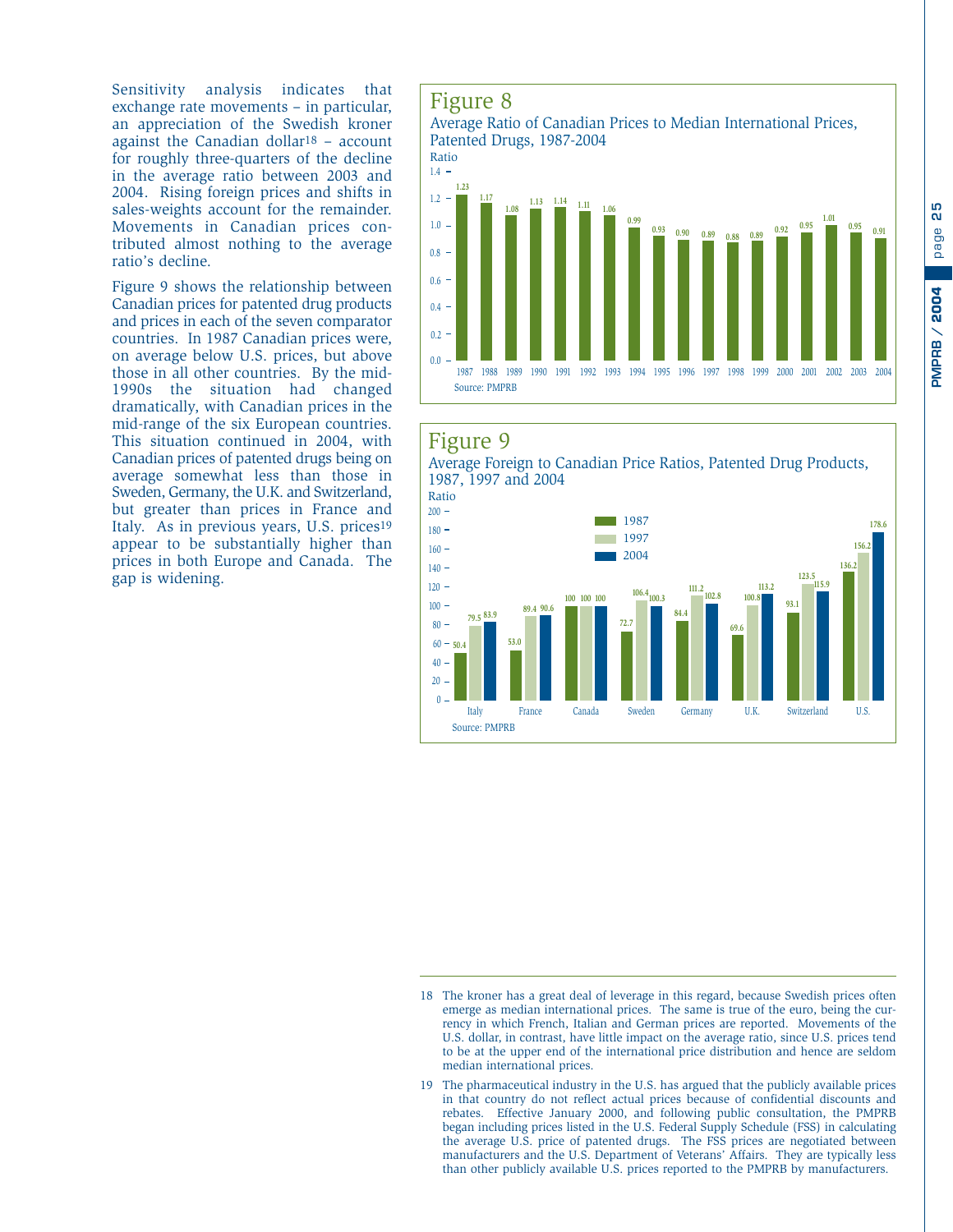Sensitivity analysis indicates that exchange rate movements – in particular, an appreciation of the Swedish kroner against the Canadian dollar[18] – account for roughly three-quarters of the decline in the average ratio between 2003 and 2004. Rising foreign prices and shifts in sales-weights account for the remainder. Movements in Canadian prices contributed almost nothing to the average ratio's decline.

Figure 9 shows the relationship between Canadian prices for patented drug products and prices in each of the seven comparator countries. In 1987 Canadian prices were, on average below U.S. prices, but above those in all other countries. By the mid-1990s the situation had changed dramatically, with Canadian prices in the mid-range of the six European countries. This situation continued in 2004, with Canadian prices of patented drugs being on average somewhat less than those in Sweden, Germany, the U.K. and Switzerland, but greater than prices in France and Italy. As in previous years, U.S. prices[19] appear to be substantially higher than prices in both Europe and Canada. The gap is widening.

## Figure 8

Average Ratio of Canadian Prices to Median International Prices, Patented Drugs, 1987-2004

| Year | Ratio |
|---|---|
| 1987 | 1.23 |
| 1988 | 1.17 |
| 1989 | 1.08 |
| 1990 | 1.13 |
| 1991 | 1.14 |
| 1992 | 1.11 |
| 1993 | 1.06 |
| 1994 | 0.99 |
| 1995 | 0.93 |
| 1996 | 0.90 |
| 1997 | 0.89 |
| 1998 | 0.88 |
| 1999 | 0.89 |
| 2000 | 0.92 |
| 2001 | 0.95 |
| 2002 | 1.01 |
| 2003 | 0.95 |
| 2004 | 0.91 |

Source: PMPRB

## Figure 9

Average Foreign to Canadian Price Ratios, Patented Drug Products, 1987, 1997 and 2004

| Country | 1987 | 1997 | 2004 |
|---|---|---|---|
| Italy | 50.4 | 79.5 | 83.9 |
| France | 53.0 | 89.4 | 90.6 |
| Canada | 100 | 100 | 100 |
| Sweden | 72.7 | 106.4 | 100.3 |
| Germany | 84.4 | 111.2 | 102.8 |
| U.K. | 69.6 | 100.8 | 113.2 |
| Switzerland | 93.1 | 123.5 | 115.9 |
| U.S. | 136.2 | 156.2 | 178.6 |

Source: PMPRB

---

18 The kroner has a great deal of leverage in this regard, because Swedish prices often emerge as median international prices. The same is true of the euro, being the currency in which French, Italian and German prices are reported. Movements of the U.S. dollar, in contrast, have little impact on the average ratio, since U.S. prices tend to be at the upper end of the international price distribution and hence are seldom median international prices.

19 The pharmaceutical industry in the U.S. has argued that the publicly available prices in that country do not reflect actual prices because of confidential discounts and rebates. Effective January 2000, and following public consultation, the PMPRB began including prices listed in the U.S. Federal Supply Schedule (FSS) in calculating the average U.S. price of patented drugs. The FSS prices are negotiated between manufacturers and the U.S. Department of Veterans' Affairs. They are typically less than other publicly available U.S. prices reported to the PMPRB by manufacturers.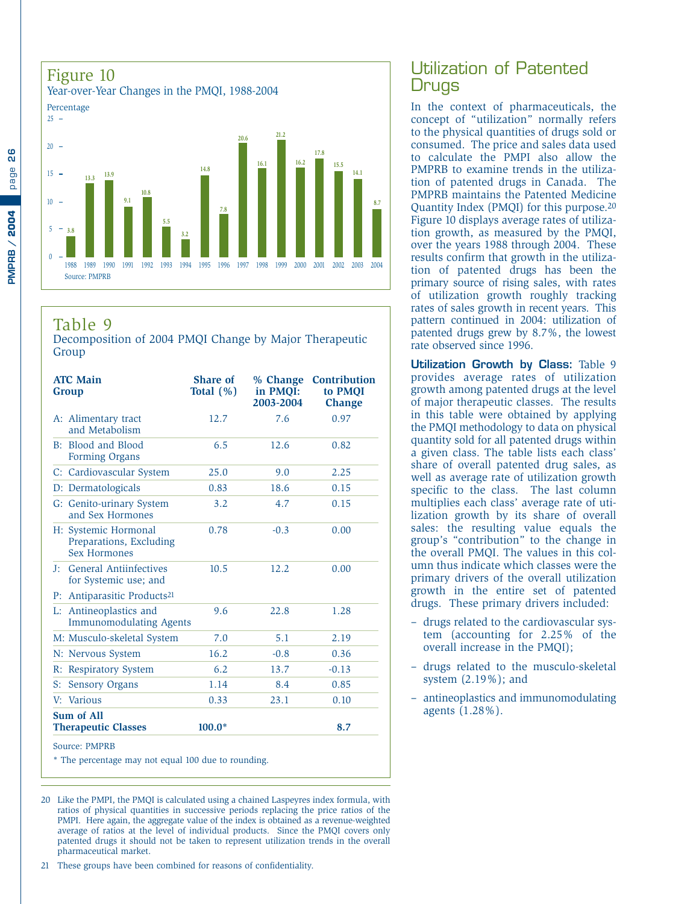## Figure 10

Year-over-Year Changes in the PMQI, 1988-2004

| Year | Percentage |
|---|---|
| 1988 | 3.8 |
| 1989 | 13.3 |
| 1990 | 13.9 |
| 1991 | 9.1 |
| 1992 | 10.8 |
| 1993 | 5.5 |
| 1994 | 3.2 |
| 1995 | 14.8 |
| 1996 | 7.8 |
| 1997 | 20.6 |
| 1998 | 16.1 |
| 1999 | 21.2 |
| 2000 | 16.2 |
| 2001 | 17.8 |
| 2002 | 15.5 |
| 2003 | 14.1 |
| 2004 | 8.7 |

Source: PMPRB

## Table 9

Decomposition of 2004 PMQI Change by Major Therapeutic Group

| ATC Main Group | Share of Total (%) | % Change in PMQI: 2003-2004 | Contribution to PMQI Change |
|---|---|---|---|
| A: Alimentary tract and Metabolism | 12.7 | 7.6 | 0.97 |
| B: Blood and Blood Forming Organs | 6.5 | 12.6 | 0.82 |
| C: Cardiovascular System | 25.0 | 9.0 | 2.25 |
| D: Dermatologicals | 0.83 | 18.6 | 0.15 |
| G: Genito-urinary System and Sex Hormones | 3.2 | 4.7 | 0.15 |
| H: Systemic Hormonal Preparations, Excluding Sex Hormones | 0.78 | -0.3 | 0.00 |
| J: General Antiinfectives for Systemic use; and P: Antiparasitic Products[21] | 10.5 | 12.2 | 0.00 |
| L: Antineoplastics and Immunomodulating Agents | 9.6 | 22.8 | 1.28 |
| M: Musculo-skeletal System | 7.0 | 5.1 | 2.19 |
| N: Nervous System | 16.2 | -0.8 | 0.36 |
| R: Respiratory System | 6.2 | 13.7 | -0.13 |
| S: Sensory Organs | 1.14 | 8.4 | 0.85 |
| V: Various | 0.33 | 23.1 | 0.10 |
| **Sum of All Therapeutic Classes** | **100.0*** | | **8.7** |

Source: PMPRB

* The percentage may not equal 100 due to rounding.

# Utilization of Patented Drugs

In the context of pharmaceuticals, the concept of "utilization" normally refers to the physical quantities of drugs sold or consumed. The price and sales data used to calculate the PMPI also allow the PMPRB to examine trends in the utilization of patented drugs in Canada. The PMPRB maintains the Patented Medicine Quantity Index (PMQI) for this purpose.[20] Figure 10 displays average rates of utilization growth, as measured by the PMQI, over the years 1988 through 2004. These results confirm that growth in the utilization of patented drugs has been the primary source of rising sales, with rates of utilization growth roughly tracking rates of sales growth in recent years. This pattern continued in 2004: utilization of patented drugs grew by 8.7%, the lowest rate observed since 1996.

**Utilization Growth by Class:** Table 9 provides average rates of utilization growth among patented drugs at the level of major therapeutic classes. The results in this table were obtained by applying the PMQI methodology to data on physical quantity sold for all patented drugs within a given class. The table lists each class' share of overall patented drug sales, as well as average rate of utilization growth specific to the class. The last column multiplies each class' average rate of utilization growth by its share of overall sales: the resulting value equals the group's "contribution" to the change in the overall PMQI. The values in this column thus indicate which classes were the primary drivers of the overall utilization growth in the entire set of patented drugs. These primary drivers included:

- drugs related to the cardiovascular system (accounting for 2.25% of the overall increase in the PMQI);
- drugs related to the musculo-skeletal system (2.19%); and
- antineoplastics and immunomodulating agents (1.28%).

---

20 Like the PMPI, the PMQI is calculated using a chained Laspeyres index formula, with ratios of physical quantities in successive periods replacing the price ratios of the PMPI. Here again, the aggregate value of the index is obtained as a revenue-weighted average of ratios at the level of individual products. Since the PMQI covers only patented drugs it should not be taken to represent utilization trends in the overall pharmaceutical market.

21 These groups have been combined for reasons of confidentiality.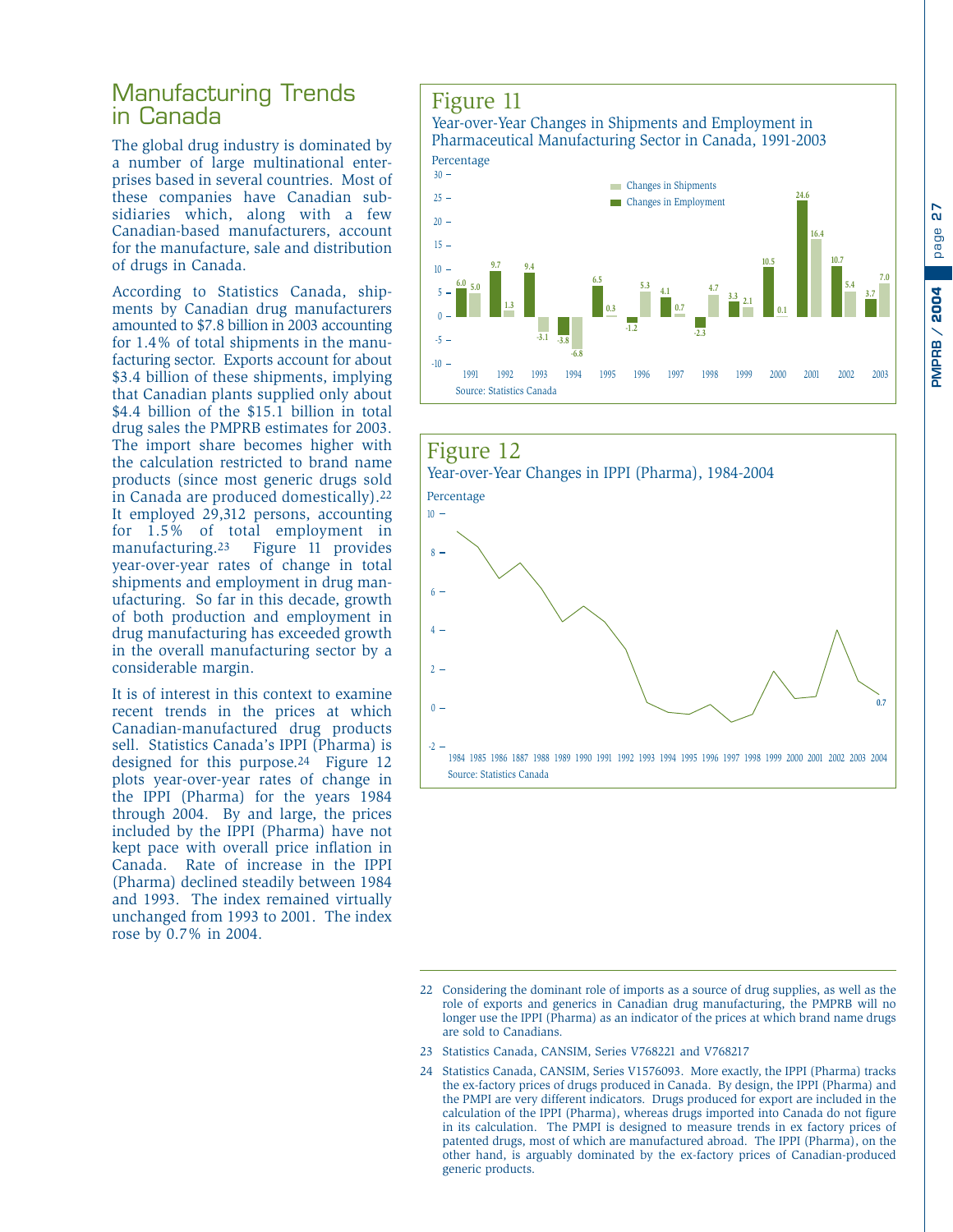# Manufacturing Trends in Canada

The global drug industry is dominated by a number of large multinational enterprises based in several countries. Most of these companies have Canadian subsidiaries which, along with a few Canadian-based manufacturers, account for the manufacture, sale and distribution of drugs in Canada.

According to Statistics Canada, shipments by Canadian drug manufacturers amounted to $7.8 billion in 2003 accounting for 1.4% of total shipments in the manufacturing sector. Exports account for about $3.4 billion of these shipments, implying that Canadian plants supplied only about $4.4 billion of the $15.1 billion in total drug sales the PMPRB estimates for 2003. The import share becomes higher with the calculation restricted to brand name products (since most generic drugs sold in Canada are produced domestically).[22] It employed 29,312 persons, accounting for 1.5% of total employment in manufacturing.[23] Figure 11 provides year-over-year rates of change in total shipments and employment in drug manufacturing. So far in this decade, growth of both production and employment in drug manufacturing has exceeded growth in the overall manufacturing sector by a considerable margin.

It is of interest in this context to examine recent trends in the prices at which Canadian-manufactured drug products sell. Statistics Canada's IPPI (Pharma) is designed for this purpose.[24] Figure 12 plots year-over-year rates of change in the IPPI (Pharma) for the years 1984 through 2004. By and large, the prices included by the IPPI (Pharma) have not kept pace with overall price inflation in Canada. Rate of increase in the IPPI (Pharma) declined steadily between 1984 and 1993. The index remained virtually unchanged from 1993 to 2001. The index rose by 0.7% in 2004.

## Figure 11

Year-over-Year Changes in Shipments and Employment in Pharmaceutical Manufacturing Sector in Canada, 1991-2003

Percentage

| Year | Changes in Employment | Changes in Shipments |
|---|---|---|
| 1991 | 6.0 | 5.0 |
| 1992 | 9.7 | 1.3 |
| 1993 | 9.4 | -3.1 |
| 1994 | -3.8 | -6.8 |
| 1995 | 6.5 | 0.3 |
| 1996 | -1.2 | 5.3 |
| 1997 | 4.1 | 0.7 |
| 1998 | -2.3 | 4.7 |
| 1999 | 3.3 | 2.1 |
| 2000 | 10.5 | 0.1 |
| 2001 | 24.6 | 16.4 |
| 2002 | 10.7 | 5.4 |
| 2003 | 3.7 | 7.0 |

Source: Statistics Canada

## Figure 12

Year-over-Year Changes in IPPI (Pharma), 1984-2004

Percentage

(Line chart, 1984–2004; 2004 value labelled 0.7)

Source: Statistics Canada

---

22 Considering the dominant role of imports as a source of drug supplies, as well as the role of exports and generics in Canadian drug manufacturing, the PMPRB will no longer use the IPPI (Pharma) as an indicator of the prices at which brand name drugs are sold to Canadians.

23 Statistics Canada, CANSIM, Series V768221 and V768217

24 Statistics Canada, CANSIM, Series V1576093. More exactly, the IPPI (Pharma) tracks the ex-factory prices of drugs produced in Canada. By design, the IPPI (Pharma) and the PMPI are very different indicators. Drugs produced for export are included in the calculation of the IPPI (Pharma), whereas drugs imported into Canada do not figure in its calculation. The PMPI is designed to measure trends in ex factory prices of patented drugs, most of which are manufactured abroad. The IPPI (Pharma), on the other hand, is arguably dominated by the ex-factory prices of Canadian-produced generic products.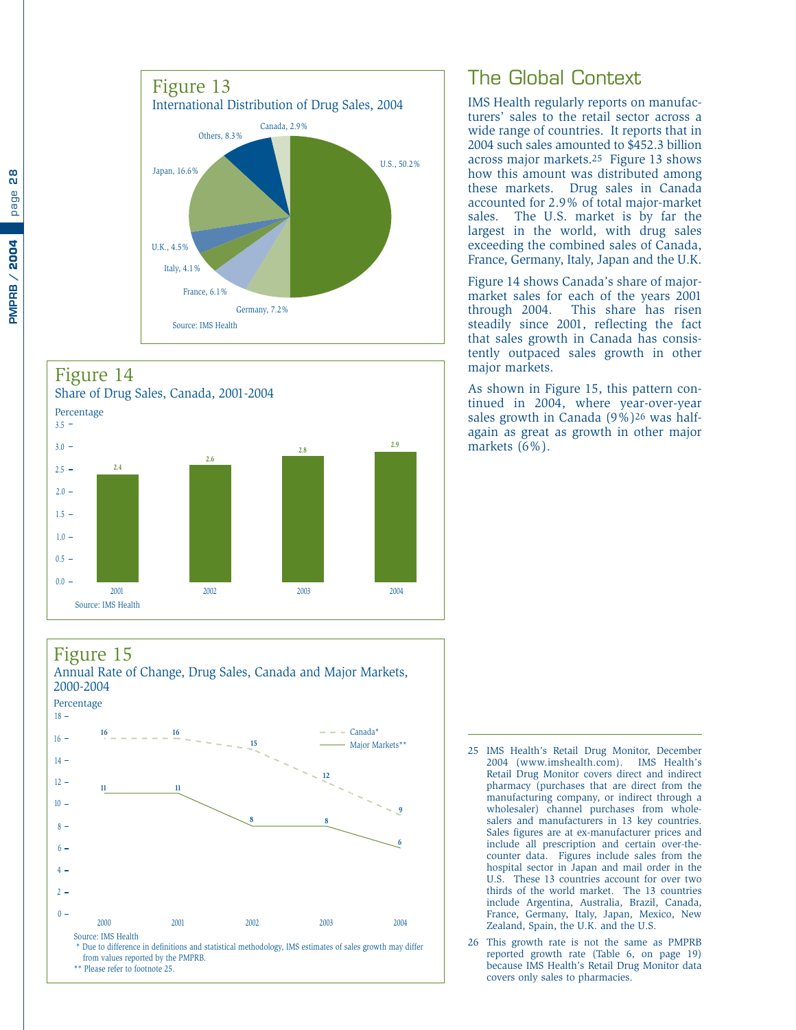## The Global Context

IMS Health regularly reports on manufacturers' sales to the retail sector across a wide range of countries. It reports that in 2004 such sales amounted to $452.3 billion across major markets.[25] Figure 13 shows how this amount was distributed among these markets. Drug sales in Canada accounted for 2.9% of total major-market sales. The U.S. market is by far the largest in the world, with drug sales exceeding the combined sales of Canada, France, Germany, Italy, Japan and the U.K.

Figure 14 shows Canada's share of major-market sales for each of the years 2001 through 2004. This share has risen steadily since 2001, reflecting the fact that sales growth in Canada has consistently outpaced sales growth in other major markets.

As shown in Figure 15, this pattern continued in 2004, where year-over-year sales growth in Canada (9%)[26] was half-again as great as growth in other major markets (6%).

**Figure 13**
International Distribution of Drug Sales, 2004

| Market | Share |
|---|---|
| U.S. | 50.2% |
| Japan | 16.6% |
| Others | 8.3% |
| Germany | 7.2% |
| France | 6.1% |
| U.K. | 4.5% |
| Italy | 4.1% |
| Canada | 2.9% |

Source: IMS Health

**Figure 14**
Share of Drug Sales, Canada, 2001-2004

| Year | Percentage |
|---|---|
| 2001 | 2.4 |
| 2002 | 2.6 |
| 2003 | 2.8 |
| 2004 | 2.9 |

Source: IMS Health

**Figure 15**
Annual Rate of Change, Drug Sales, Canada and Major Markets, 2000-2004

| Year | Canada* (%) | Major Markets** (%) |
|---|---|---|
| 2000 | 16 | 11 |
| 2001 | 16 | 11 |
| 2002 | 15 | 8 |
| 2003 | 12 | 8 |
| 2004 | 9 | 6 |

Source: IMS Health
\* Due to difference in definitions and statistical methodology, IMS estimates of sales growth may differ from values reported by the PMPRB.
\*\* Please refer to footnote 25.

---

25 IMS Health's Retail Drug Monitor, December 2004 (www.imshealth.com). IMS Health's Retail Drug Monitor covers direct and indirect pharmacy (purchases that are direct from the manufacturing company, or indirect through a wholesaler) channel purchases from wholesalers and manufacturers in 13 key countries. Sales figures are at ex-manufacturer prices and include all prescription and certain over-the-counter data. Figures include sales from the hospital sector in Japan and mail order in the U.S. These 13 countries account for over two thirds of the world market. The 13 countries include Argentina, Australia, Brazil, Canada, France, Germany, Italy, Japan, Mexico, New Zealand, Spain, the U.K. and the U.S.

26 This growth rate is not the same as PMPRB reported growth rate (Table 6, on page 19) because IMS Health's Retail Drug Monitor data covers only sales to pharmacies.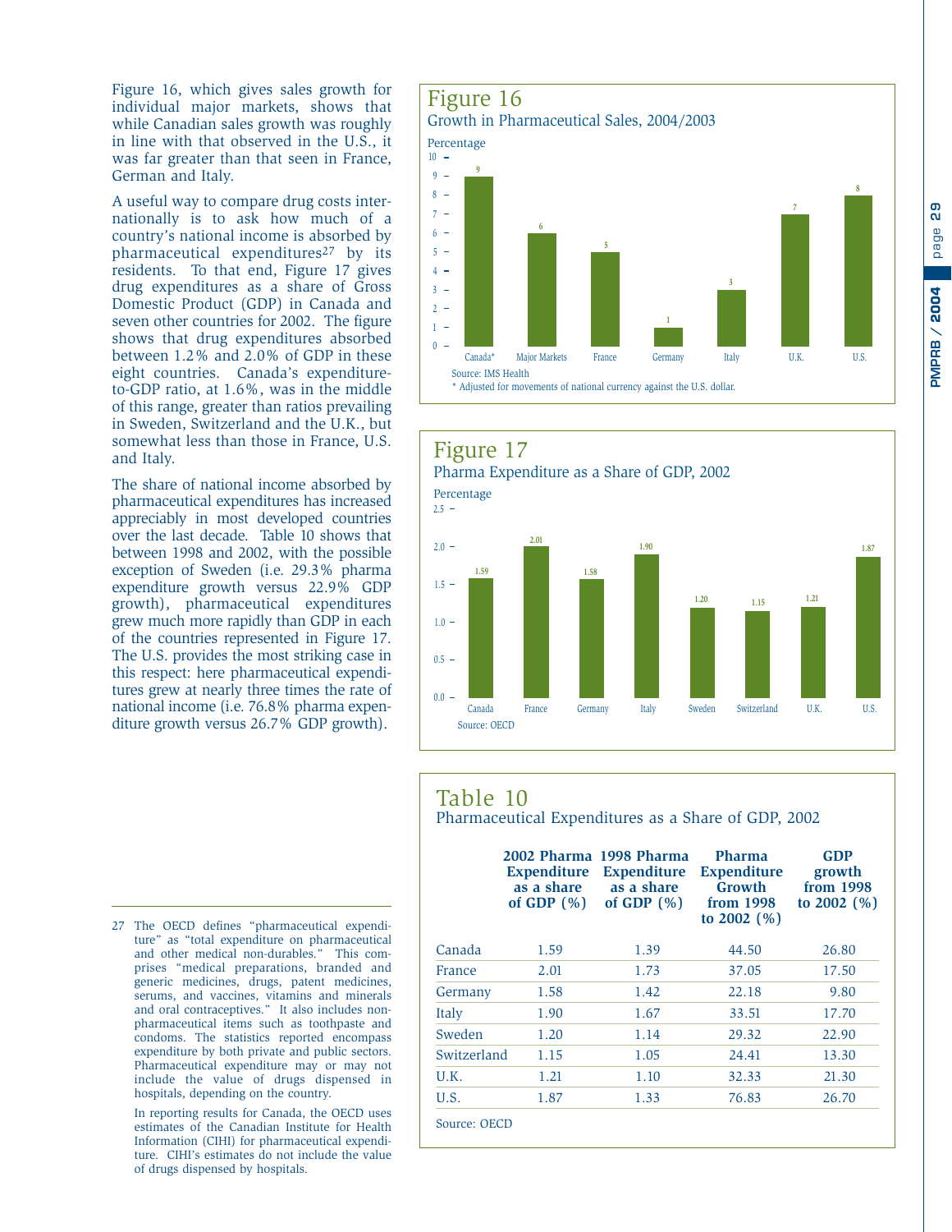Figure 16, which gives sales growth for individual major markets, shows that while Canadian sales growth was roughly in line with that observed in the U.S., it was far greater than that seen in France, German and Italy.

A useful way to compare drug costs internationally is to ask how much of a country's national income is absorbed by pharmaceutical expenditures[27] by its residents. To that end, Figure 17 gives drug expenditures as a share of Gross Domestic Product (GDP) in Canada and seven other countries for 2002. The figure shows that drug expenditures absorbed between 1.2% and 2.0% of GDP in these eight countries. Canada's expenditure-to-GDP ratio, at 1.6%, was in the middle of this range, greater than ratios prevailing in Sweden, Switzerland and the U.K., but somewhat less than those in France, U.S. and Italy.

The share of national income absorbed by pharmaceutical expenditures has increased appreciably in most developed countries over the last decade. Table 10 shows that between 1998 and 2002, with the possible exception of Sweden (i.e. 29.3% pharma expenditure growth versus 22.9% GDP growth), pharmaceutical expenditures grew much more rapidly than GDP in each of the countries represented in Figure 17. The U.S. provides the most striking case in this respect: here pharmaceutical expenditures grew at nearly three times the rate of national income (i.e. 76.8% pharma expenditure growth versus 26.7% GDP growth).

## Figure 16

Growth in Pharmaceutical Sales, 2004/2003

Percentage

| | Canada* | Major Markets | France | Germany | Italy | U.K. | U.S. |
|---|---|---|---|---|---|---|---|
| Percentage | 9 | 6 | 5 | 1 | 3 | 7 | 8 |

Source: IMS Health

\* Adjusted for movements of national currency against the U.S. dollar.

## Figure 17

Pharma Expenditure as a Share of GDP, 2002

Percentage

| | Canada | France | Germany | Italy | Sweden | Switzerland | U.K. | U.S. |
|---|---|---|---|---|---|---|---|---|
| Percentage | 1.59 | 2.01 | 1.58 | 1.90 | 1.20 | 1.15 | 1.21 | 1.87 |

Source: OECD

## Table 10

Pharmaceutical Expenditures as a Share of GDP, 2002

| | 2002 Pharma Expenditure as a share of GDP (%) | 1998 Pharma Expenditure as a share of GDP (%) | Pharma Expenditure Growth from 1998 to 2002 (%) | GDP growth from 1998 to 2002 (%) |
|---|---|---|---|---|
| Canada | 1.59 | 1.39 | 44.50 | 26.80 |
| France | 2.01 | 1.73 | 37.05 | 17.50 |
| Germany | 1.58 | 1.42 | 22.18 | 9.80 |
| Italy | 1.90 | 1.67 | 33.51 | 17.70 |
| Sweden | 1.20 | 1.14 | 29.32 | 22.90 |
| Switzerland | 1.15 | 1.05 | 24.41 | 13.30 |
| U.K. | 1.21 | 1.10 | 32.33 | 21.30 |
| U.S. | 1.87 | 1.33 | 76.83 | 26.70 |

Source: OECD

---

27 The OECD defines "pharmaceutical expenditure" as "total expenditure on pharmaceutical and other medical non-durables." This comprises "medical preparations, branded and generic medicines, drugs, patent medicines, serums, and vaccines, vitamins and minerals and oral contraceptives." It also includes non-pharmaceutical items such as toothpaste and condoms. The statistics reported encompass expenditure by both private and public sectors. Pharmaceutical expenditure may or may not include the value of drugs dispensed in hospitals, depending on the country.

In reporting results for Canada, the OECD uses estimates of the Canadian Institute for Health Information (CIHI) for pharmaceutical expenditure. CIHI's estimates do not include the value of drugs dispensed by hospitals.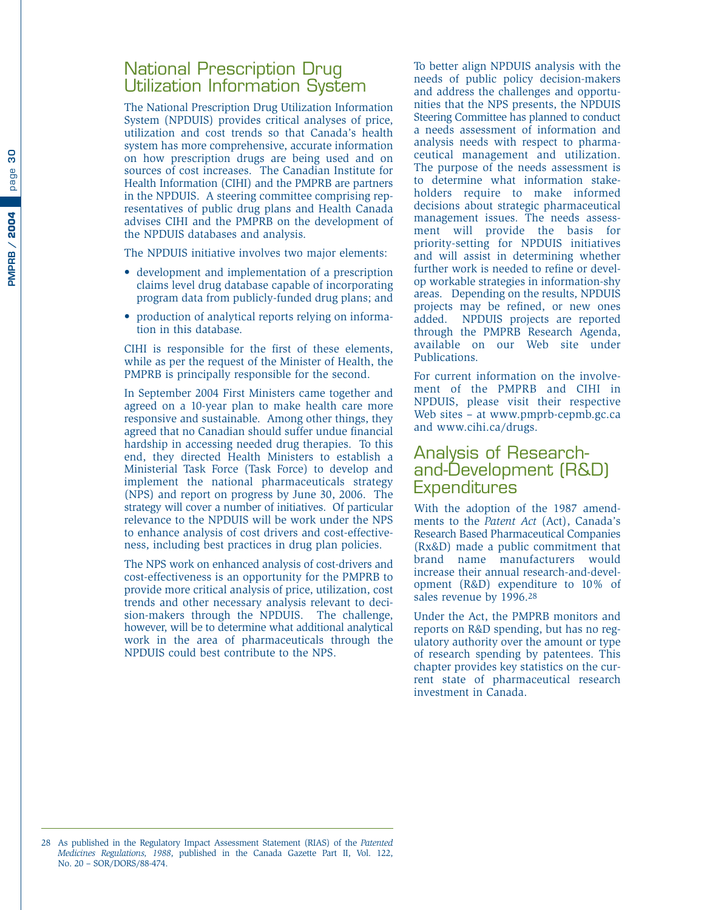## National Prescription Drug Utilization Information System

The National Prescription Drug Utilization Information System (NPDUIS) provides critical analyses of price, utilization and cost trends so that Canada's health system has more comprehensive, accurate information on how prescription drugs are being used and on sources of cost increases. The Canadian Institute for Health Information (CIHI) and the PMPRB are partners in the NPDUIS. A steering committee comprising representatives of public drug plans and Health Canada advises CIHI and the PMPRB on the development of the NPDUIS databases and analysis.

The NPDUIS initiative involves two major elements:

- development and implementation of a prescription claims level drug database capable of incorporating program data from publicly-funded drug plans; and
- production of analytical reports relying on information in this database.

CIHI is responsible for the first of these elements, while as per the request of the Minister of Health, the PMPRB is principally responsible for the second.

In September 2004 First Ministers came together and agreed on a 10-year plan to make health care more responsive and sustainable. Among other things, they agreed that no Canadian should suffer undue financial hardship in accessing needed drug therapies. To this end, they directed Health Ministers to establish a Ministerial Task Force (Task Force) to develop and implement the national pharmaceuticals strategy (NPS) and report on progress by June 30, 2006. The strategy will cover a number of initiatives. Of particular relevance to the NPDUIS will be work under the NPS to enhance analysis of cost drivers and cost-effectiveness, including best practices in drug plan policies.

The NPS work on enhanced analysis of cost-drivers and cost-effectiveness is an opportunity for the PMPRB to provide more critical analysis of price, utilization, cost trends and other necessary analysis relevant to decision-makers through the NPDUIS. The challenge, however, will be to determine what additional analytical work in the area of pharmaceuticals through the NPDUIS could best contribute to the NPS.

To better align NPDUIS analysis with the needs of public policy decision-makers and address the challenges and opportunities that the NPS presents, the NPDUIS Steering Committee has planned to conduct a needs assessment of information and analysis needs with respect to pharmaceutical management and utilization. The purpose of the needs assessment is to determine what information stakeholders require to make informed decisions about strategic pharmaceutical management issues. The needs assessment will provide the basis for priority-setting for NPDUIS initiatives and will assist in determining whether further work is needed to refine or develop workable strategies in information-shy areas. Depending on the results, NPDUIS projects may be refined, or new ones added. NPDUIS projects are reported through the PMPRB Research Agenda, available on our Web site under Publications.

For current information on the involvement of the PMPRB and CIHI in NPDUIS, please visit their respective Web sites – at www.pmprb-cepmb.gc.ca and www.cihi.ca/drugs.

## Analysis of Research-and-Development (R&D) Expenditures

With the adoption of the 1987 amendments to the *Patent Act* (Act), Canada's Research Based Pharmaceutical Companies (Rx&D) made a public commitment that brand name manufacturers would increase their annual research-and-development (R&D) expenditure to 10% of sales revenue by 1996.[28]

Under the Act, the PMPRB monitors and reports on R&D spending, but has no regulatory authority over the amount or type of research spending by patentees. This chapter provides key statistics on the current state of pharmaceutical research investment in Canada.

---

28 As published in the Regulatory Impact Assessment Statement (RIAS) of the *Patented Medicines Regulations, 1988*, published in the Canada Gazette Part II, Vol. 122, No. 20 – SOR/DORS/88-474.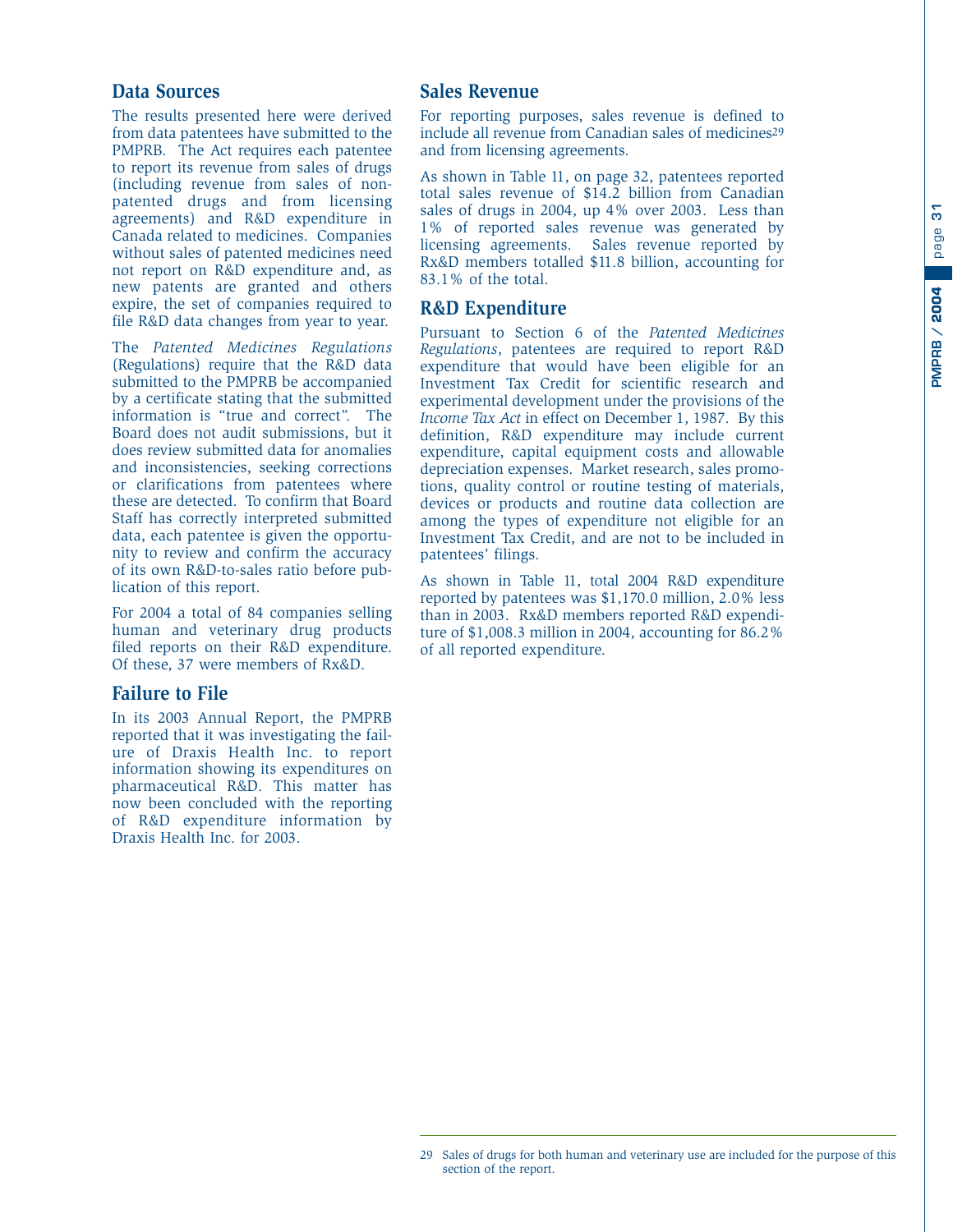## Data Sources

The results presented here were derived from data patentees have submitted to the PMPRB. The Act requires each patentee to report its revenue from sales of drugs (including revenue from sales of non-patented drugs and from licensing agreements) and R&D expenditure in Canada related to medicines. Companies without sales of patented medicines need not report on R&D expenditure and, as new patents are granted and others expire, the set of companies required to file R&D data changes from year to year.

The *Patented Medicines Regulations* (Regulations) require that the R&D data submitted to the PMPRB be accompanied by a certificate stating that the submitted information is "true and correct". The Board does not audit submissions, but it does review submitted data for anomalies and inconsistencies, seeking corrections or clarifications from patentees where these are detected. To confirm that Board Staff has correctly interpreted submitted data, each patentee is given the opportunity to review and confirm the accuracy of its own R&D-to-sales ratio before publication of this report.

For 2004 a total of 84 companies selling human and veterinary drug products filed reports on their R&D expenditure. Of these, 37 were members of Rx&D.

## Failure to File

In its 2003 Annual Report, the PMPRB reported that it was investigating the failure of Draxis Health Inc. to report information showing its expenditures on pharmaceutical R&D. This matter has now been concluded with the reporting of R&D expenditure information by Draxis Health Inc. for 2003.

## Sales Revenue

For reporting purposes, sales revenue is defined to include all revenue from Canadian sales of medicines[29] and from licensing agreements.

As shown in Table 11, on page 32, patentees reported total sales revenue of $14.2 billion from Canadian sales of drugs in 2004, up 4% over 2003. Less than 1% of reported sales revenue was generated by licensing agreements. Sales revenue reported by Rx&D members totalled $11.8 billion, accounting for 83.1% of the total.

## R&D Expenditure

Pursuant to Section 6 of the *Patented Medicines Regulations*, patentees are required to report R&D expenditure that would have been eligible for an Investment Tax Credit for scientific research and experimental development under the provisions of the *Income Tax Act* in effect on December 1, 1987. By this definition, R&D expenditure may include current expenditure, capital equipment costs and allowable depreciation expenses. Market research, sales promotions, quality control or routine testing of materials, devices or products and routine data collection are among the types of expenditure not eligible for an Investment Tax Credit, and are not to be included in patentees' filings.

As shown in Table 11, total 2004 R&D expenditure reported by patentees was $1,170.0 million, 2.0% less than in 2003. Rx&D members reported R&D expenditure of $1,008.3 million in 2004, accounting for 86.2% of all reported expenditure.

---

29 Sales of drugs for both human and veterinary use are included for the purpose of this section of the report.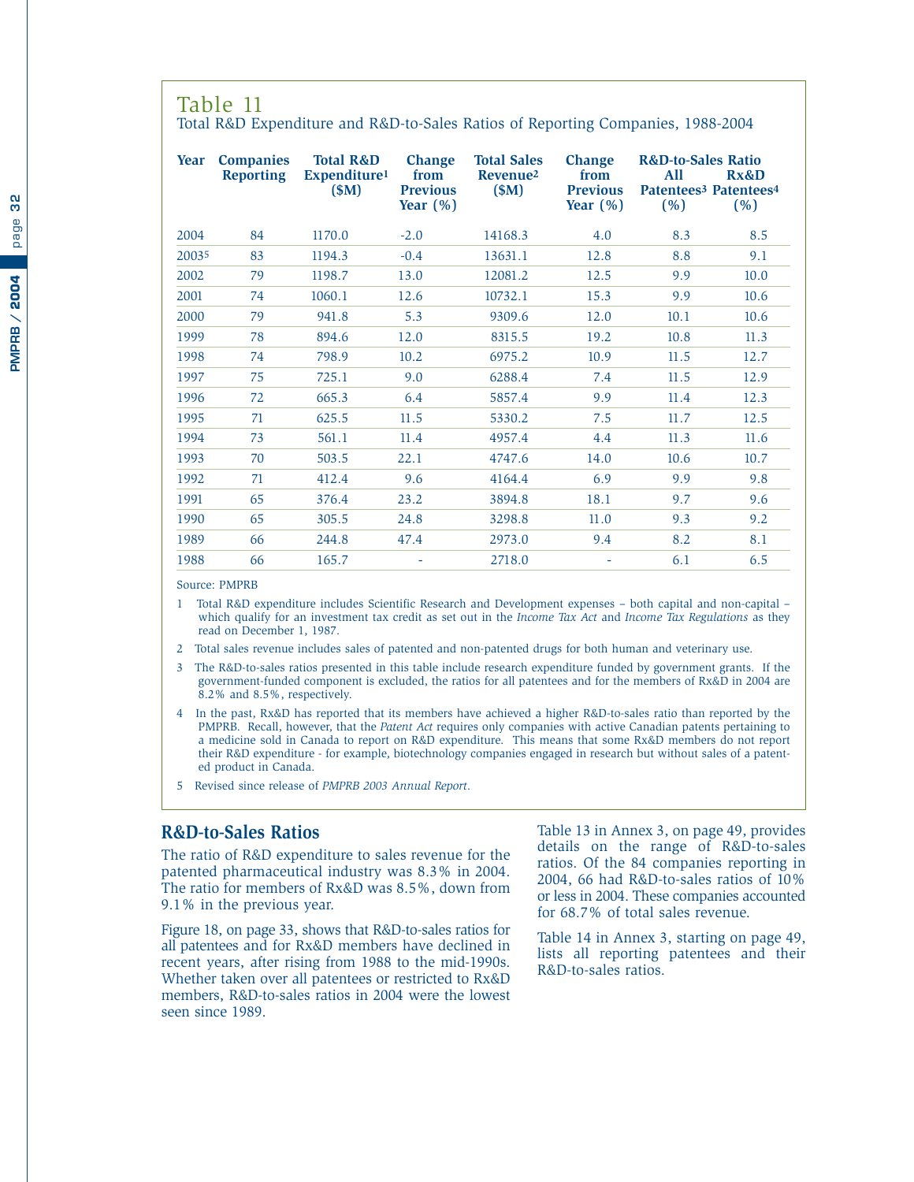## Table 11

Total R&D Expenditure and R&D-to-Sales Ratios of Reporting Companies, 1988-2004

| Year | Companies Reporting | Total R&D Expenditure[1] ($M) | Change from Previous Year (%) | Total Sales Revenue[2] ($M) | Change from Previous Year (%) | R&D-to-Sales Ratio All Patentees[3] (%) | Rx&D Patentees[4] (%) |
|---|---|---|---|---|---|---|---|
| 2004 | 84 | 1170.0 | -2.0 | 14168.3 | 4.0 | 8.3 | 8.5 |
| 2003[5] | 83 | 1194.3 | -0.4 | 13631.1 | 12.8 | 8.8 | 9.1 |
| 2002 | 79 | 1198.7 | 13.0 | 12081.2 | 12.5 | 9.9 | 10.0 |
| 2001 | 74 | 1060.1 | 12.6 | 10732.1 | 15.3 | 9.9 | 10.6 |
| 2000 | 79 | 941.8 | 5.3 | 9309.6 | 12.0 | 10.1 | 10.6 |
| 1999 | 78 | 894.6 | 12.0 | 8315.5 | 19.2 | 10.8 | 11.3 |
| 1998 | 74 | 798.9 | 10.2 | 6975.2 | 10.9 | 11.5 | 12.7 |
| 1997 | 75 | 725.1 | 9.0 | 6288.4 | 7.4 | 11.5 | 12.9 |
| 1996 | 72 | 665.3 | 6.4 | 5857.4 | 9.9 | 11.4 | 12.3 |
| 1995 | 71 | 625.5 | 11.5 | 5330.2 | 7.5 | 11.7 | 12.5 |
| 1994 | 73 | 561.1 | 11.4 | 4957.4 | 4.4 | 11.3 | 11.6 |
| 1993 | 70 | 503.5 | 22.1 | 4747.6 | 14.0 | 10.6 | 10.7 |
| 1992 | 71 | 412.4 | 9.6 | 4164.4 | 6.9 | 9.9 | 9.8 |
| 1991 | 65 | 376.4 | 23.2 | 3894.8 | 18.1 | 9.7 | 9.6 |
| 1990 | 65 | 305.5 | 24.8 | 3298.8 | 11.0 | 9.3 | 9.2 |
| 1989 | 66 | 244.8 | 47.4 | 2973.0 | 9.4 | 8.2 | 8.1 |
| 1988 | 66 | 165.7 | - | 2718.0 | - | 6.1 | 6.5 |

Source: PMPRB

1 Total R&D expenditure includes Scientific Research and Development expenses – both capital and non-capital – which qualify for an investment tax credit as set out in the *Income Tax Act* and *Income Tax Regulations* as they read on December 1, 1987.

2 Total sales revenue includes sales of patented and non-patented drugs for both human and veterinary use.

3 The R&D-to-sales ratios presented in this table include research expenditure funded by government grants. If the government-funded component is excluded, the ratios for all patentees and for the members of Rx&D in 2004 are 8.2% and 8.5%, respectively.

4 In the past, Rx&D has reported that its members have achieved a higher R&D-to-sales ratio than reported by the PMPRB. Recall, however, that the *Patent Act* requires only companies with active Canadian patents pertaining to a medicine sold in Canada to report on R&D expenditure. This means that some Rx&D members do not report their R&D expenditure - for example, biotechnology companies engaged in research but without sales of a patented product in Canada.

5 Revised since release of *PMPRB 2003 Annual Report*.

## R&D-to-Sales Ratios

The ratio of R&D expenditure to sales revenue for the patented pharmaceutical industry was 8.3% in 2004. The ratio for members of Rx&D was 8.5%, down from 9.1% in the previous year.

Figure 18, on page 33, shows that R&D-to-sales ratios for all patentees and for Rx&D members have declined in recent years, after rising from 1988 to the mid-1990s. Whether taken over all patentees or restricted to Rx&D members, R&D-to-sales ratios in 2004 were the lowest seen since 1989.

Table 13 in Annex 3, on page 49, provides details on the range of R&D-to-sales ratios. Of the 84 companies reporting in 2004, 66 had R&D-to-sales ratios of 10% or less in 2004. These companies accounted for 68.7% of total sales revenue.

Table 14 in Annex 3, starting on page 49, lists all reporting patentees and their R&D-to-sales ratios.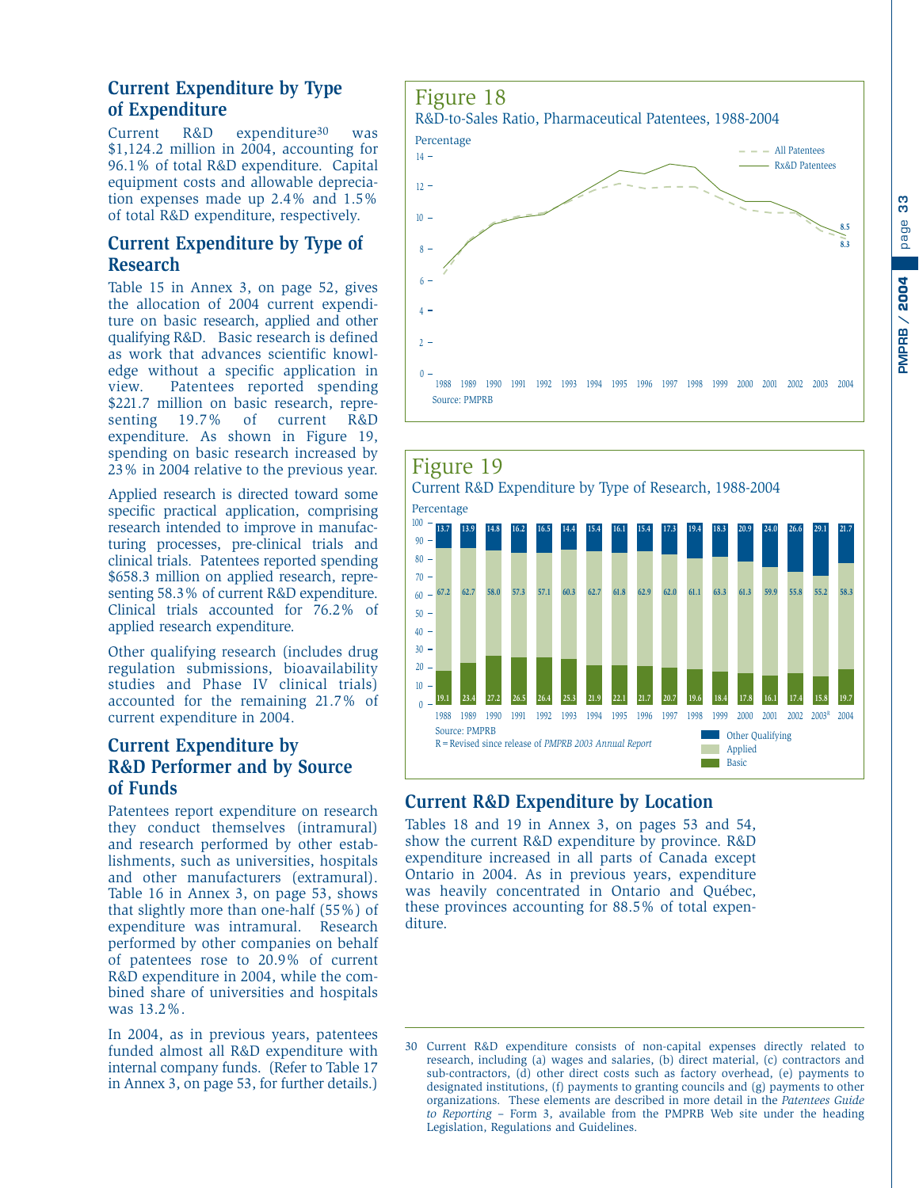## Current Expenditure by Type of Expenditure

Current R&D expenditure[30] was $1,124.2 million in 2004, accounting for 96.1% of total R&D expenditure. Capital equipment costs and allowable depreciation expenses made up 2.4% and 1.5% of total R&D expenditure, respectively.

## Current Expenditure by Type of Research

Table 15 in Annex 3, on page 52, gives the allocation of 2004 current expenditure on basic research, applied and other qualifying R&D. Basic research is defined as work that advances scientific knowledge without a specific application in view. Patentees reported spending $221.7 million on basic research, representing 19.7% of current R&D expenditure. As shown in Figure 19, spending on basic research increased by 23% in 2004 relative to the previous year.

Applied research is directed toward some specific practical application, comprising research intended to improve in manufacturing processes, pre-clinical trials and clinical trials. Patentees reported spending $658.3 million on applied research, representing 58.3% of current R&D expenditure. Clinical trials accounted for 76.2% of applied research expenditure.

Other qualifying research (includes drug regulation submissions, bioavailability studies and Phase IV clinical trials) accounted for the remaining 21.7% of current expenditure in 2004.

## Current Expenditure by R&D Performer and by Source of Funds

Patentees report expenditure on research they conduct themselves (intramural) and research performed by other establishments, such as universities, hospitals and other manufacturers (extramural). Table 16 in Annex 3, on page 53, shows that slightly more than one-half (55%) of expenditure was intramural. Research performed by other companies on behalf of patentees rose to 20.9% of current R&D expenditure in 2004, while the combined share of universities and hospitals was 13.2%.

In 2004, as in previous years, patentees funded almost all R&D expenditure with internal company funds. (Refer to Table 17 in Annex 3, on page 53, for further details.)

**Figure 18**

R&D-to-Sales Ratio, Pharmaceutical Patentees, 1988-2004

Percentage; All Patentees (2004: 8.3); Rx&D Patentees (2004: 8.5)

Source: PMPRB

**Figure 19**

Current R&D Expenditure by Type of Research, 1988-2004

Percentage

| Year | Basic | Applied | Other Qualifying |
|---|---|---|---|
| 1988 | 19.1 | 67.2 | 13.7 |
| 1989 | 23.4 | 62.7 | 13.9 |
| 1990 | 27.2 | 58.0 | 14.8 |
| 1991 | 26.5 | 57.3 | 16.2 |
| 1992 | 26.4 | 57.1 | 16.5 |
| 1993 | 25.3 | 60.3 | 14.4 |
| 1994 | 21.9 | 62.7 | 15.4 |
| 1995 | 22.1 | 61.8 | 16.1 |
| 1996 | 21.7 | 62.9 | 15.4 |
| 1997 | 20.7 | 62.0 | 17.3 |
| 1998 | 19.6 | 61.1 | 19.4 |
| 1999 | 18.4 | 63.3 | 18.3 |
| 2000 | 17.8 | 61.3 | 20.9 |
| 2001 | 16.1 | 59.9 | 24.0 |
| 2002 | 17.4 | 55.8 | 26.6 |
| 2003R | 15.8 | 55.2 | 29.1 |
| 2004 | 19.7 | 58.3 | 21.7 |

Source: PMPRB

R = Revised since release of *PMPRB 2003 Annual Report*

## Current R&D Expenditure by Location

Tables 18 and 19 in Annex 3, on pages 53 and 54, show the current R&D expenditure by province. R&D expenditure increased in all parts of Canada except Ontario in 2004. As in previous years, expenditure was heavily concentrated in Ontario and Québec, these provinces accounting for 88.5% of total expenditure.

---

30 Current R&D expenditure consists of non-capital expenses directly related to research, including (a) wages and salaries, (b) direct material, (c) contractors and sub-contractors, (d) other direct costs such as factory overhead, (e) payments to designated institutions, (f) payments to granting councils and (g) payments to other organizations. These elements are described in more detail in the *Patentees Guide to Reporting* – Form 3, available from the PMPRB Web site under the heading Legislation, Regulations and Guidelines.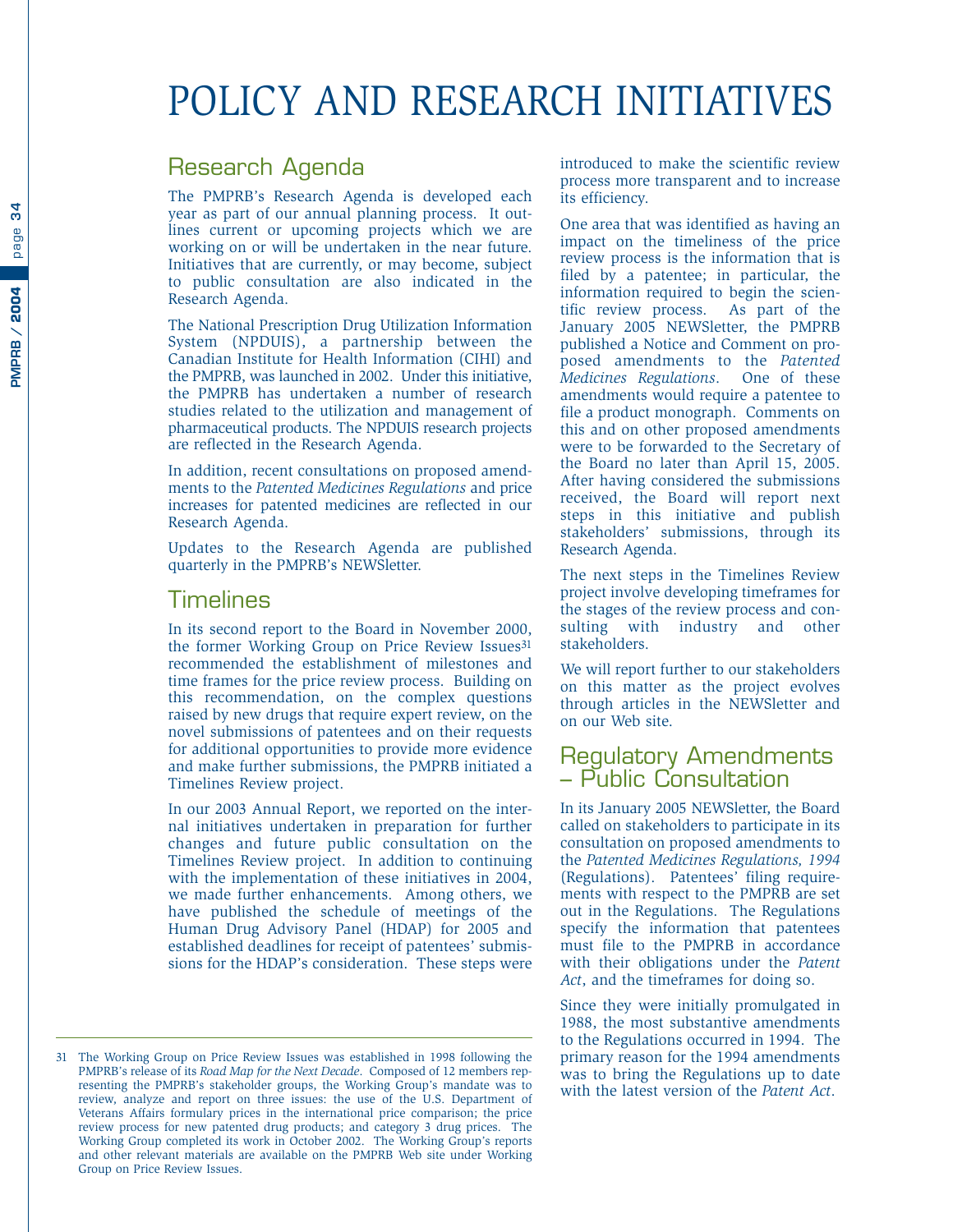# POLICY AND RESEARCH INITIATIVES

## Research Agenda

The PMPRB's Research Agenda is developed each year as part of our annual planning process. It outlines current or upcoming projects which we are working on or will be undertaken in the near future. Initiatives that are currently, or may become, subject to public consultation are also indicated in the Research Agenda.

The National Prescription Drug Utilization Information System (NPDUIS), a partnership between the Canadian Institute for Health Information (CIHI) and the PMPRB, was launched in 2002. Under this initiative, the PMPRB has undertaken a number of research studies related to the utilization and management of pharmaceutical products. The NPDUIS research projects are reflected in the Research Agenda.

In addition, recent consultations on proposed amendments to the *Patented Medicines Regulations* and price increases for patented medicines are reflected in our Research Agenda.

Updates to the Research Agenda are published quarterly in the PMPRB's NEWSletter.

## Timelines

In its second report to the Board in November 2000, the former Working Group on Price Review Issues[31] recommended the establishment of milestones and time frames for the price review process. Building on this recommendation, on the complex questions raised by new drugs that require expert review, on the novel submissions of patentees and on their requests for additional opportunities to provide more evidence and make further submissions, the PMPRB initiated a Timelines Review project.

In our 2003 Annual Report, we reported on the internal initiatives undertaken in preparation for further changes and future public consultation on the Timelines Review project. In addition to continuing with the implementation of these initiatives in 2004, we made further enhancements. Among others, we have published the schedule of meetings of the Human Drug Advisory Panel (HDAP) for 2005 and established deadlines for receipt of patentees' submissions for the HDAP's consideration. These steps were introduced to make the scientific review process more transparent and to increase its efficiency.

One area that was identified as having an impact on the timeliness of the price review process is the information that is filed by a patentee; in particular, the information required to begin the scientific review process. As part of the January 2005 NEWSletter, the PMPRB published a Notice and Comment on proposed amendments to the *Patented Medicines Regulations*. One of these amendments would require a patentee to file a product monograph. Comments on this and on other proposed amendments were to be forwarded to the Secretary of the Board no later than April 15, 2005. After having considered the submissions received, the Board will report next steps in this initiative and publish stakeholders' submissions, through its Research Agenda.

The next steps in the Timelines Review project involve developing timeframes for the stages of the review process and consulting with industry and other stakeholders.

We will report further to our stakeholders on this matter as the project evolves through articles in the NEWSletter and on our Web site.

## Regulatory Amendments – Public Consultation

In its January 2005 NEWSletter, the Board called on stakeholders to participate in its consultation on proposed amendments to the *Patented Medicines Regulations, 1994* (Regulations). Patentees' filing requirements with respect to the PMPRB are set out in the Regulations. The Regulations specify the information that patentees must file to the PMPRB in accordance with their obligations under the *Patent Act*, and the timeframes for doing so.

Since they were initially promulgated in 1988, the most substantive amendments to the Regulations occurred in 1994. The primary reason for the 1994 amendments was to bring the Regulations up to date with the latest version of the *Patent Act*.

---

31 The Working Group on Price Review Issues was established in 1998 following the PMPRB's release of its *Road Map for the Next Decade*. Composed of 12 members representing the PMPRB's stakeholder groups, the Working Group's mandate was to review, analyze and report on three issues: the use of the U.S. Department of Veterans Affairs formulary prices in the international price comparison; the price review process for new patented drug products; and category 3 drug prices. The Working Group completed its work in October 2002. The Working Group's reports and other relevant materials are available on the PMPRB Web site under Working Group on Price Review Issues.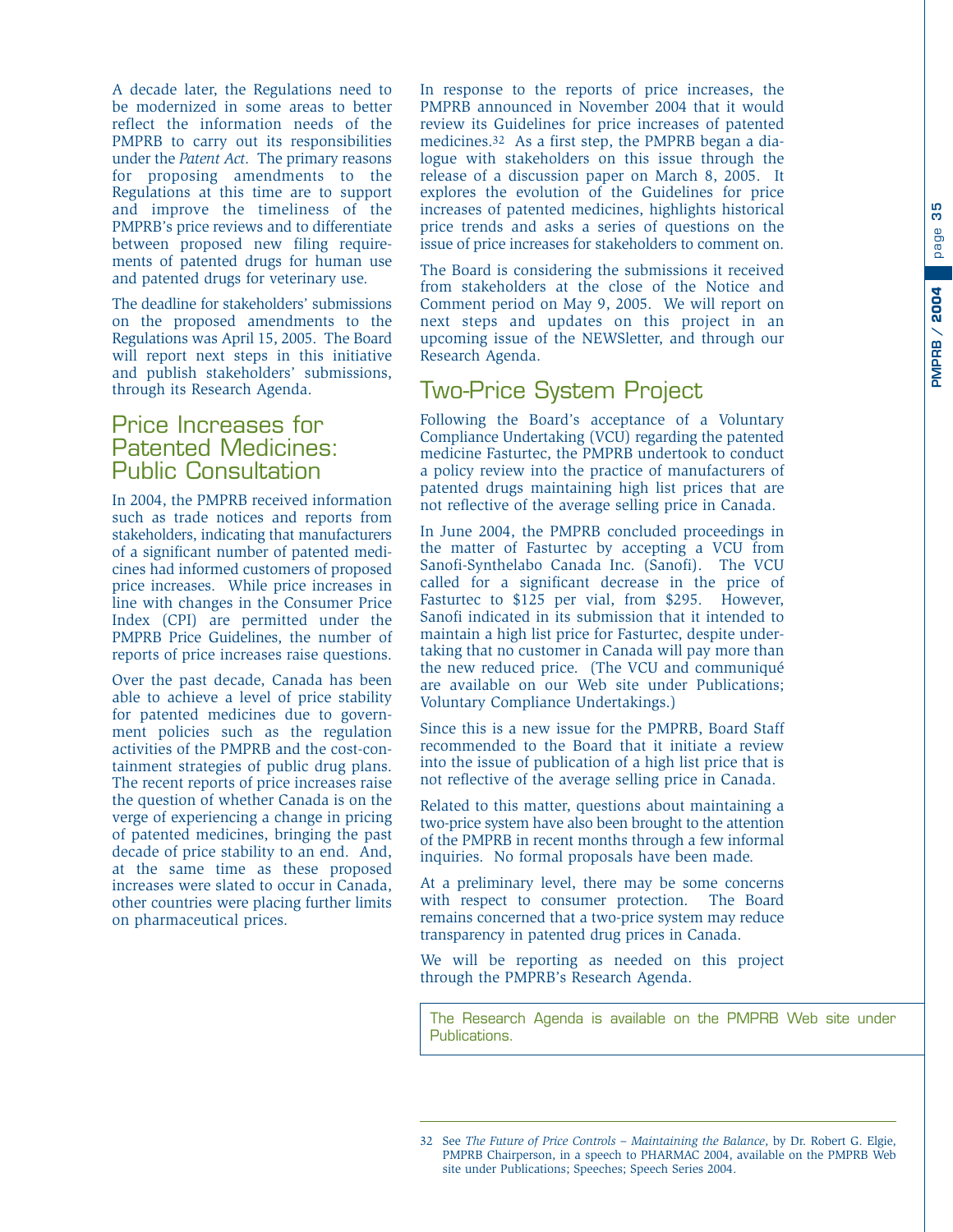A decade later, the Regulations need to be modernized in some areas to better reflect the information needs of the PMPRB to carry out its responsibilities under the *Patent Act*. The primary reasons for proposing amendments to the Regulations at this time are to support and improve the timeliness of the PMPRB's price reviews and to differentiate between proposed new filing requirements of patented drugs for human use and patented drugs for veterinary use.

The deadline for stakeholders' submissions on the proposed amendments to the Regulations was April 15, 2005. The Board will report next steps in this initiative and publish stakeholders' submissions, through its Research Agenda.

## Price Increases for Patented Medicines: Public Consultation

In 2004, the PMPRB received information such as trade notices and reports from stakeholders, indicating that manufacturers of a significant number of patented medicines had informed customers of proposed price increases. While price increases in line with changes in the Consumer Price Index (CPI) are permitted under the PMPRB Price Guidelines, the number of reports of price increases raise questions.

Over the past decade, Canada has been able to achieve a level of price stability for patented medicines due to government policies such as the regulation activities of the PMPRB and the cost-containment strategies of public drug plans. The recent reports of price increases raise the question of whether Canada is on the verge of experiencing a change in pricing of patented medicines, bringing the past decade of price stability to an end. And, at the same time as these proposed increases were slated to occur in Canada, other countries were placing further limits on pharmaceutical prices.

In response to the reports of price increases, the PMPRB announced in November 2004 that it would review its Guidelines for price increases of patented medicines.[32] As a first step, the PMPRB began a dialogue with stakeholders on this issue through the release of a discussion paper on March 8, 2005. It explores the evolution of the Guidelines for price increases of patented medicines, highlights historical price trends and asks a series of questions on the issue of price increases for stakeholders to comment on.

The Board is considering the submissions it received from stakeholders at the close of the Notice and Comment period on May 9, 2005. We will report on next steps and updates on this project in an upcoming issue of the NEWSletter, and through our Research Agenda.

## Two-Price System Project

Following the Board's acceptance of a Voluntary Compliance Undertaking (VCU) regarding the patented medicine Fasturtec, the PMPRB undertook to conduct a policy review into the practice of manufacturers of patented drugs maintaining high list prices that are not reflective of the average selling price in Canada.

In June 2004, the PMPRB concluded proceedings in the matter of Fasturtec by accepting a VCU from Sanofi-Synthelabo Canada Inc. (Sanofi). The VCU called for a significant decrease in the price of Fasturtec to $125 per vial, from $295. However, Sanofi indicated in its submission that it intended to maintain a high list price for Fasturtec, despite undertaking that no customer in Canada will pay more than the new reduced price. (The VCU and communiqué are available on our Web site under Publications; Voluntary Compliance Undertakings.)

Since this is a new issue for the PMPRB, Board Staff recommended to the Board that it initiate a review into the issue of publication of a high list price that is not reflective of the average selling price in Canada.

Related to this matter, questions about maintaining a two-price system have also been brought to the attention of the PMPRB in recent months through a few informal inquiries. No formal proposals have been made.

At a preliminary level, there may be some concerns with respect to consumer protection. The Board remains concerned that a two-price system may reduce transparency in patented drug prices in Canada.

We will be reporting as needed on this project through the PMPRB's Research Agenda.

The Research Agenda is available on the PMPRB Web site under Publications.

---

32 See *The Future of Price Controls – Maintaining the Balance*, by Dr. Robert G. Elgie, PMPRB Chairperson, in a speech to PHARMAC 2004, available on the PMPRB Web site under Publications; Speeches; Speech Series 2004.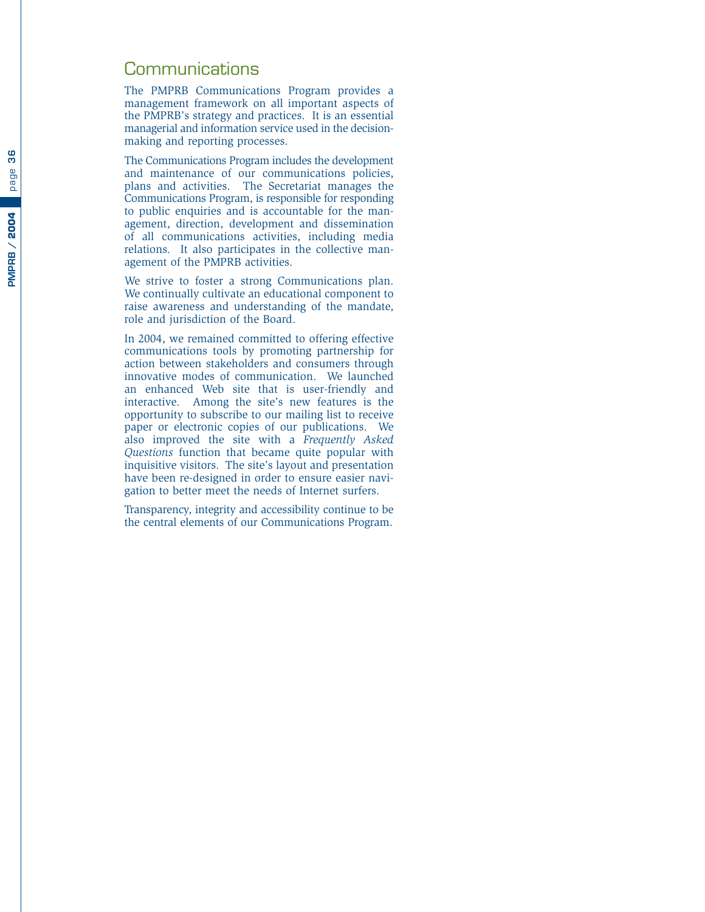## Communications

The PMPRB Communications Program provides a management framework on all important aspects of the PMPRB's strategy and practices. It is an essential managerial and information service used in the decision-making and reporting processes.

The Communications Program includes the development and maintenance of our communications policies, plans and activities. The Secretariat manages the Communications Program, is responsible for responding to public enquiries and is accountable for the management, direction, development and dissemination of all communications activities, including media relations. It also participates in the collective management of the PMPRB activities.

We strive to foster a strong Communications plan. We continually cultivate an educational component to raise awareness and understanding of the mandate, role and jurisdiction of the Board.

In 2004, we remained committed to offering effective communications tools by promoting partnership for action between stakeholders and consumers through innovative modes of communication. We launched an enhanced Web site that is user-friendly and interactive. Among the site's new features is the opportunity to subscribe to our mailing list to receive paper or electronic copies of our publications. We also improved the site with a *Frequently Asked Questions* function that became quite popular with inquisitive visitors. The site's layout and presentation have been re-designed in order to ensure easier navigation to better meet the needs of Internet surfers.

Transparency, integrity and accessibility continue to be the central elements of our Communications Program.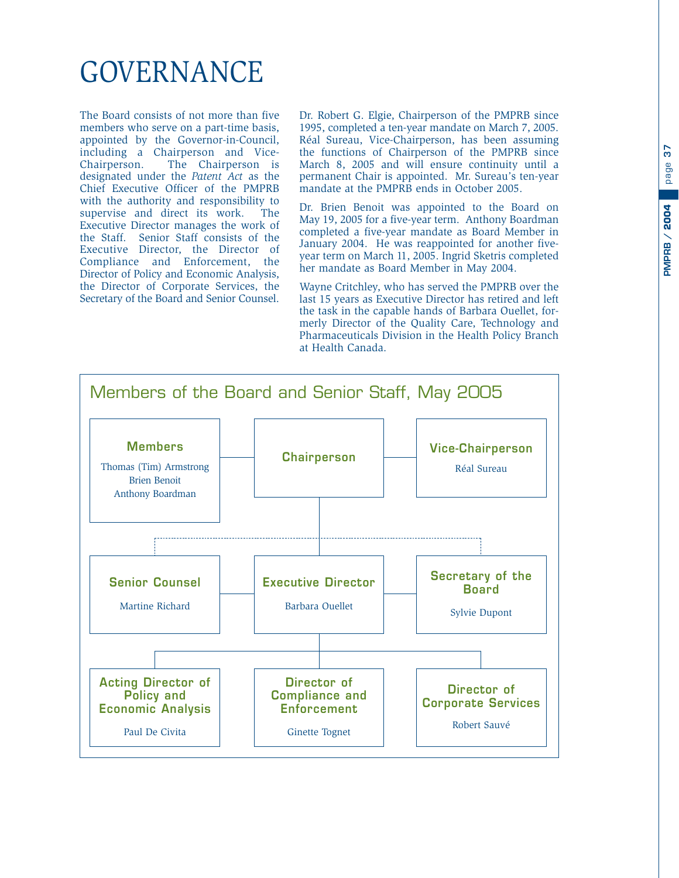# GOVERNANCE

The Board consists of not more than five members who serve on a part-time basis, appointed by the Governor-in-Council, including a Chairperson and Vice-Chairperson. The Chairperson is designated under the *Patent Act* as the Chief Executive Officer of the PMPRB with the authority and responsibility to supervise and direct its work. The Executive Director manages the work of the Staff. Senior Staff consists of the Executive Director, the Director of Compliance and Enforcement, the Director of Policy and Economic Analysis, the Director of Corporate Services, the Secretary of the Board and Senior Counsel.

Dr. Robert G. Elgie, Chairperson of the PMPRB since 1995, completed a ten-year mandate on March 7, 2005. Réal Sureau, Vice-Chairperson, has been assuming the functions of Chairperson of the PMPRB since March 8, 2005 and will ensure continuity until a permanent Chair is appointed. Mr. Sureau's ten-year mandate at the PMPRB ends in October 2005.

Dr. Brien Benoit was appointed to the Board on May 19, 2005 for a five-year term. Anthony Boardman completed a five-year mandate as Board Member in January 2004. He was reappointed for another five-year term on March 11, 2005. Ingrid Sketris completed her mandate as Board Member in May 2004.

Wayne Critchley, who has served the PMPRB over the last 15 years as Executive Director has retired and left the task in the capable hands of Barbara Ouellet, formerly Director of the Quality Care, Technology and Pharmaceuticals Division in the Health Policy Branch at Health Canada.

## Members of the Board and Senior Staff, May 2005

**Chairperson**

**Members**
- Thomas (Tim) Armstrong
- Brien Benoit
- Anthony Boardman

**Vice-Chairperson**
- Réal Sureau

**Senior Counsel**
- Martine Richard

**Executive Director**
- Barbara Ouellet

**Secretary of the Board**
- Sylvie Dupont

**Acting Director of Policy and Economic Analysis**
- Paul De Civita

**Director of Compliance and Enforcement**
- Ginette Tognet

**Director of Corporate Services**
- Robert Sauvé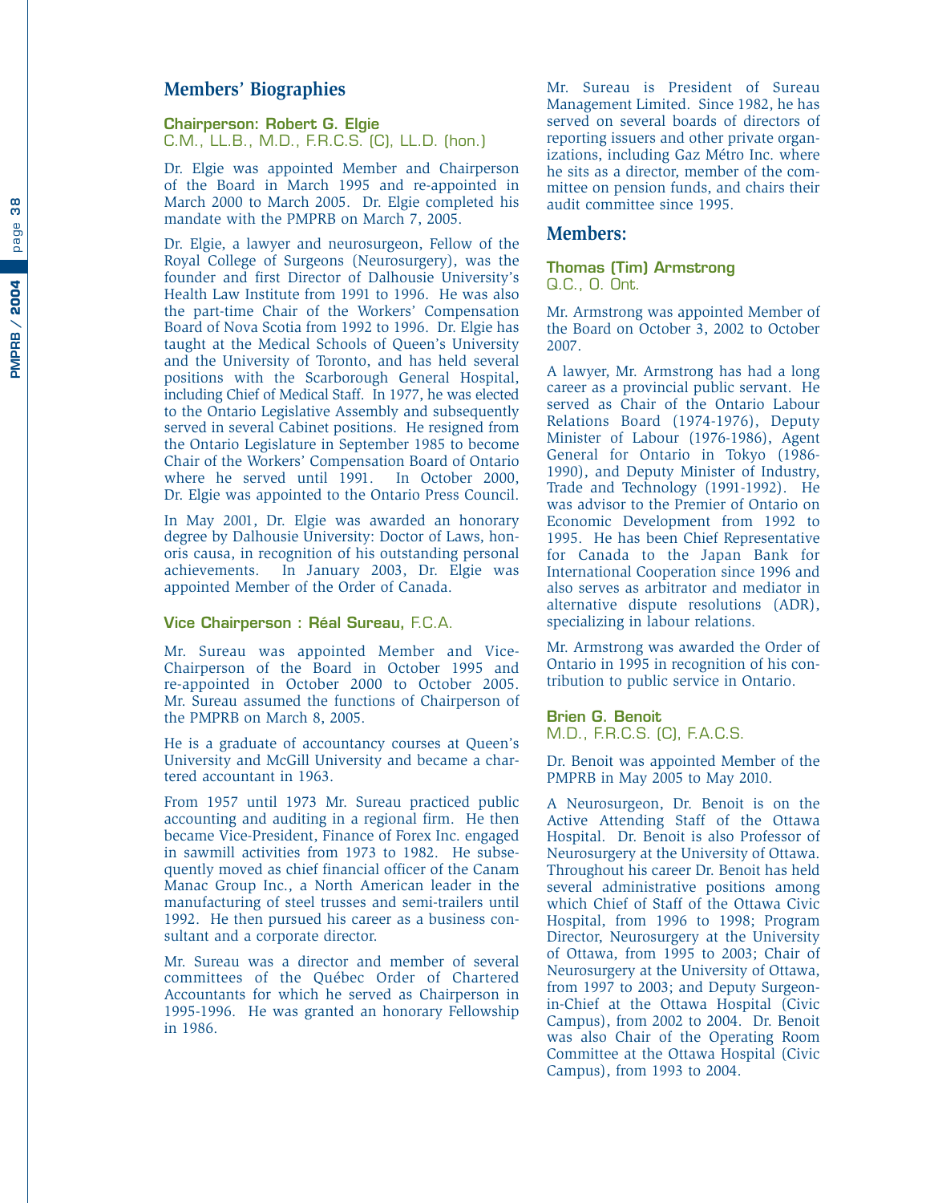## Members' Biographies

### Chairperson: Robert G. Elgie
C.M., LL.B., M.D., F.R.C.S. (C), LL.D. (hon.)

Dr. Elgie was appointed Member and Chairperson of the Board in March 1995 and re-appointed in March 2000 to March 2005. Dr. Elgie completed his mandate with the PMPRB on March 7, 2005.

Dr. Elgie, a lawyer and neurosurgeon, Fellow of the Royal College of Surgeons (Neurosurgery), was the founder and first Director of Dalhousie University's Health Law Institute from 1991 to 1996. He was also the part-time Chair of the Workers' Compensation Board of Nova Scotia from 1992 to 1996. Dr. Elgie has taught at the Medical Schools of Queen's University and the University of Toronto, and has held several positions with the Scarborough General Hospital, including Chief of Medical Staff. In 1977, he was elected to the Ontario Legislative Assembly and subsequently served in several Cabinet positions. He resigned from the Ontario Legislature in September 1985 to become Chair of the Workers' Compensation Board of Ontario where he served until 1991. In October 2000, Dr. Elgie was appointed to the Ontario Press Council.

In May 2001, Dr. Elgie was awarded an honorary degree by Dalhousie University: Doctor of Laws, honoris causa, in recognition of his outstanding personal achievements. In January 2003, Dr. Elgie was appointed Member of the Order of Canada.

### Vice Chairperson : Réal Sureau, F.C.A.

Mr. Sureau was appointed Member and Vice-Chairperson of the Board in October 1995 and re-appointed in October 2000 to October 2005. Mr. Sureau assumed the functions of Chairperson of the PMPRB on March 8, 2005.

He is a graduate of accountancy courses at Queen's University and McGill University and became a chartered accountant in 1963.

From 1957 until 1973 Mr. Sureau practiced public accounting and auditing in a regional firm. He then became Vice-President, Finance of Forex Inc. engaged in sawmill activities from 1973 to 1982. He subsequently moved as chief financial officer of the Canam Manac Group Inc., a North American leader in the manufacturing of steel trusses and semi-trailers until 1992. He then pursued his career as a business consultant and a corporate director.

Mr. Sureau was a director and member of several committees of the Québec Order of Chartered Accountants for which he served as Chairperson in 1995-1996. He was granted an honorary Fellowship in 1986.

Mr. Sureau is President of Sureau Management Limited. Since 1982, he has served on several boards of directors of reporting issuers and other private organizations, including Gaz Métro Inc. where he sits as a director, member of the committee on pension funds, and chairs their audit committee since 1995.

## Members:

### Thomas (Tim) Armstrong
Q.C., O. Ont.

Mr. Armstrong was appointed Member of the Board on October 3, 2002 to October 2007.

A lawyer, Mr. Armstrong has had a long career as a provincial public servant. He served as Chair of the Ontario Labour Relations Board (1974-1976), Deputy Minister of Labour (1976-1986), Agent General for Ontario in Tokyo (1986-1990), and Deputy Minister of Industry, Trade and Technology (1991-1992). He was advisor to the Premier of Ontario on Economic Development from 1992 to 1995. He has been Chief Representative for Canada to the Japan Bank for International Cooperation since 1996 and also serves as arbitrator and mediator in alternative dispute resolutions (ADR), specializing in labour relations.

Mr. Armstrong was awarded the Order of Ontario in 1995 in recognition of his contribution to public service in Ontario.

### Brien G. Benoit
M.D., F.R.C.S. (C), F.A.C.S.

Dr. Benoit was appointed Member of the PMPRB in May 2005 to May 2010.

A Neurosurgeon, Dr. Benoit is on the Active Attending Staff of the Ottawa Hospital. Dr. Benoit is also Professor of Neurosurgery at the University of Ottawa. Throughout his career Dr. Benoit has held several administrative positions among which Chief of Staff of the Ottawa Civic Hospital, from 1996 to 1998; Program Director, Neurosurgery at the University of Ottawa, from 1995 to 2003; Chair of Neurosurgery at the University of Ottawa, from 1997 to 2003; and Deputy Surgeon-in-Chief at the Ottawa Hospital (Civic Campus), from 2002 to 2004. Dr. Benoit was also Chair of the Operating Room Committee at the Ottawa Hospital (Civic Campus), from 1993 to 2004.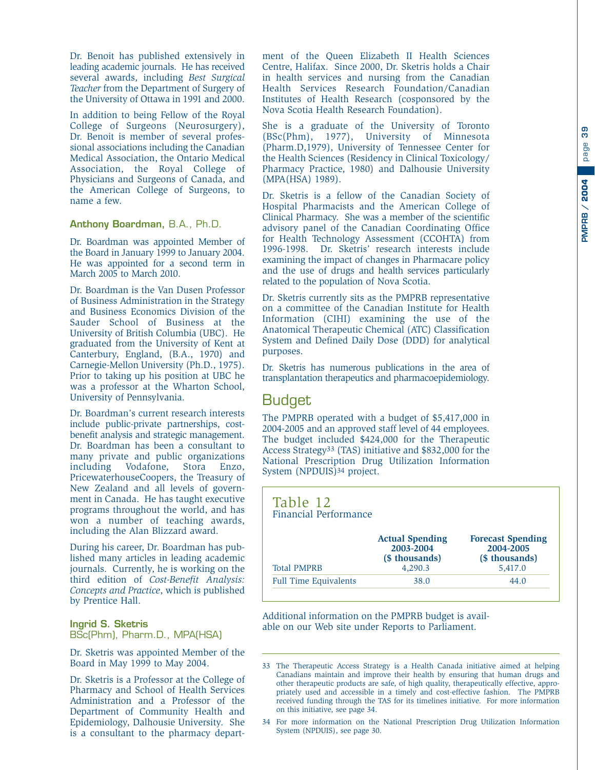Dr. Benoit has published extensively in leading academic journals. He has received several awards, including *Best Surgical Teacher* from the Department of Surgery of the University of Ottawa in 1991 and 2000.

In addition to being Fellow of the Royal College of Surgeons (Neurosurgery), Dr. Benoit is member of several professional associations including the Canadian Medical Association, the Ontario Medical Association, the Royal College of Physicians and Surgeons of Canada, and the American College of Surgeons, to name a few.

### Anthony Boardman, B.A., Ph.D.

Dr. Boardman was appointed Member of the Board in January 1999 to January 2004. He was appointed for a second term in March 2005 to March 2010.

Dr. Boardman is the Van Dusen Professor of Business Administration in the Strategy and Business Economics Division of the Sauder School of Business at the University of British Columbia (UBC). He graduated from the University of Kent at Canterbury, England, (B.A., 1970) and Carnegie-Mellon University (Ph.D., 1975). Prior to taking up his position at UBC he was a professor at the Wharton School, University of Pennsylvania.

Dr. Boardman's current research interests include public-private partnerships, cost-benefit analysis and strategic management. Dr. Boardman has been a consultant to many private and public organizations including Vodafone, Stora Enzo, PricewaterhouseCoopers, the Treasury of New Zealand and all levels of government in Canada. He has taught executive programs throughout the world, and has won a number of teaching awards, including the Alan Blizzard award.

During his career, Dr. Boardman has published many articles in leading academic journals. Currently, he is working on the third edition of *Cost-Benefit Analysis: Concepts and Practice*, which is published by Prentice Hall.

### Ingrid S. Sketris
BSc(Phm), Pharm.D., MPA(HSA)

Dr. Sketris was appointed Member of the Board in May 1999 to May 2004.

Dr. Sketris is a Professor at the College of Pharmacy and School of Health Services Administration and a Professor of the Department of Community Health and Epidemiology, Dalhousie University. She is a consultant to the pharmacy department of the Queen Elizabeth II Health Sciences Centre, Halifax. Since 2000, Dr. Sketris holds a Chair in health services and nursing from the Canadian Health Services Research Foundation/Canadian Institutes of Health Research (cosponsored by the Nova Scotia Health Research Foundation).

She is a graduate of the University of Toronto (BSc(Phm), 1977), University of Minnesota (Pharm.D,1979), University of Tennessee Center for the Health Sciences (Residency in Clinical Toxicology/Pharmacy Practice, 1980) and Dalhousie University (MPA(HSA) 1989).

Dr. Sketris is a fellow of the Canadian Society of Hospital Pharmacists and the American College of Clinical Pharmacy. She was a member of the scientific advisory panel of the Canadian Coordinating Office for Health Technology Assessment (CCOHTA) from 1996-1998. Dr. Sketris' research interests include examining the impact of changes in Pharmacare policy and the use of drugs and health services particularly related to the population of Nova Scotia.

Dr. Sketris currently sits as the PMPRB representative on a committee of the Canadian Institute for Health Information (CIHI) examining the use of the Anatomical Therapeutic Chemical (ATC) Classification System and Defined Daily Dose (DDD) for analytical purposes.

Dr. Sketris has numerous publications in the area of transplantation therapeutics and pharmacoepidemiology.

## Budget

The PMPRB operated with a budget of $5,417,000 in 2004-2005 and an approved staff level of 44 employees. The budget included $424,000 for the Therapeutic Access Strategy[33] (TAS) initiative and $832,000 for the National Prescription Drug Utilization Information System (NPDUIS)[34] project.

**Table 12**
Financial Performance

| | Actual Spending 2003-2004 ($ thousands) | Forecast Spending 2004-2005 ($ thousands) |
|---|---|---|
| Total PMPRB | 4,290.3 | 5,417.0 |
| Full Time Equivalents | 38.0 | 44.0 |

Additional information on the PMPRB budget is available on our Web site under Reports to Parliament.

---

33 The Therapeutic Access Strategy is a Health Canada initiative aimed at helping Canadians maintain and improve their health by ensuring that human drugs and other therapeutic products are safe, of high quality, therapeutically effective, appropriately used and accessible in a timely and cost-effective fashion. The PMPRB received funding through the TAS for its timelines initiative. For more information on this initiative, see page 34.

34 For more information on the National Prescription Drug Utilization Information System (NPDUIS), see page 30.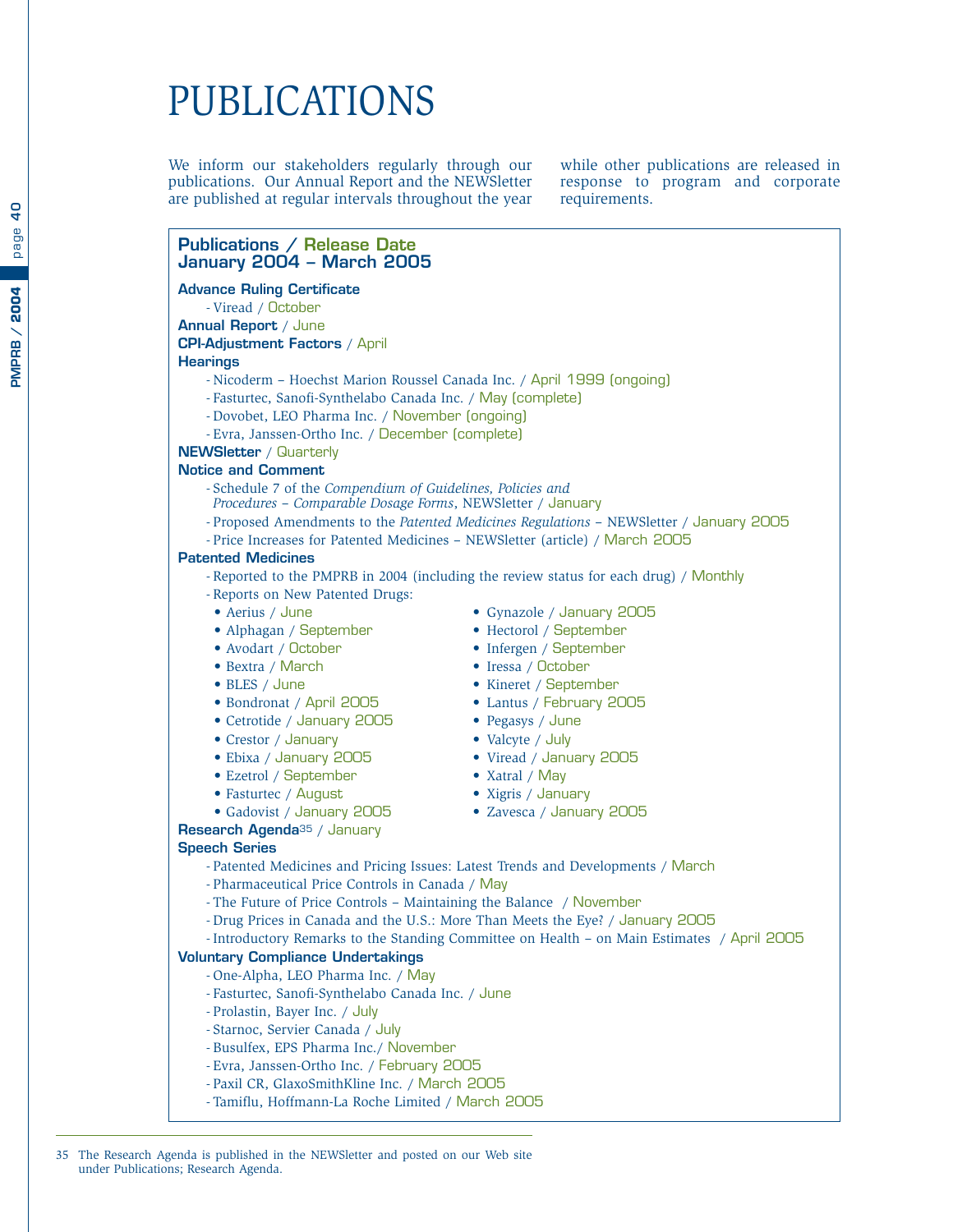# PUBLICATIONS

We inform our stakeholders regularly through our publications. Our Annual Report and the NEWSletter are published at regular intervals throughout the year while other publications are released in response to program and corporate requirements.

## Publications / Release Date January 2004 – March 2005

**Advance Ruling Certificate**

- Viread / October

**Annual Report** / June

**CPI-Adjustment Factors** / April

**Hearings**

- Nicoderm – Hoechst Marion Roussel Canada Inc. / April 1999 (ongoing)
- Fasturtec, Sanofi-Synthelabo Canada Inc. / May (complete)
- Dovobet, LEO Pharma Inc. / November (ongoing)
- Evra, Janssen-Ortho Inc. / December (complete)

**NEWSletter** / Quarterly

**Notice and Comment**

- Schedule 7 of the *Compendium of Guidelines, Policies and Procedures – Comparable Dosage Forms*, NEWSletter / January
- Proposed Amendments to the *Patented Medicines Regulations* – NEWSletter / January 2005
- Price Increases for Patented Medicines – NEWSletter (article) / March 2005

**Patented Medicines**

- Reported to the PMPRB in 2004 (including the review status for each drug) / Monthly
- Reports on New Patented Drugs:
  - Aerius / June
  - Alphagan / September
  - Avodart / October
  - Bextra / March
  - BLES / June
  - Bondronat / April 2005
  - Cetrotide / January 2005
  - Crestor / January
  - Ebixa / January 2005
  - Ezetrol / September
  - Fasturtec / August
  - Gadovist / January 2005
  - Gynazole / January 2005
  - Hectorol / September
  - Infergen / September
  - Iressa / October
  - Kineret / September
  - Lantus / February 2005
  - Pegasys / June
  - Valcyte / July
  - Viread / January 2005
  - Xatral / May
  - Xigris / January
  - Zavesca / January 2005

**Research Agenda**[35] / January

**Speech Series**

- Patented Medicines and Pricing Issues: Latest Trends and Developments / March
- Pharmaceutical Price Controls in Canada / May
- The Future of Price Controls – Maintaining the Balance / November
- Drug Prices in Canada and the U.S.: More Than Meets the Eye? / January 2005
- Introductory Remarks to the Standing Committee on Health – on Main Estimates / April 2005

**Voluntary Compliance Undertakings**

- One-Alpha, LEO Pharma Inc. / May
- Fasturtec, Sanofi-Synthelabo Canada Inc. / June
- Prolastin, Bayer Inc. / July
- Starnoc, Servier Canada / July
- Busulfex, EPS Pharma Inc./ November
- Evra, Janssen-Ortho Inc. / February 2005
- Paxil CR, GlaxoSmithKline Inc. / March 2005
- Tamiflu, Hoffmann-La Roche Limited / March 2005

---

35 The Research Agenda is published in the NEWSletter and posted on our Web site under Publications; Research Agenda.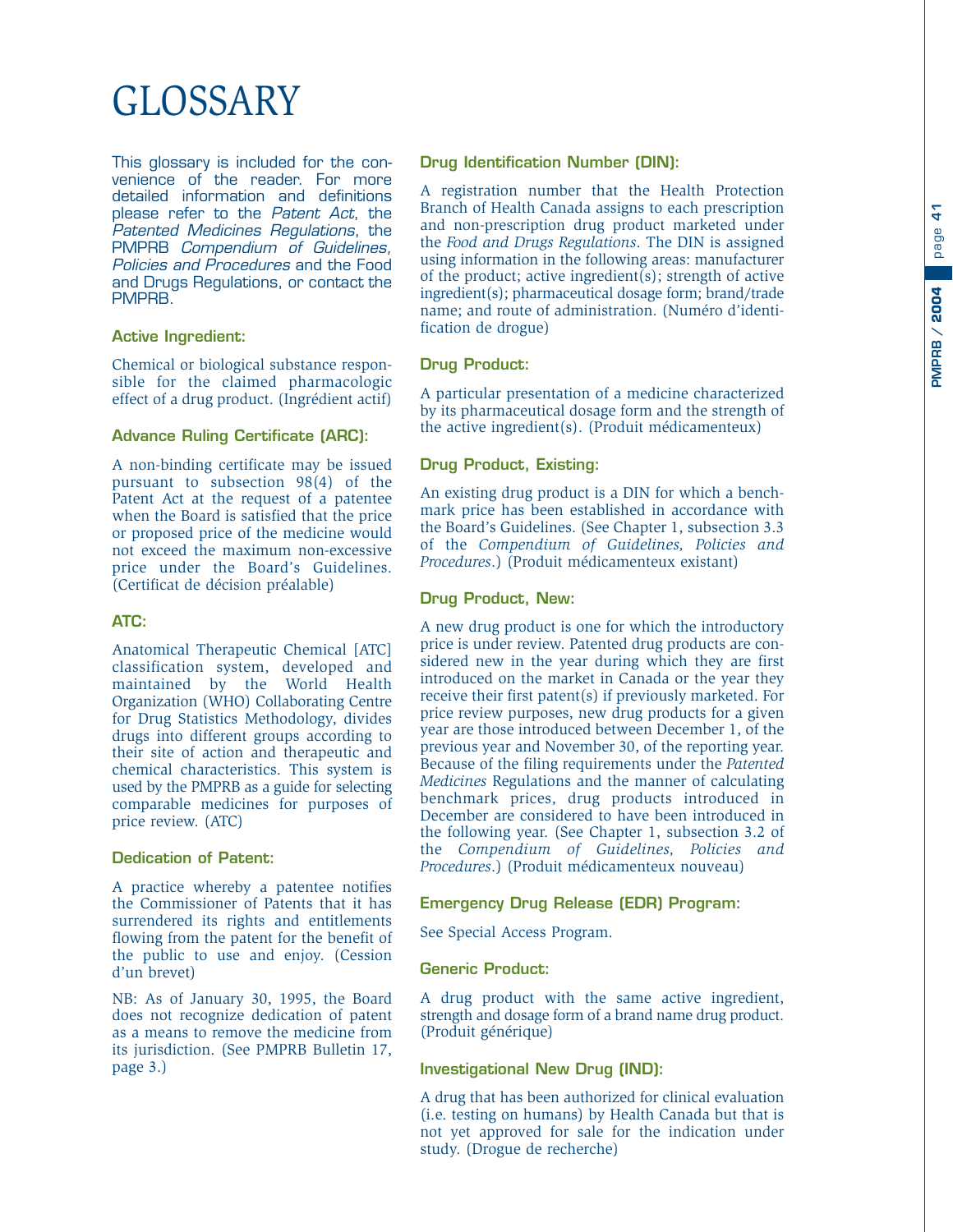# GLOSSARY

This glossary is included for the convenience of the reader. For more detailed information and definitions please refer to the *Patent Act*, the *Patented Medicines Regulations*, the PMPRB *Compendium of Guidelines, Policies and Procedures* and the Food and Drugs Regulations, or contact the PMPRB.

### Active Ingredient:

Chemical or biological substance responsible for the claimed pharmacologic effect of a drug product. (Ingrédient actif)

### Advance Ruling Certificate (ARC):

A non-binding certificate may be issued pursuant to subsection 98(4) of the Patent Act at the request of a patentee when the Board is satisfied that the price or proposed price of the medicine would not exceed the maximum non-excessive price under the Board's Guidelines. (Certificat de décision préalable)

### ATC:

Anatomical Therapeutic Chemical [ATC] classification system, developed and maintained by the World Health Organization (WHO) Collaborating Centre for Drug Statistics Methodology, divides drugs into different groups according to their site of action and therapeutic and chemical characteristics. This system is used by the PMPRB as a guide for selecting comparable medicines for purposes of price review. (ATC)

### Dedication of Patent:

A practice whereby a patentee notifies the Commissioner of Patents that it has surrendered its rights and entitlements flowing from the patent for the benefit of the public to use and enjoy. (Cession d'un brevet)

NB: As of January 30, 1995, the Board does not recognize dedication of patent as a means to remove the medicine from its jurisdiction. (See PMPRB Bulletin 17, page 3.)

### Drug Identification Number (DIN):

A registration number that the Health Protection Branch of Health Canada assigns to each prescription and non-prescription drug product marketed under the *Food and Drugs Regulations*. The DIN is assigned using information in the following areas: manufacturer of the product; active ingredient(s); strength of active ingredient(s); pharmaceutical dosage form; brand/trade name; and route of administration. (Numéro d'identification de drogue)

### Drug Product:

A particular presentation of a medicine characterized by its pharmaceutical dosage form and the strength of the active ingredient(s). (Produit médicamenteux)

### Drug Product, Existing:

An existing drug product is a DIN for which a benchmark price has been established in accordance with the Board's Guidelines. (See Chapter 1, subsection 3.3 of the *Compendium of Guidelines, Policies and Procedures*.) (Produit médicamenteux existant)

### Drug Product, New:

A new drug product is one for which the introductory price is under review. Patented drug products are considered new in the year during which they are first introduced on the market in Canada or the year they receive their first patent(s) if previously marketed. For price review purposes, new drug products for a given year are those introduced between December 1, of the previous year and November 30, of the reporting year. Because of the filing requirements under the *Patented Medicines* Regulations and the manner of calculating benchmark prices, drug products introduced in December are considered to have been introduced in the following year. (See Chapter 1, subsection 3.2 of the *Compendium of Guidelines, Policies and Procedures*.) (Produit médicamenteux nouveau)

### Emergency Drug Release (EDR) Program:

See Special Access Program.

### Generic Product:

A drug product with the same active ingredient, strength and dosage form of a brand name drug product. (Produit générique)

### Investigational New Drug (IND):

A drug that has been authorized for clinical evaluation (i.e. testing on humans) by Health Canada but that is not yet approved for sale for the indication under study. (Drogue de recherche)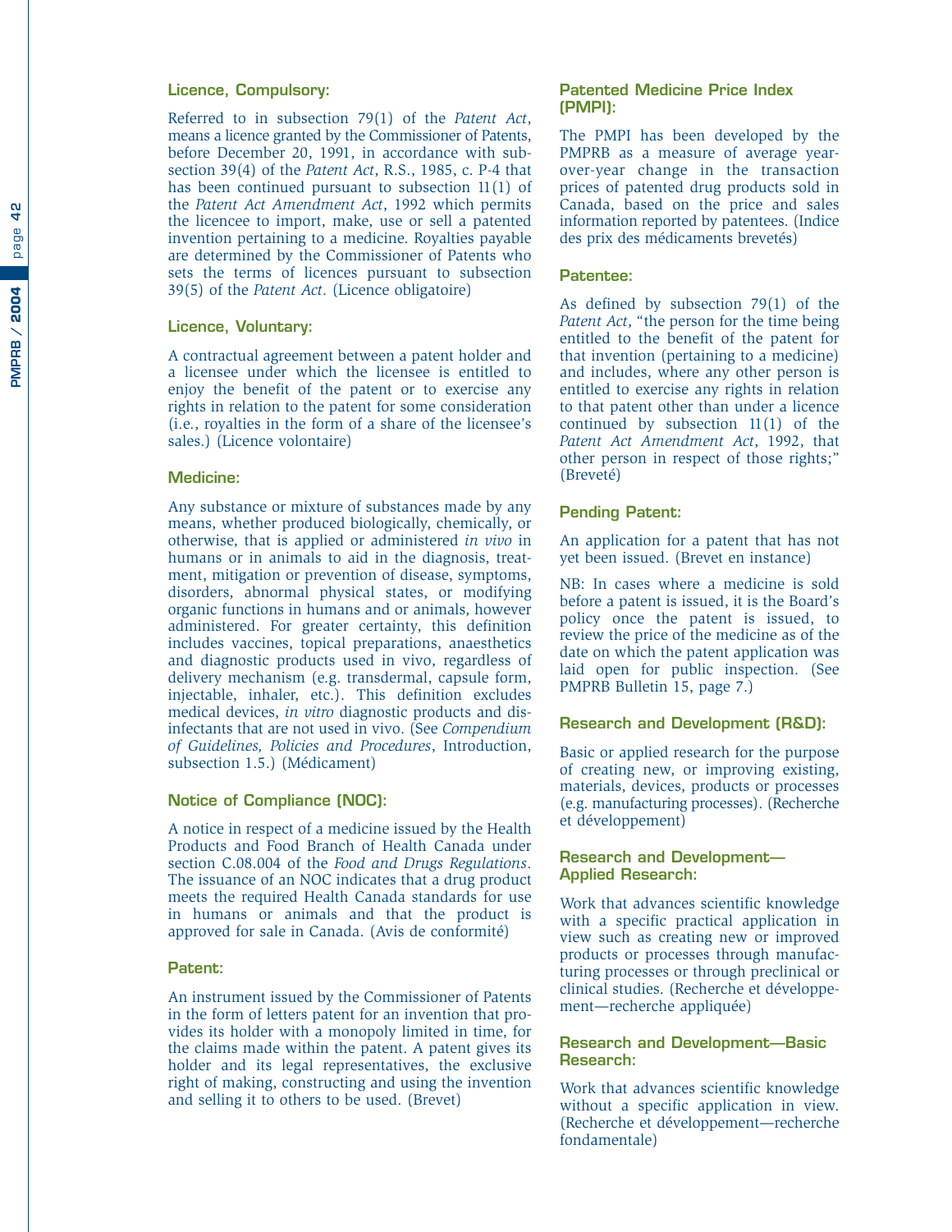### Licence, Compulsory:

Referred to in subsection 79(1) of the *Patent Act*, means a licence granted by the Commissioner of Patents, before December 20, 1991, in accordance with subsection 39(4) of the *Patent Act*, R.S., 1985, c. P-4 that has been continued pursuant to subsection 11(1) of the *Patent Act Amendment Act*, 1992 which permits the licencee to import, make, use or sell a patented invention pertaining to a medicine. Royalties payable are determined by the Commissioner of Patents who sets the terms of licences pursuant to subsection 39(5) of the *Patent Act*. (Licence obligatoire)

### Licence, Voluntary:

A contractual agreement between a patent holder and a licensee under which the licensee is entitled to enjoy the benefit of the patent or to exercise any rights in relation to the patent for some consideration (i.e., royalties in the form of a share of the licensee's sales.) (Licence volontaire)

### Medicine:

Any substance or mixture of substances made by any means, whether produced biologically, chemically, or otherwise, that is applied or administered *in vivo* in humans or in animals to aid in the diagnosis, treatment, mitigation or prevention of disease, symptoms, disorders, abnormal physical states, or modifying organic functions in humans and or animals, however administered. For greater certainty, this definition includes vaccines, topical preparations, anaesthetics and diagnostic products used in vivo, regardless of delivery mechanism (e.g. transdermal, capsule form, injectable, inhaler, etc.). This definition excludes medical devices, *in vitro* diagnostic products and disinfectants that are not used in vivo. (See *Compendium of Guidelines, Policies and Procedures*, Introduction, subsection 1.5.) (Médicament)

### Notice of Compliance (NOC):

A notice in respect of a medicine issued by the Health Products and Food Branch of Health Canada under section C.08.004 of the *Food and Drugs Regulations*. The issuance of an NOC indicates that a drug product meets the required Health Canada standards for use in humans or animals and that the product is approved for sale in Canada. (Avis de conformité)

### Patent:

An instrument issued by the Commissioner of Patents in the form of letters patent for an invention that provides its holder with a monopoly limited in time, for the claims made within the patent. A patent gives its holder and its legal representatives, the exclusive right of making, constructing and using the invention and selling it to others to be used. (Brevet)

### Patented Medicine Price Index (PMPI):

The PMPI has been developed by the PMPRB as a measure of average year-over-year change in the transaction prices of patented drug products sold in Canada, based on the price and sales information reported by patentees. (Indice des prix des médicaments brevetés)

### Patentee:

As defined by subsection 79(1) of the *Patent Act*, "the person for the time being entitled to the benefit of the patent for that invention (pertaining to a medicine) and includes, where any other person is entitled to exercise any rights in relation to that patent other than under a licence continued by subsection 11(1) of the *Patent Act Amendment Act*, 1992, that other person in respect of those rights;" (Breveté)

### Pending Patent:

An application for a patent that has not yet been issued. (Brevet en instance)

NB: In cases where a medicine is sold before a patent is issued, it is the Board's policy once the patent is issued, to review the price of the medicine as of the date on which the patent application was laid open for public inspection. (See PMPRB Bulletin 15, page 7.)

### Research and Development (R&D):

Basic or applied research for the purpose of creating new, or improving existing, materials, devices, products or processes (e.g. manufacturing processes). (Recherche et développement)

### Research and Development—Applied Research:

Work that advances scientific knowledge with a specific practical application in view such as creating new or improved products or processes through manufacturing processes or through preclinical or clinical studies. (Recherche et développement—recherche appliquée)

### Research and Development—Basic Research:

Work that advances scientific knowledge without a specific application in view. (Recherche et développement—recherche fondamentale)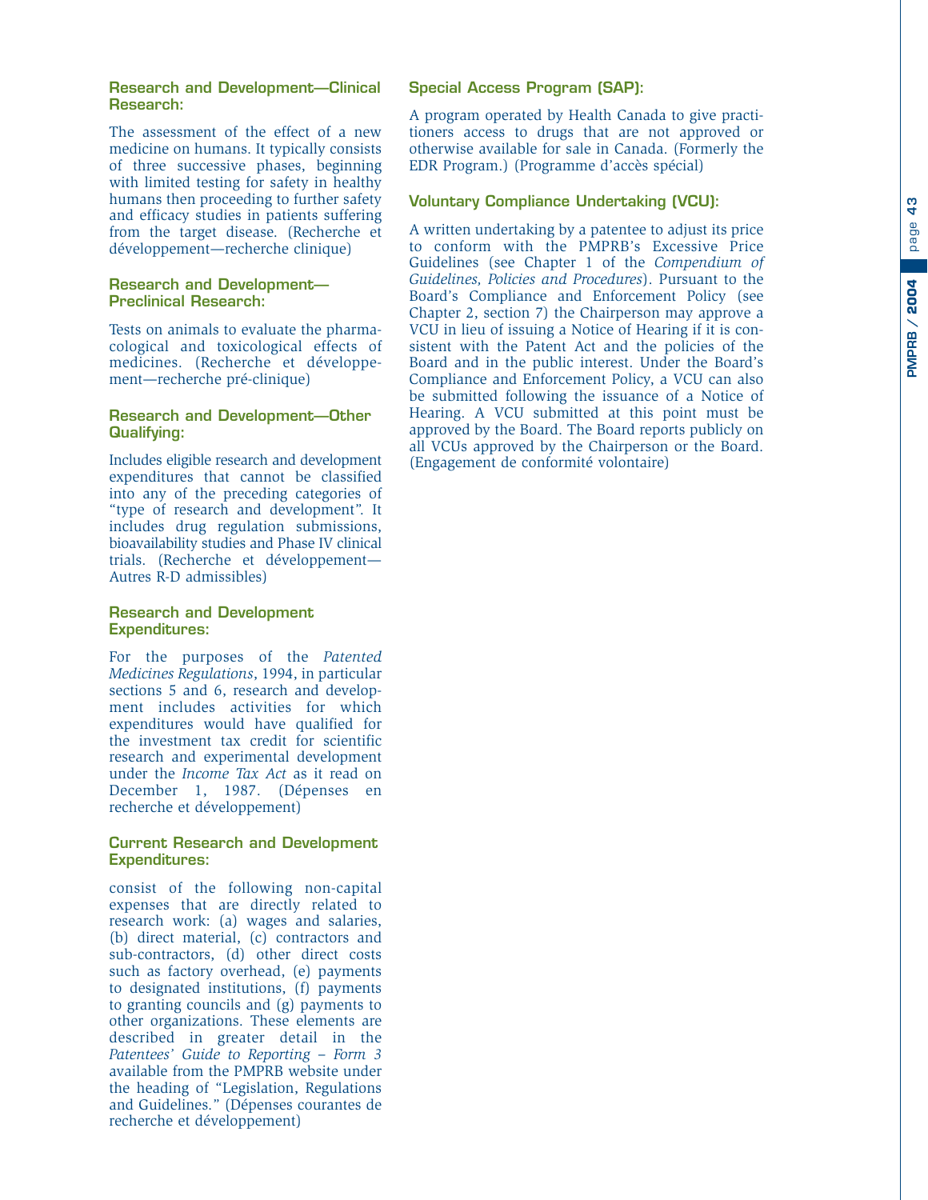### Research and Development—Clinical Research:

The assessment of the effect of a new medicine on humans. It typically consists of three successive phases, beginning with limited testing for safety in healthy humans then proceeding to further safety and efficacy studies in patients suffering from the target disease. (Recherche et développement—recherche clinique)

### Research and Development—Preclinical Research:

Tests on animals to evaluate the pharmacological and toxicological effects of medicines. (Recherche et développement—recherche pré-clinique)

### Research and Development—Other Qualifying:

Includes eligible research and development expenditures that cannot be classified into any of the preceding categories of "type of research and development". It includes drug regulation submissions, bioavailability studies and Phase IV clinical trials. (Recherche et développement—Autres R-D admissibles)

### Research and Development Expenditures:

For the purposes of the *Patented Medicines Regulations*, 1994, in particular sections 5 and 6, research and development includes activities for which expenditures would have qualified for the investment tax credit for scientific research and experimental development under the *Income Tax Act* as it read on December 1, 1987. (Dépenses en recherche et développement)

### Current Research and Development Expenditures:

consist of the following non-capital expenses that are directly related to research work: (a) wages and salaries, (b) direct material, (c) contractors and sub-contractors, (d) other direct costs such as factory overhead, (e) payments to designated institutions, (f) payments to granting councils and (g) payments to other organizations. These elements are described in greater detail in the *Patentees' Guide to Reporting – Form 3* available from the PMPRB website under the heading of "Legislation, Regulations and Guidelines." (Dépenses courantes de recherche et développement)

### Special Access Program (SAP):

A program operated by Health Canada to give practitioners access to drugs that are not approved or otherwise available for sale in Canada. (Formerly the EDR Program.) (Programme d'accès spécial)

### Voluntary Compliance Undertaking (VCU):

A written undertaking by a patentee to adjust its price to conform with the PMPRB's Excessive Price Guidelines (see Chapter 1 of the *Compendium of Guidelines, Policies and Procedures*). Pursuant to the Board's Compliance and Enforcement Policy (see Chapter 2, section 7) the Chairperson may approve a VCU in lieu of issuing a Notice of Hearing if it is consistent with the Patent Act and the policies of the Board and in the public interest. Under the Board's Compliance and Enforcement Policy, a VCU can also be submitted following the issuance of a Notice of Hearing. A VCU submitted at this point must be approved by the Board. The Board reports publicly on all VCUs approved by the Chairperson or the Board. (Engagement de conformité volontaire)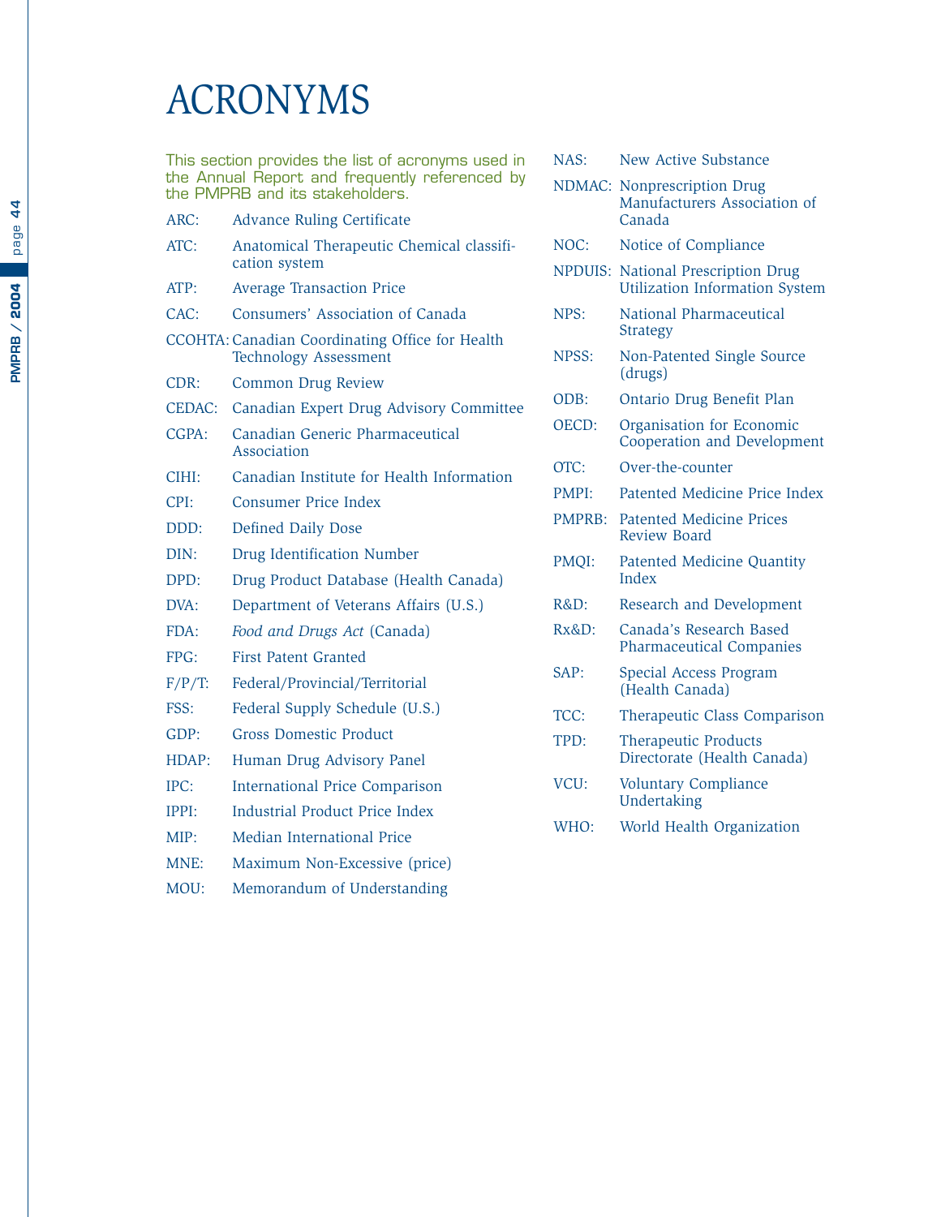# ACRONYMS

This section provides the list of acronyms used in the Annual Report and frequently referenced by the PMPRB and its stakeholders.

ARC: Advance Ruling Certificate

ATC: Anatomical Therapeutic Chemical classification system

ATP: Average Transaction Price

CAC: Consumers' Association of Canada

CCOHTA: Canadian Coordinating Office for Health Technology Assessment

CDR: Common Drug Review

CEDAC: Canadian Expert Drug Advisory Committee

CGPA: Canadian Generic Pharmaceutical Association

CIHI: Canadian Institute for Health Information

CPI: Consumer Price Index

DDD: Defined Daily Dose

DIN: Drug Identification Number

DPD: Drug Product Database (Health Canada)

DVA: Department of Veterans Affairs (U.S.)

FDA: *Food and Drugs Act* (Canada)

FPG: First Patent Granted

F/P/T: Federal/Provincial/Territorial

FSS: Federal Supply Schedule (U.S.)

GDP: Gross Domestic Product

HDAP: Human Drug Advisory Panel

IPC: International Price Comparison

IPPI: Industrial Product Price Index

MIP: Median International Price

MNE: Maximum Non-Excessive (price)

MOU: Memorandum of Understanding

NAS: New Active Substance

NDMAC: Nonprescription Drug Manufacturers Association of Canada

NOC: Notice of Compliance

NPDUIS: National Prescription Drug Utilization Information System

NPS: National Pharmaceutical Strategy

NPSS: Non-Patented Single Source (drugs)

ODB: Ontario Drug Benefit Plan

OECD: Organisation for Economic Cooperation and Development

OTC: Over-the-counter

PMPI: Patented Medicine Price Index

PMPRB: Patented Medicine Prices Review Board

PMQI: Patented Medicine Quantity Index

R&D: Research and Development

Rx&D: Canada's Research Based Pharmaceutical Companies

SAP: Special Access Program (Health Canada)

TCC: Therapeutic Class Comparison

TPD: Therapeutic Products Directorate (Health Canada)

VCU: Voluntary Compliance Undertaking

WHO: World Health Organization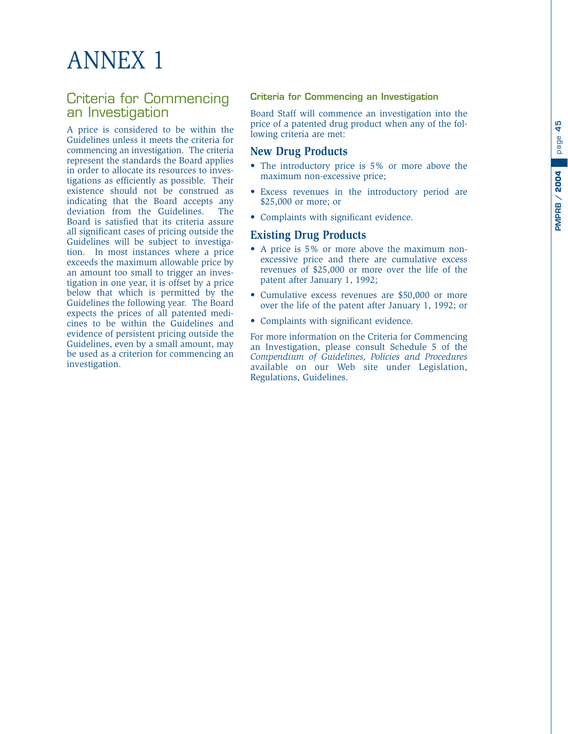# ANNEX 1

## Criteria for Commencing an Investigation

A price is considered to be within the Guidelines unless it meets the criteria for commencing an investigation. The criteria represent the standards the Board applies in order to allocate its resources to investigations as efficiently as possible. Their existence should not be construed as indicating that the Board accepts any deviation from the Guidelines. The Board is satisfied that its criteria assure all significant cases of pricing outside the Guidelines will be subject to investigation. In most instances where a price exceeds the maximum allowable price by an amount too small to trigger an investigation in one year, it is offset by a price below that which is permitted by the Guidelines the following year. The Board expects the prices of all patented medicines to be within the Guidelines and evidence of persistent pricing outside the Guidelines, even by a small amount, may be used as a criterion for commencing an investigation.

#### Criteria for Commencing an Investigation

Board Staff will commence an investigation into the price of a patented drug product when any of the following criteria are met:

### New Drug Products

- The introductory price is 5% or more above the maximum non-excessive price;
- Excess revenues in the introductory period are $25,000 or more; or
- Complaints with significant evidence.

### Existing Drug Products

- A price is 5% or more above the maximum non-excessive price and there are cumulative excess revenues of $25,000 or more over the life of the patent after January 1, 1992;
- Cumulative excess revenues are $50,000 or more over the life of the patent after January 1, 1992; or
- Complaints with significant evidence.

For more information on the Criteria for Commencing an Investigation, please consult Schedule 5 of the *Compendium of Guidelines, Policies and Procedures* available on our Web site under Legislation, Regulations, Guidelines.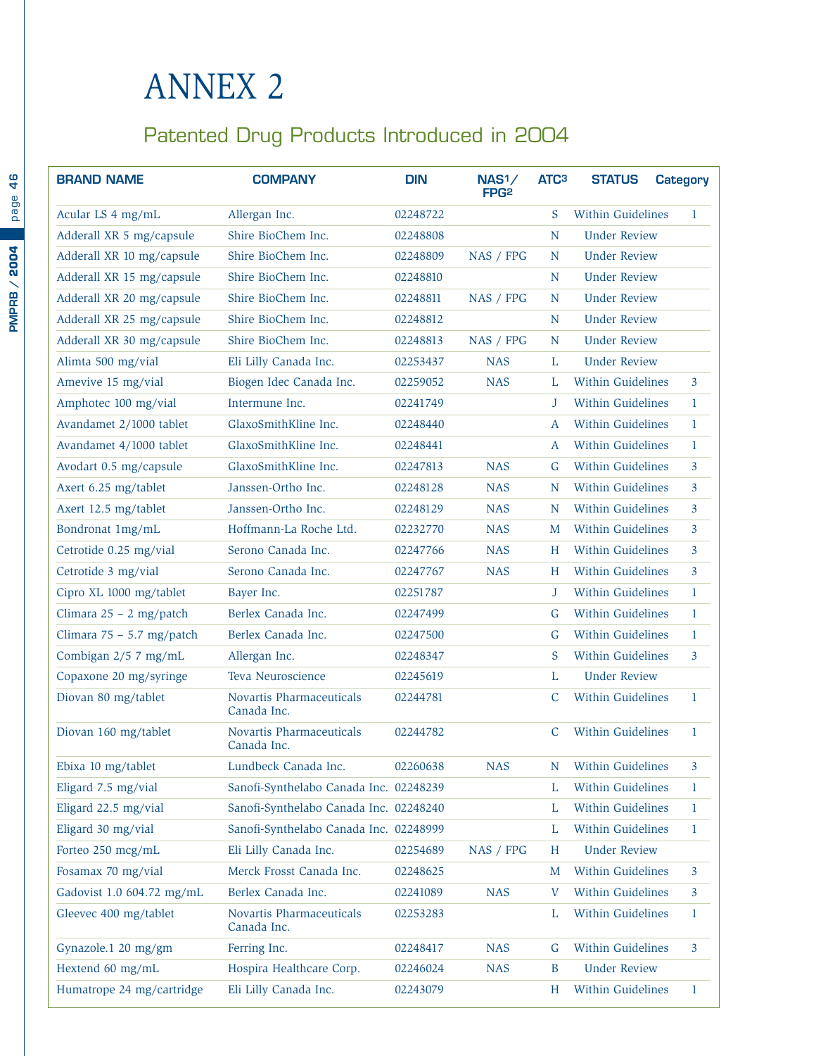# ANNEX 2

## Patented Drug Products Introduced in 2004

| BRAND NAME | COMPANY | DIN | NAS[1]/ FPG[2] | ATC[3] | STATUS | Category |
|---|---|---|---|---|---|---|
| Acular LS 4 mg/mL | Allergan Inc. | 02248722 | | S | Within Guidelines | 1 |
| Adderall XR 5 mg/capsule | Shire BioChem Inc. | 02248808 | | N | Under Review | |
| Adderall XR 10 mg/capsule | Shire BioChem Inc. | 02248809 | NAS / FPG | N | Under Review | |
| Adderall XR 15 mg/capsule | Shire BioChem Inc. | 02248810 | | N | Under Review | |
| Adderall XR 20 mg/capsule | Shire BioChem Inc. | 02248811 | NAS / FPG | N | Under Review | |
| Adderall XR 25 mg/capsule | Shire BioChem Inc. | 02248812 | | N | Under Review | |
| Adderall XR 30 mg/capsule | Shire BioChem Inc. | 02248813 | NAS / FPG | N | Under Review | |
| Alimta 500 mg/vial | Eli Lilly Canada Inc. | 02253437 | NAS | L | Under Review | |
| Amevive 15 mg/vial | Biogen Idec Canada Inc. | 02259052 | NAS | L | Within Guidelines | 3 |
| Amphotec 100 mg/vial | Intermune Inc. | 02241749 | | J | Within Guidelines | 1 |
| Avandamet 2/1000 tablet | GlaxoSmithKline Inc. | 02248440 | | A | Within Guidelines | 1 |
| Avandamet 4/1000 tablet | GlaxoSmithKline Inc. | 02248441 | | A | Within Guidelines | 1 |
| Avodart 0.5 mg/capsule | GlaxoSmithKline Inc. | 02247813 | NAS | G | Within Guidelines | 3 |
| Axert 6.25 mg/tablet | Janssen-Ortho Inc. | 02248128 | NAS | N | Within Guidelines | 3 |
| Axert 12.5 mg/tablet | Janssen-Ortho Inc. | 02248129 | NAS | N | Within Guidelines | 3 |
| Bondronat 1mg/mL | Hoffmann-La Roche Ltd. | 02232770 | NAS | M | Within Guidelines | 3 |
| Cetrotide 0.25 mg/vial | Serono Canada Inc. | 02247766 | NAS | H | Within Guidelines | 3 |
| Cetrotide 3 mg/vial | Serono Canada Inc. | 02247767 | NAS | H | Within Guidelines | 3 |
| Cipro XL 1000 mg/tablet | Bayer Inc. | 02251787 | | J | Within Guidelines | 1 |
| Climara 25 – 2 mg/patch | Berlex Canada Inc. | 02247499 | | G | Within Guidelines | 1 |
| Climara 75 – 5.7 mg/patch | Berlex Canada Inc. | 02247500 | | G | Within Guidelines | 1 |
| Combigan 2/5 7 mg/mL | Allergan Inc. | 02248347 | | S | Within Guidelines | 3 |
| Copaxone 20 mg/syringe | Teva Neuroscience | 02245619 | | L | Under Review | |
| Diovan 80 mg/tablet | Novartis Pharmaceuticals Canada Inc. | 02244781 | | C | Within Guidelines | 1 |
| Diovan 160 mg/tablet | Novartis Pharmaceuticals Canada Inc. | 02244782 | | C | Within Guidelines | 1 |
| Ebixa 10 mg/tablet | Lundbeck Canada Inc. | 02260638 | NAS | N | Within Guidelines | 3 |
| Eligard 7.5 mg/vial | Sanofi-Synthelabo Canada Inc. | 02248239 | | L | Within Guidelines | 1 |
| Eligard 22.5 mg/vial | Sanofi-Synthelabo Canada Inc. | 02248240 | | L | Within Guidelines | 1 |
| Eligard 30 mg/vial | Sanofi-Synthelabo Canada Inc. | 02248999 | | L | Within Guidelines | 1 |
| Forteo 250 mcg/mL | Eli Lilly Canada Inc. | 02254689 | NAS / FPG | H | Under Review | |
| Fosamax 70 mg/vial | Merck Frosst Canada Inc. | 02248625 | | M | Within Guidelines | 3 |
| Gadovist 1.0 604.72 mg/mL | Berlex Canada Inc. | 02241089 | NAS | V | Within Guidelines | 3 |
| Gleevec 400 mg/tablet | Novartis Pharmaceuticals Canada Inc. | 02253283 | | L | Within Guidelines | 1 |
| Gynazole.1 20 mg/gm | Ferring Inc. | 02248417 | NAS | G | Within Guidelines | 3 |
| Hextend 60 mg/mL | Hospira Healthcare Corp. | 02246024 | NAS | B | Under Review | |
| Humatrope 24 mg/cartridge | Eli Lilly Canada Inc. | 02243079 | | H | Within Guidelines | 1 |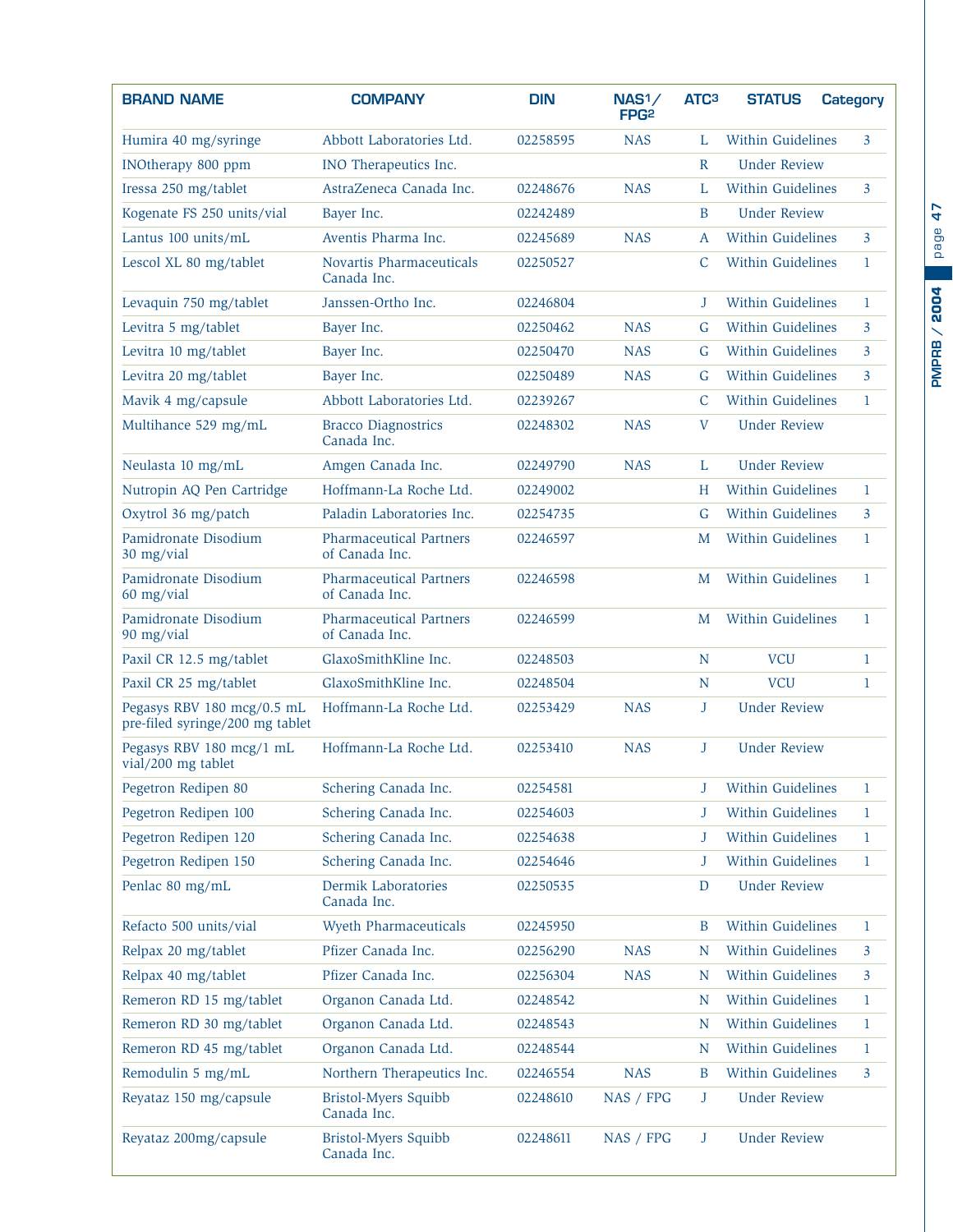| BRAND NAME | COMPANY | DIN | NAS[1]/ FPG[2] | ATC[3] | STATUS | Category |
|---|---|---|---|---|---|---|
| Humira 40 mg/syringe | Abbott Laboratories Ltd. | 02258595 | NAS | L | Within Guidelines | 3 |
| INOtherapy 800 ppm | INO Therapeutics Inc. | | | R | Under Review | |
| Iressa 250 mg/tablet | AstraZeneca Canada Inc. | 02248676 | NAS | L | Within Guidelines | 3 |
| Kogenate FS 250 units/vial | Bayer Inc. | 02242489 | | B | Under Review | |
| Lantus 100 units/mL | Aventis Pharma Inc. | 02245689 | NAS | A | Within Guidelines | 3 |
| Lescol XL 80 mg/tablet | Novartis Pharmaceuticals Canada Inc. | 02250527 | | C | Within Guidelines | 1 |
| Levaquin 750 mg/tablet | Janssen-Ortho Inc. | 02246804 | | J | Within Guidelines | 1 |
| Levitra 5 mg/tablet | Bayer Inc. | 02250462 | NAS | G | Within Guidelines | 3 |
| Levitra 10 mg/tablet | Bayer Inc. | 02250470 | NAS | G | Within Guidelines | 3 |
| Levitra 20 mg/tablet | Bayer Inc. | 02250489 | NAS | G | Within Guidelines | 3 |
| Mavik 4 mg/capsule | Abbott Laboratories Ltd. | 02239267 | | C | Within Guidelines | 1 |
| Multihance 529 mg/mL | Bracco Diagnostrics Canada Inc. | 02248302 | NAS | V | Under Review | |
| Neulasta 10 mg/mL | Amgen Canada Inc. | 02249790 | NAS | L | Under Review | |
| Nutropin AQ Pen Cartridge | Hoffmann-La Roche Ltd. | 02249002 | | H | Within Guidelines | 1 |
| Oxytrol 36 mg/patch | Paladin Laboratories Inc. | 02254735 | | G | Within Guidelines | 3 |
| Pamidronate Disodium 30 mg/vial | Pharmaceutical Partners of Canada Inc. | 02246597 | | M | Within Guidelines | 1 |
| Pamidronate Disodium 60 mg/vial | Pharmaceutical Partners of Canada Inc. | 02246598 | | M | Within Guidelines | 1 |
| Pamidronate Disodium 90 mg/vial | Pharmaceutical Partners of Canada Inc. | 02246599 | | M | Within Guidelines | 1 |
| Paxil CR 12.5 mg/tablet | GlaxoSmithKline Inc. | 02248503 | | N | VCU | 1 |
| Paxil CR 25 mg/tablet | GlaxoSmithKline Inc. | 02248504 | | N | VCU | 1 |
| Pegasys RBV 180 mcg/0.5 mL pre-filed syringe/200 mg tablet | Hoffmann-La Roche Ltd. | 02253429 | NAS | J | Under Review | |
| Pegasys RBV 180 mcg/1 mL vial/200 mg tablet | Hoffmann-La Roche Ltd. | 02253410 | NAS | J | Under Review | |
| Pegetron Redipen 80 | Schering Canada Inc. | 02254581 | | J | Within Guidelines | 1 |
| Pegetron Redipen 100 | Schering Canada Inc. | 02254603 | | J | Within Guidelines | 1 |
| Pegetron Redipen 120 | Schering Canada Inc. | 02254638 | | J | Within Guidelines | 1 |
| Pegetron Redipen 150 | Schering Canada Inc. | 02254646 | | J | Within Guidelines | 1 |
| Penlac 80 mg/mL | Dermik Laboratories Canada Inc. | 02250535 | | D | Under Review | |
| Refacto 500 units/vial | Wyeth Pharmaceuticals | 02245950 | | B | Within Guidelines | 1 |
| Relpax 20 mg/tablet | Pfizer Canada Inc. | 02256290 | NAS | N | Within Guidelines | 3 |
| Relpax 40 mg/tablet | Pfizer Canada Inc. | 02256304 | NAS | N | Within Guidelines | 3 |
| Remeron RD 15 mg/tablet | Organon Canada Ltd. | 02248542 | | N | Within Guidelines | 1 |
| Remeron RD 30 mg/tablet | Organon Canada Ltd. | 02248543 | | N | Within Guidelines | 1 |
| Remeron RD 45 mg/tablet | Organon Canada Ltd. | 02248544 | | N | Within Guidelines | 1 |
| Remodulin 5 mg/mL | Northern Therapeutics Inc. | 02246554 | NAS | B | Within Guidelines | 3 |
| Reyataz 150 mg/capsule | Bristol-Myers Squibb Canada Inc. | 02248610 | NAS / FPG | J | Under Review | |
| Reyataz 200mg/capsule | Bristol-Myers Squibb Canada Inc. | 02248611 | NAS / FPG | J | Under Review | |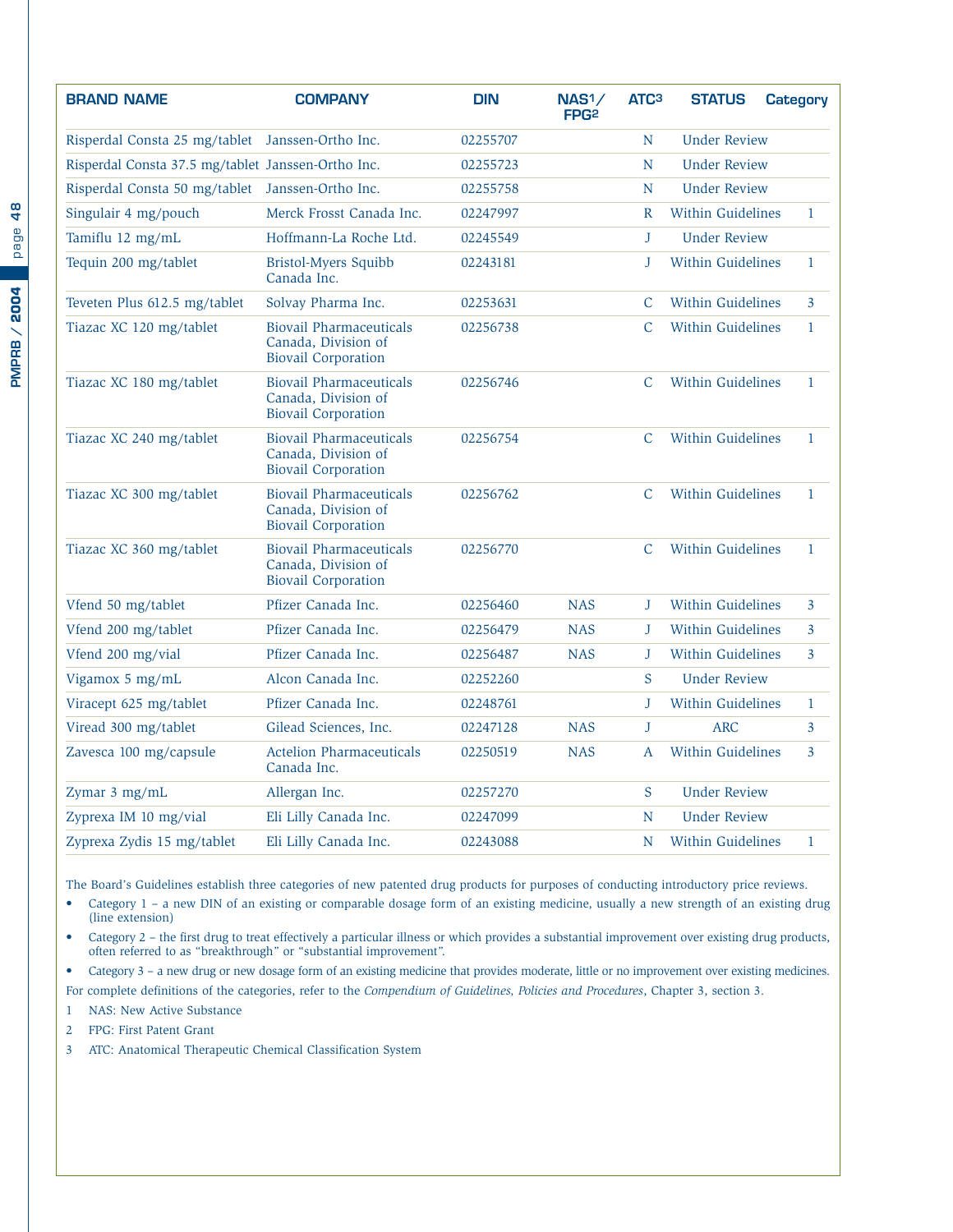| BRAND NAME | COMPANY | DIN | NAS[1]/ FPG[2] | ATC[3] | STATUS | Category |
|---|---|---|---|---|---|---|
| Risperdal Consta 25 mg/tablet | Janssen-Ortho Inc. | 02255707 | | N | Under Review | |
| Risperdal Consta 37.5 mg/tablet | Janssen-Ortho Inc. | 02255723 | | N | Under Review | |
| Risperdal Consta 50 mg/tablet | Janssen-Ortho Inc. | 02255758 | | N | Under Review | |
| Singulair 4 mg/pouch | Merck Frosst Canada Inc. | 02247997 | | R | Within Guidelines | 1 |
| Tamiflu 12 mg/mL | Hoffmann-La Roche Ltd. | 02245549 | | J | Under Review | |
| Tequin 200 mg/tablet | Bristol-Myers Squibb Canada Inc. | 02243181 | | J | Within Guidelines | 1 |
| Teveten Plus 612.5 mg/tablet | Solvay Pharma Inc. | 02253631 | | C | Within Guidelines | 3 |
| Tiazac XC 120 mg/tablet | Biovail Pharmaceuticals Canada, Division of Biovail Corporation | 02256738 | | C | Within Guidelines | 1 |
| Tiazac XC 180 mg/tablet | Biovail Pharmaceuticals Canada, Division of Biovail Corporation | 02256746 | | C | Within Guidelines | 1 |
| Tiazac XC 240 mg/tablet | Biovail Pharmaceuticals Canada, Division of Biovail Corporation | 02256754 | | C | Within Guidelines | 1 |
| Tiazac XC 300 mg/tablet | Biovail Pharmaceuticals Canada, Division of Biovail Corporation | 02256762 | | C | Within Guidelines | 1 |
| Tiazac XC 360 mg/tablet | Biovail Pharmaceuticals Canada, Division of Biovail Corporation | 02256770 | | C | Within Guidelines | 1 |
| Vfend 50 mg/tablet | Pfizer Canada Inc. | 02256460 | NAS | J | Within Guidelines | 3 |
| Vfend 200 mg/tablet | Pfizer Canada Inc. | 02256479 | NAS | J | Within Guidelines | 3 |
| Vfend 200 mg/vial | Pfizer Canada Inc. | 02256487 | NAS | J | Within Guidelines | 3 |
| Vigamox 5 mg/mL | Alcon Canada Inc. | 02252260 | | S | Under Review | |
| Viracept 625 mg/tablet | Pfizer Canada Inc. | 02248761 | | J | Within Guidelines | 1 |
| Viread 300 mg/tablet | Gilead Sciences, Inc. | 02247128 | NAS | J | ARC | 3 |
| Zavesca 100 mg/capsule | Actelion Pharmaceuticals Canada Inc. | 02250519 | NAS | A | Within Guidelines | 3 |
| Zymar 3 mg/mL | Allergan Inc. | 02257270 | | S | Under Review | |
| Zyprexa IM 10 mg/vial | Eli Lilly Canada Inc. | 02247099 | | N | Under Review | |
| Zyprexa Zydis 15 mg/tablet | Eli Lilly Canada Inc. | 02243088 | | N | Within Guidelines | 1 |

The Board's Guidelines establish three categories of new patented drug products for purposes of conducting introductory price reviews.

- Category 1 – a new DIN of an existing or comparable dosage form of an existing medicine, usually a new strength of an existing drug (line extension)
- Category 2 – the first drug to treat effectively a particular illness or which provides a substantial improvement over existing drug products, often referred to as "breakthrough" or "substantial improvement".
- Category 3 – a new drug or new dosage form of an existing medicine that provides moderate, little or no improvement over existing medicines.

For complete definitions of the categories, refer to the *Compendium of Guidelines, Policies and Procedures*, Chapter 3, section 3.

1 NAS: New Active Substance

2 FPG: First Patent Grant

3 ATC: Anatomical Therapeutic Chemical Classification System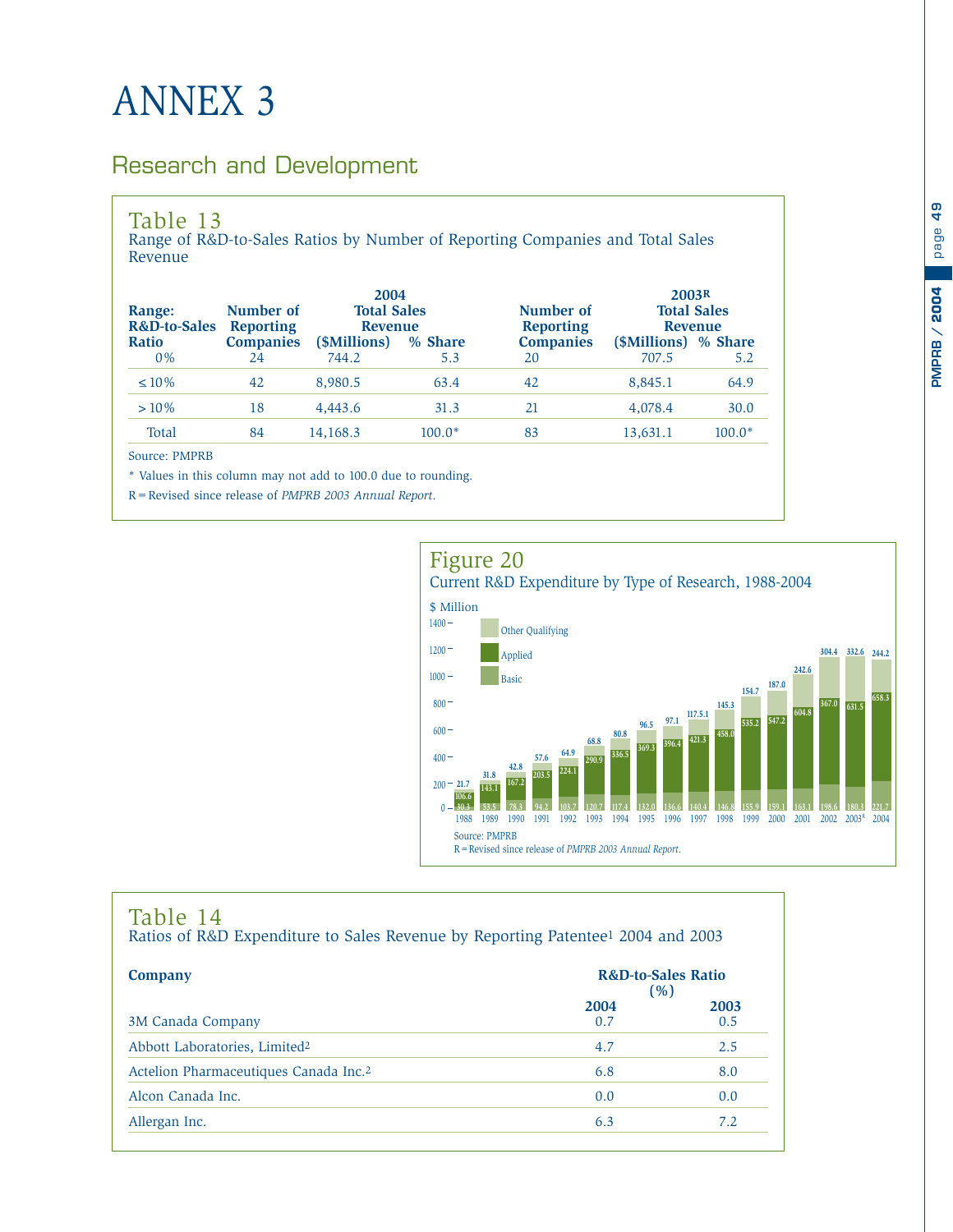# ANNEX 3

## Research and Development

### Table 13

Range of R&D-to-Sales Ratios by Number of Reporting Companies and Total Sales Revenue

| Range: R&D-to-Sales Ratio | 2004 Number of Reporting Companies | 2004 Total Sales Revenue ($Millions) | 2004 % Share | 2003R Number of Reporting Companies | 2003R Total Sales Revenue ($Millions) | 2003R % Share |
|---|---|---|---|---|---|---|
| 0% | 24 | 744.2 | 5.3 | 20 | 707.5 | 5.2 |
| ≤ 10% | 42 | 8,980.5 | 63.4 | 42 | 8,845.1 | 64.9 |
| > 10% | 18 | 4,443.6 | 31.3 | 21 | 4,078.4 | 30.0 |
| Total | 84 | 14,168.3 | 100.0* | 83 | 13,631.1 | 100.0* |

Source: PMPRB

* Values in this column may not add to 100.0 due to rounding.

R = Revised since release of *PMPRB 2003 Annual Report*.

### Figure 20

Current R&D Expenditure by Type of Research, 1988-2004

$ Million

| Year | Basic | Applied | Other Qualifying |
|---|---|---|---|
| 1988 | 30.3 | 106.6 | 21.7 |
| 1989 | 53.5 | 143.1 | 31.8 |
| 1990 | 78.3 | 167.2 | 42.8 |
| 1991 | 94.2 | 203.5 | 57.6 |
| 1992 | 103.7 | 224.1 | 64.9 |
| 1993 | 120.7 | 290.9 | 68.8 |
| 1994 | 117.4 | 336.5 | 80.8 |
| 1995 | 132.0 | 369.3 | 96.5 |
| 1996 | 136.6 | 396.4 | 97.1 |
| 1997 | 140.4 | 421.3 | 117.5 |
| 1998 | 146.8 | 458.0 | 145.3 |
| 1999 | 155.9 | 535.2 | 154.7 |
| 2000 | 159.1 | 547.2 | 187.0 |
| 2001 | 163.1 | 604.8 | 242.6 |
| 2002 | 198.6 | 367.0 | 304.4 |
| 2003R | 180.3 | 631.5 | 332.6 |
| 2004 | 221.7 | 658.3 | 244.2 |

Source: PMPRB

R = Revised since release of *PMPRB 2003 Annual Report*.

### Table 14

Ratios of R&D Expenditure to Sales Revenue by Reporting Patentee[1] 2004 and 2003

| Company | R&D-to-Sales Ratio (%) 2004 | R&D-to-Sales Ratio (%) 2003 |
|---|---|---|
| 3M Canada Company | 0.7 | 0.5 |
| Abbott Laboratories, Limited[2] | 4.7 | 2.5 |
| Actelion Pharmaceutiques Canada Inc.[2] | 6.8 | 8.0 |
| Alcon Canada Inc. | 0.0 | 0.0 |
| Allergan Inc. | 6.3 | 7.2 |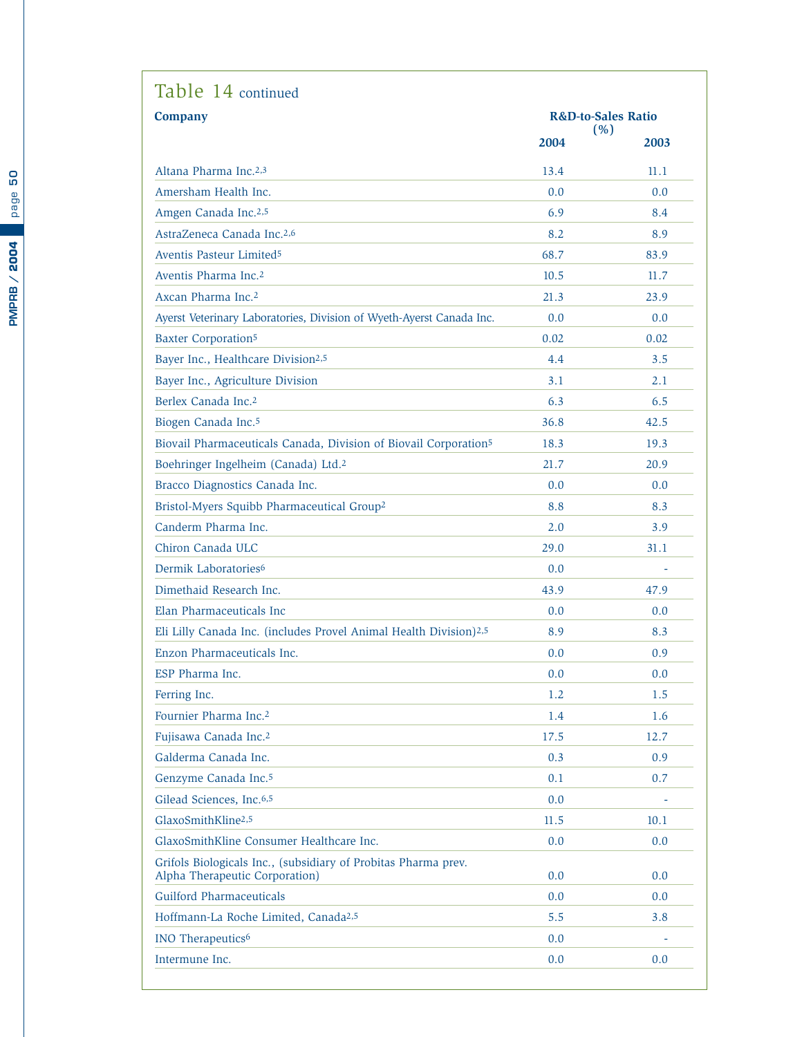## Table 14 continued

| Company | R&D-to-Sales Ratio (%) | |
|---|---|---|
| | 2004 | 2003 |
| Altana Pharma Inc.[2,3] | 13.4 | 11.1 |
| Amersham Health Inc. | 0.0 | 0.0 |
| Amgen Canada Inc.[2,5] | 6.9 | 8.4 |
| AstraZeneca Canada Inc.[2,6] | 8.2 | 8.9 |
| Aventis Pasteur Limited[5] | 68.7 | 83.9 |
| Aventis Pharma Inc.[2] | 10.5 | 11.7 |
| Axcan Pharma Inc.[2] | 21.3 | 23.9 |
| Ayerst Veterinary Laboratories, Division of Wyeth-Ayerst Canada Inc. | 0.0 | 0.0 |
| Baxter Corporation[5] | 0.02 | 0.02 |
| Bayer Inc., Healthcare Division[2,5] | 4.4 | 3.5 |
| Bayer Inc., Agriculture Division | 3.1 | 2.1 |
| Berlex Canada Inc.[2] | 6.3 | 6.5 |
| Biogen Canada Inc.[5] | 36.8 | 42.5 |
| Biovail Pharmaceuticals Canada, Division of Biovail Corporation[5] | 18.3 | 19.3 |
| Boehringer Ingelheim (Canada) Ltd.[2] | 21.7 | 20.9 |
| Bracco Diagnostics Canada Inc. | 0.0 | 0.0 |
| Bristol-Myers Squibb Pharmaceutical Group[2] | 8.8 | 8.3 |
| Canderm Pharma Inc. | 2.0 | 3.9 |
| Chiron Canada ULC | 29.0 | 31.1 |
| Dermik Laboratories[6] | 0.0 | - |
| Dimethaid Research Inc. | 43.9 | 47.9 |
| Elan Pharmaceuticals Inc | 0.0 | 0.0 |
| Eli Lilly Canada Inc. (includes Provel Animal Health Division)[2,5] | 8.9 | 8.3 |
| Enzon Pharmaceuticals Inc. | 0.0 | 0.9 |
| ESP Pharma Inc. | 0.0 | 0.0 |
| Ferring Inc. | 1.2 | 1.5 |
| Fournier Pharma Inc.[2] | 1.4 | 1.6 |
| Fujisawa Canada Inc.[2] | 17.5 | 12.7 |
| Galderma Canada Inc. | 0.3 | 0.9 |
| Genzyme Canada Inc.[5] | 0.1 | 0.7 |
| Gilead Sciences, Inc.[6,5] | 0.0 | - |
| GlaxoSmithKline[2,5] | 11.5 | 10.1 |
| GlaxoSmithKline Consumer Healthcare Inc. | 0.0 | 0.0 |
| Grifols Biologicals Inc., (subsidiary of Probitas Pharma prev. Alpha Therapeutic Corporation) | 0.0 | 0.0 |
| Guilford Pharmaceuticals | 0.0 | 0.0 |
| Hoffmann-La Roche Limited, Canada[2,5] | 5.5 | 3.8 |
| INO Therapeutics[6] | 0.0 | - |
| Intermune Inc. | 0.0 | 0.0 |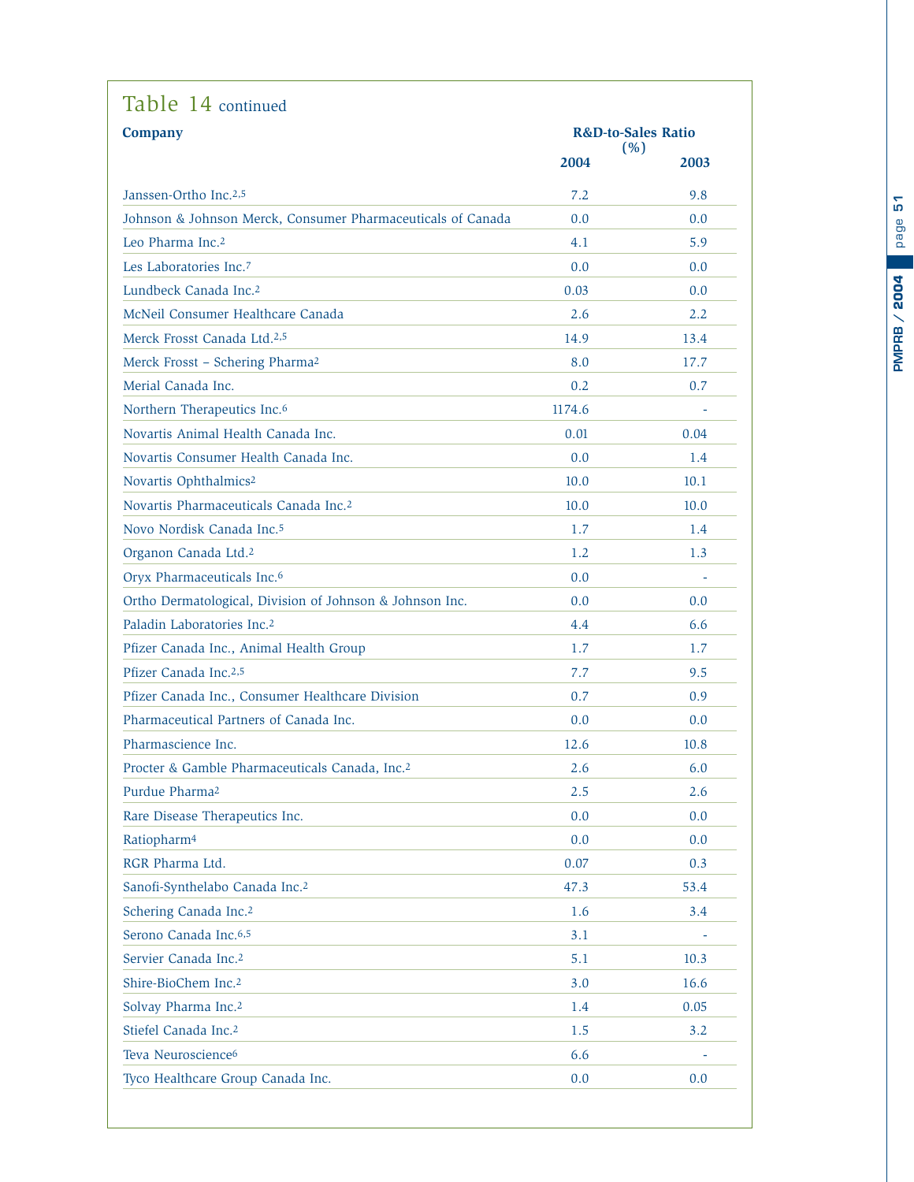## Table 14 continued

| Company | R&D-to-Sales Ratio (%) | |
|---|---|---|
| | 2004 | 2003 |
| Janssen-Ortho Inc.[2,5] | 7.2 | 9.8 |
| Johnson & Johnson Merck, Consumer Pharmaceuticals of Canada | 0.0 | 0.0 |
| Leo Pharma Inc.[2] | 4.1 | 5.9 |
| Les Laboratories Inc.[7] | 0.0 | 0.0 |
| Lundbeck Canada Inc.[2] | 0.03 | 0.0 |
| McNeil Consumer Healthcare Canada | 2.6 | 2.2 |
| Merck Frosst Canada Ltd.[2,5] | 14.9 | 13.4 |
| Merck Frosst – Schering Pharma[2] | 8.0 | 17.7 |
| Merial Canada Inc. | 0.2 | 0.7 |
| Northern Therapeutics Inc.[6] | 1174.6 | - |
| Novartis Animal Health Canada Inc. | 0.01 | 0.04 |
| Novartis Consumer Health Canada Inc. | 0.0 | 1.4 |
| Novartis Ophthalmics[2] | 10.0 | 10.1 |
| Novartis Pharmaceuticals Canada Inc.[2] | 10.0 | 10.0 |
| Novo Nordisk Canada Inc.[5] | 1.7 | 1.4 |
| Organon Canada Ltd.[2] | 1.2 | 1.3 |
| Oryx Pharmaceuticals Inc.[6] | 0.0 | - |
| Ortho Dermatological, Division of Johnson & Johnson Inc. | 0.0 | 0.0 |
| Paladin Laboratories Inc.[2] | 4.4 | 6.6 |
| Pfizer Canada Inc., Animal Health Group | 1.7 | 1.7 |
| Pfizer Canada Inc.[2,5] | 7.7 | 9.5 |
| Pfizer Canada Inc., Consumer Healthcare Division | 0.7 | 0.9 |
| Pharmaceutical Partners of Canada Inc. | 0.0 | 0.0 |
| Pharmascience Inc. | 12.6 | 10.8 |
| Procter & Gamble Pharmaceuticals Canada, Inc.[2] | 2.6 | 6.0 |
| Purdue Pharma[2] | 2.5 | 2.6 |
| Rare Disease Therapeutics Inc. | 0.0 | 0.0 |
| Ratiopharm[4] | 0.0 | 0.0 |
| RGR Pharma Ltd. | 0.07 | 0.3 |
| Sanofi-Synthelabo Canada Inc.[2] | 47.3 | 53.4 |
| Schering Canada Inc.[2] | 1.6 | 3.4 |
| Serono Canada Inc.[6,5] | 3.1 | - |
| Servier Canada Inc.[2] | 5.1 | 10.3 |
| Shire-BioChem Inc.[2] | 3.0 | 16.6 |
| Solvay Pharma Inc.[2] | 1.4 | 0.05 |
| Stiefel Canada Inc.[2] | 1.5 | 3.2 |
| Teva Neuroscience[6] | 6.6 | - |
| Tyco Healthcare Group Canada Inc. | 0.0 | 0.0 |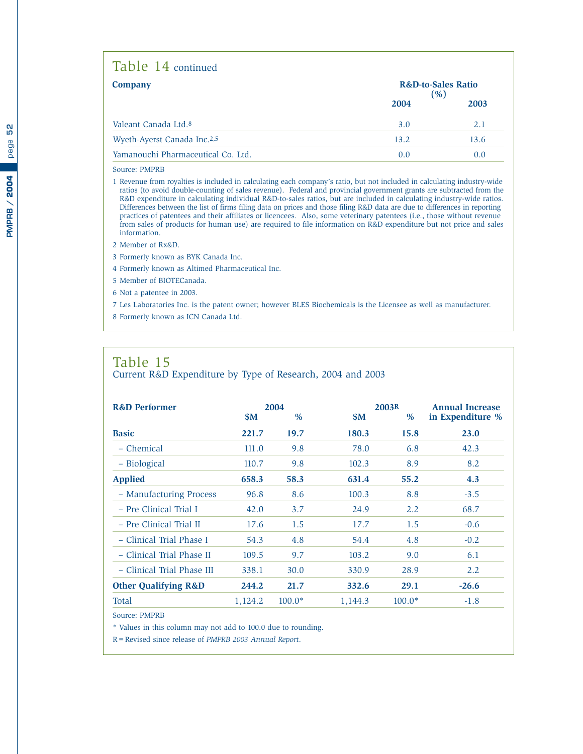## Table 14 continued

| Company | R&D-to-Sales Ratio (%) | |
|---|---|---|
| | 2004 | 2003 |
| Valeant Canada Ltd.[8] | 3.0 | 2.1 |
| Wyeth-Ayerst Canada Inc.[2,5] | 13.2 | 13.6 |
| Yamanouchi Pharmaceutical Co. Ltd. | 0.0 | 0.0 |

Source: PMPRB

1 Revenue from royalties is included in calculating each company's ratio, but not included in calculating industry-wide ratios (to avoid double-counting of sales revenue). Federal and provincial government grants are subtracted from the R&D expenditure in calculating individual R&D-to-sales ratios, but are included in calculating industry-wide ratios. Differences between the list of firms filing data on prices and those filing R&D data are due to differences in reporting practices of patentees and their affiliates or licencees. Also, some veterinary patentees (i.e., those without revenue from sales of products for human use) are required to file information on R&D expenditure but not price and sales information.

2 Member of Rx&D.

3 Formerly known as BYK Canada Inc.

4 Formerly known as Altimed Pharmaceutical Inc.

5 Member of BIOTECanada.

6 Not a patentee in 2003.

7 Les Laboratories Inc. is the patent owner; however BLES Biochemicals is the Licensee as well as manufacturer.

8 Formerly known as ICN Canada Ltd.

## Table 15

Current R&D Expenditure by Type of Research, 2004 and 2003

| R&D Performer | 2004 | | 2003R | | Annual Increase in Expenditure % |
|---|---|---|---|---|---|
| | $M | % | $M | % | |
| **Basic** | **221.7** | **19.7** | **180.3** | **15.8** | **23.0** |
| – Chemical | 111.0 | 9.8 | 78.0 | 6.8 | 42.3 |
| – Biological | 110.7 | 9.8 | 102.3 | 8.9 | 8.2 |
| **Applied** | **658.3** | **58.3** | **631.4** | **55.2** | **4.3** |
| – Manufacturing Process | 96.8 | 8.6 | 100.3 | 8.8 | -3.5 |
| – Pre Clinical Trial I | 42.0 | 3.7 | 24.9 | 2.2 | 68.7 |
| – Pre Clinical Trial II | 17.6 | 1.5 | 17.7 | 1.5 | -0.6 |
| – Clinical Trial Phase I | 54.3 | 4.8 | 54.4 | 4.8 | -0.2 |
| – Clinical Trial Phase II | 109.5 | 9.7 | 103.2 | 9.0 | 6.1 |
| – Clinical Trial Phase III | 338.1 | 30.0 | 330.9 | 28.9 | 2.2 |
| **Other Qualifying R&D** | **244.2** | **21.7** | **332.6** | **29.1** | **-26.6** |
| Total | 1,124.2 | 100.0* | 1,144.3 | 100.0* | -1.8 |

Source: PMPRB

\* Values in this column may not add to 100.0 due to rounding.

R = Revised since release of *PMPRB 2003 Annual Report*.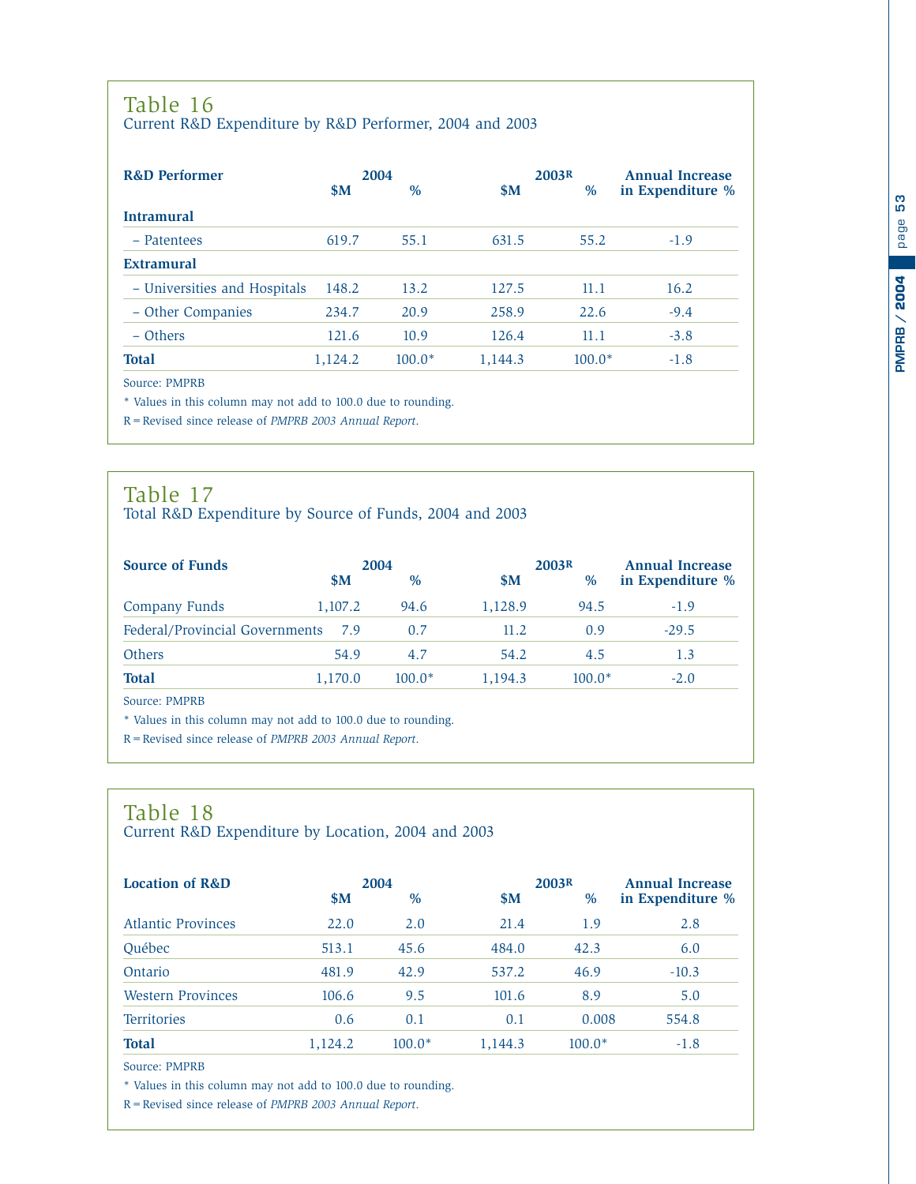## Table 16

Current R&D Expenditure by R&D Performer, 2004 and 2003

| R&D Performer | 2004 | | 2003[R] | | Annual Increase |
|---|---|---|---|---|---|
| | $M | % | $M | % | in Expenditure % |
| **Intramural** | | | | | |
| – Patentees | 619.7 | 55.1 | 631.5 | 55.2 | -1.9 |
| **Extramural** | | | | | |
| – Universities and Hospitals | 148.2 | 13.2 | 127.5 | 11.1 | 16.2 |
| – Other Companies | 234.7 | 20.9 | 258.9 | 22.6 | -9.4 |
| – Others | 121.6 | 10.9 | 126.4 | 11.1 | -3.8 |
| **Total** | 1,124.2 | 100.0* | 1,144.3 | 100.0* | -1.8 |

Source: PMPRB

* Values in this column may not add to 100.0 due to rounding.

R = Revised since release of *PMPRB 2003 Annual Report*.

## Table 17

Total R&D Expenditure by Source of Funds, 2004 and 2003

| Source of Funds | 2004 | | 2003[R] | | Annual Increase |
|---|---|---|---|---|---|
| | $M | % | $M | % | in Expenditure % |
| Company Funds | 1,107.2 | 94.6 | 1,128.9 | 94.5 | -1.9 |
| Federal/Provincial Governments | 7.9 | 0.7 | 11.2 | 0.9 | -29.5 |
| Others | 54.9 | 4.7 | 54.2 | 4.5 | 1.3 |
| **Total** | 1,170.0 | 100.0* | 1,194.3 | 100.0* | -2.0 |

Source: PMPRB

* Values in this column may not add to 100.0 due to rounding.

R = Revised since release of *PMPRB 2003 Annual Report*.

## Table 18

Current R&D Expenditure by Location, 2004 and 2003

| Location of R&D | 2004 | | 2003[R] | | Annual Increase |
|---|---|---|---|---|---|
| | $M | % | $M | % | in Expenditure % |
| Atlantic Provinces | 22.0 | 2.0 | 21.4 | 1.9 | 2.8 |
| Québec | 513.1 | 45.6 | 484.0 | 42.3 | 6.0 |
| Ontario | 481.9 | 42.9 | 537.2 | 46.9 | -10.3 |
| Western Provinces | 106.6 | 9.5 | 101.6 | 8.9 | 5.0 |
| Territories | 0.6 | 0.1 | 0.1 | 0.008 | 554.8 |
| **Total** | 1,124.2 | 100.0* | 1,144.3 | 100.0* | -1.8 |

Source: PMPRB

* Values in this column may not add to 100.0 due to rounding.

R = Revised since release of *PMPRB 2003 Annual Report*.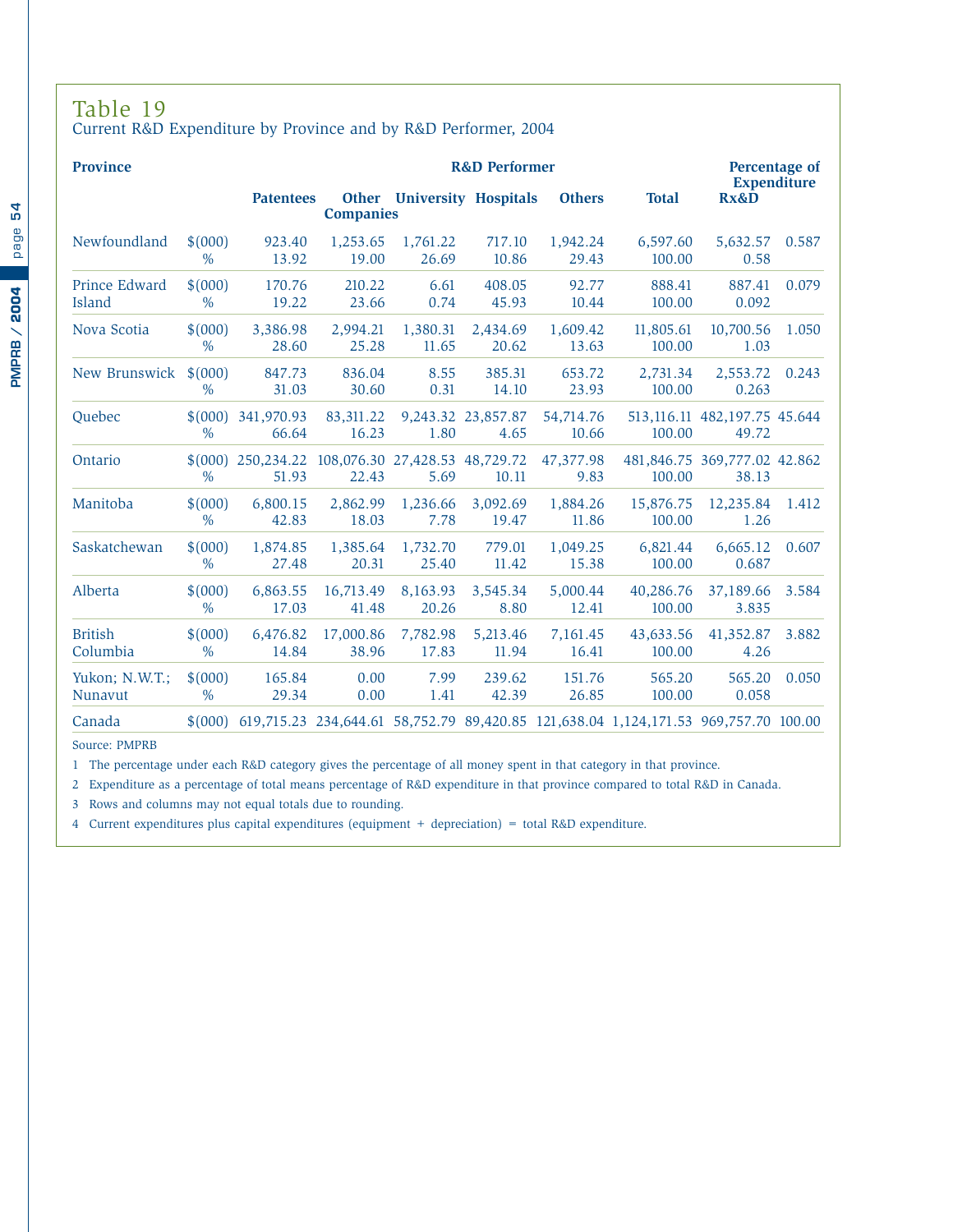## Table 19

Current R&D Expenditure by Province and by R&D Performer, 2004

| Province | | Patentees | Other Companies | University | Hospitals | Others | Total | Percentage of Expenditure Rx&D | |
|---|---|---|---|---|---|---|---|---|---|
| Newfoundland | $(000) | 923.40 | 1,253.65 | 1,761.22 | 717.10 | 1,942.24 | 6,597.60 | 5,632.57 | 0.587 |
| | % | 13.92 | 19.00 | 26.69 | 10.86 | 29.43 | 100.00 | 0.58 | |
| Prince Edward Island | $(000) | 170.76 | 210.22 | 6.61 | 408.05 | 92.77 | 888.41 | 887.41 | 0.079 |
| | % | 19.22 | 23.66 | 0.74 | 45.93 | 10.44 | 100.00 | 0.092 | |
| Nova Scotia | $(000) | 3,386.98 | 2,994.21 | 1,380.31 | 2,434.69 | 1,609.42 | 11,805.61 | 10,700.56 | 1.050 |
| | % | 28.60 | 25.28 | 11.65 | 20.62 | 13.63 | 100.00 | 1.03 | |
| New Brunswick | $(000) | 847.73 | 836.04 | 8.55 | 385.31 | 653.72 | 2,731.34 | 2,553.72 | 0.243 |
| | % | 31.03 | 30.60 | 0.31 | 14.10 | 23.93 | 100.00 | 0.263 | |
| Quebec | $(000) | 341,970.93 | 83,311.22 | 9,243.32 | 23,857.87 | 54,714.76 | 513,116.11 | 482,197.75 | 45.644 |
| | % | 66.64 | 16.23 | 1.80 | 4.65 | 10.66 | 100.00 | 49.72 | |
| Ontario | $(000) | 250,234.22 | 108,076.30 | 27,428.53 | 48,729.72 | 47,377.98 | 481,846.75 | 369,777.02 | 42.862 |
| | % | 51.93 | 22.43 | 5.69 | 10.11 | 9.83 | 100.00 | 38.13 | |
| Manitoba | $(000) | 6,800.15 | 2,862.99 | 1,236.66 | 3,092.69 | 1,884.26 | 15,876.75 | 12,235.84 | 1.412 |
| | % | 42.83 | 18.03 | 7.78 | 19.47 | 11.86 | 100.00 | 1.26 | |
| Saskatchewan | $(000) | 1,874.85 | 1,385.64 | 1,732.70 | 779.01 | 1,049.25 | 6,821.44 | 6,665.12 | 0.607 |
| | % | 27.48 | 20.31 | 25.40 | 11.42 | 15.38 | 100.00 | 0.687 | |
| Alberta | $(000) | 6,863.55 | 16,713.49 | 8,163.93 | 3,545.34 | 5,000.44 | 40,286.76 | 37,189.66 | 3.584 |
| | % | 17.03 | 41.48 | 20.26 | 8.80 | 12.41 | 100.00 | 3.835 | |
| British Columbia | $(000) | 6,476.82 | 17,000.86 | 7,782.98 | 5,213.46 | 7,161.45 | 43,633.56 | 41,352.87 | 3.882 |
| | % | 14.84 | 38.96 | 17.83 | 11.94 | 16.41 | 100.00 | 4.26 | |
| Yukon; N.W.T.; Nunavut | $(000) | 165.84 | 0.00 | 7.99 | 239.62 | 151.76 | 565.20 | 565.20 | 0.050 |
| | % | 29.34 | 0.00 | 1.41 | 42.39 | 26.85 | 100.00 | 0.058 | |
| Canada | $(000) | 619,715.23 | 234,644.61 | 58,752.79 | 89,420.85 | 121,638.04 | 1,124,171.53 | 969,757.70 | 100.00 |

Source: PMPRB

1 The percentage under each R&D category gives the percentage of all money spent in that category in that province.

2 Expenditure as a percentage of total means percentage of R&D expenditure in that province compared to total R&D in Canada.

3 Rows and columns may not equal totals due to rounding.

4 Current expenditures plus capital expenditures (equipment + depreciation) = total R&D expenditure.